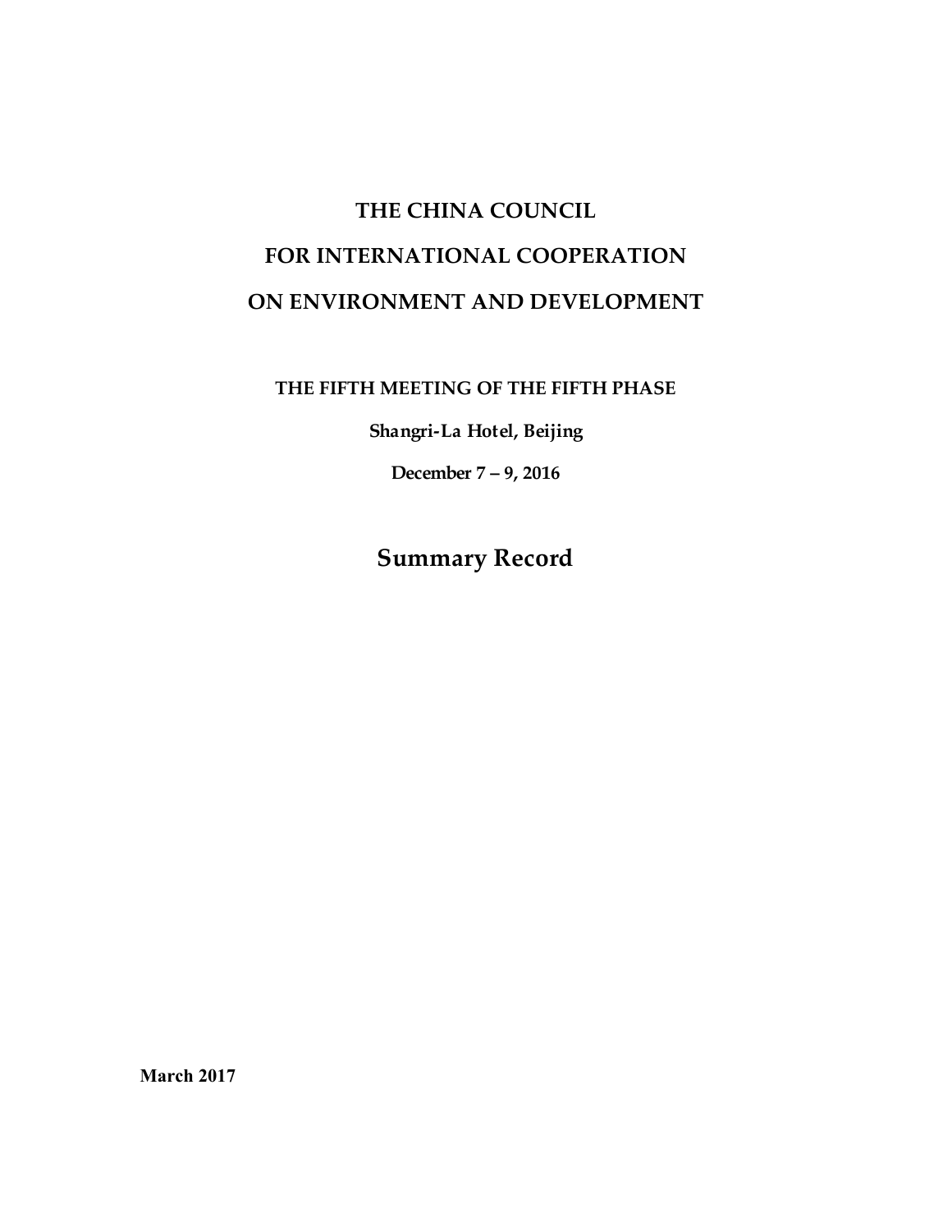# THE CHINA COUNCIL
# FOR INTERNATIONAL COOPERATION
# ON ENVIRONMENT AND DEVELOPMENT

**THE FIFTH MEETING OF THE FIFTH PHASE**

**Shangri-La Hotel, Beijing**

**December 7 – 9, 2016**

## Summary Record

**March 2017**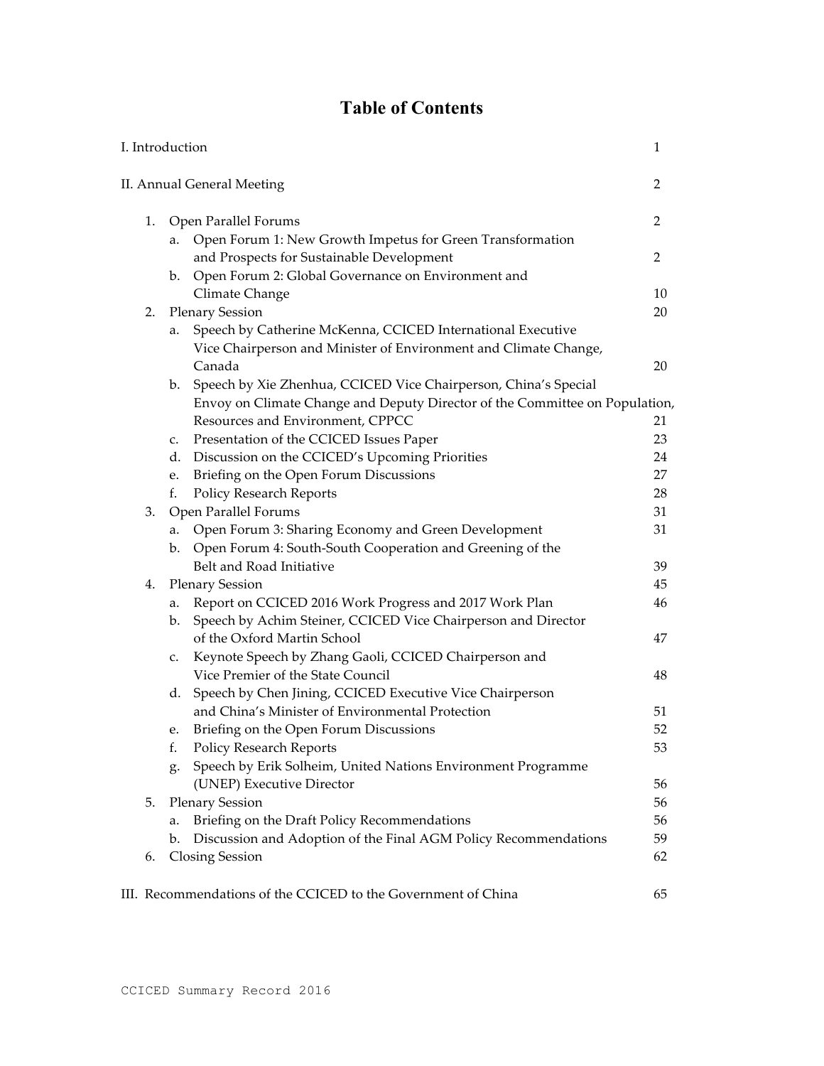# Table of Contents

I. Introduction 1

II. Annual General Meeting 2

1. Open Parallel Forums 2
   a. Open Forum 1: New Growth Impetus for Green Transformation and Prospects for Sustainable Development 2
   b. Open Forum 2: Global Governance on Environment and Climate Change 10
2. Plenary Session 20
   a. Speech by Catherine McKenna, CCICED International Executive Vice Chairperson and Minister of Environment and Climate Change, Canada 20
   b. Speech by Xie Zhenhua, CCICED Vice Chairperson, China's Special Envoy on Climate Change and Deputy Director of the Committee on Population, Resources and Environment, CPPCC 21
   c. Presentation of the CCICED Issues Paper 23
   d. Discussion on the CCICED's Upcoming Priorities 24
   e. Briefing on the Open Forum Discussions 27
   f. Policy Research Reports 28
3. Open Parallel Forums 31
   a. Open Forum 3: Sharing Economy and Green Development 31
   b. Open Forum 4: South-South Cooperation and Greening of the Belt and Road Initiative 39
4. Plenary Session 45
   a. Report on CCICED 2016 Work Progress and 2017 Work Plan 46
   b. Speech by Achim Steiner, CCICED Vice Chairperson and Director of the Oxford Martin School 47
   c. Keynote Speech by Zhang Gaoli, CCICED Chairperson and Vice Premier of the State Council 48
   d. Speech by Chen Jining, CCICED Executive Vice Chairperson and China's Minister of Environmental Protection 51
   e. Briefing on the Open Forum Discussions 52
   f. Policy Research Reports 53
   g. Speech by Erik Solheim, United Nations Environment Programme (UNEP) Executive Director 56
5. Plenary Session 56
   a. Briefing on the Draft Policy Recommendations 56
   b. Discussion and Adoption of the Final AGM Policy Recommendations 59
6. Closing Session 62

III. Recommendations of the CCICED to the Government of China 65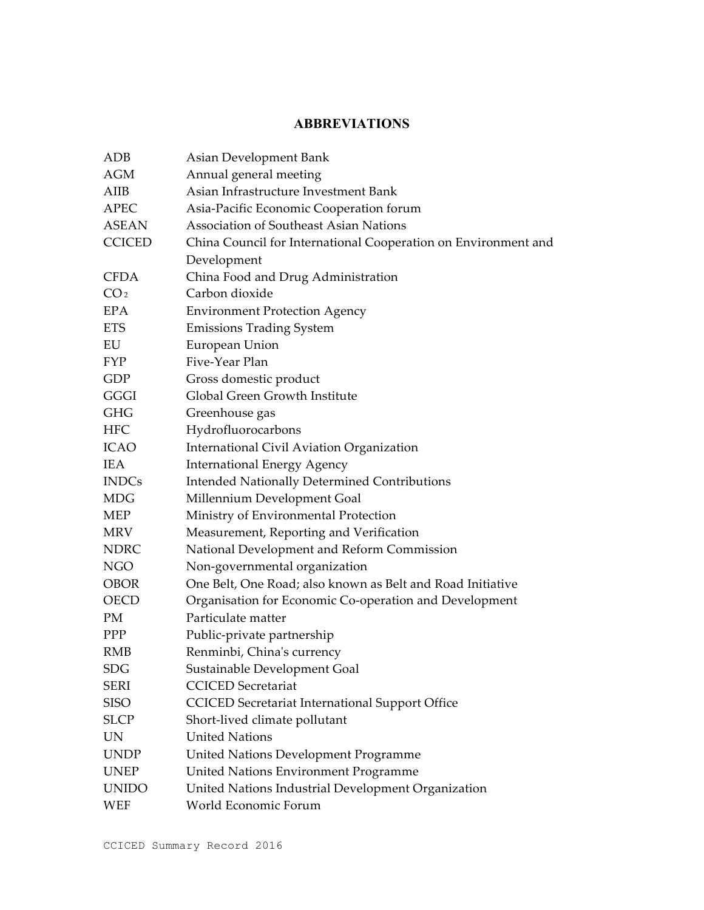# ABBREVIATIONS

| | |
|---|---|
| ADB | Asian Development Bank |
| AGM | Annual general meeting |
| AIIB | Asian Infrastructure Investment Bank |
| APEC | Asia-Pacific Economic Cooperation forum |
| ASEAN | Association of Southeast Asian Nations |
| CCICED | China Council for International Cooperation on Environment and Development |
| CFDA | China Food and Drug Administration |
| $CO_2$ | Carbon dioxide |
| EPA | Environment Protection Agency |
| ETS | Emissions Trading System |
| EU | European Union |
| FYP | Five-Year Plan |
| GDP | Gross domestic product |
| GGGI | Global Green Growth Institute |
| GHG | Greenhouse gas |
| HFC | Hydrofluorocarbons |
| ICAO | International Civil Aviation Organization |
| IEA | International Energy Agency |
| INDCs | Intended Nationally Determined Contributions |
| MDG | Millennium Development Goal |
| MEP | Ministry of Environmental Protection |
| MRV | Measurement, Reporting and Verification |
| NDRC | National Development and Reform Commission |
| NGO | Non-governmental organization |
| OBOR | One Belt, One Road; also known as Belt and Road Initiative |
| OECD | Organisation for Economic Co-operation and Development |
| PM | Particulate matter |
| PPP | Public-private partnership |
| RMB | Renminbi, China's currency |
| SDG | Sustainable Development Goal |
| SERI | CCICED Secretariat |
| SISO | CCICED Secretariat International Support Office |
| SLCP | Short-lived climate pollutant |
| UN | United Nations |
| UNDP | United Nations Development Programme |
| UNEP | United Nations Environment Programme |
| UNIDO | United Nations Industrial Development Organization |
| WEF | World Economic Forum |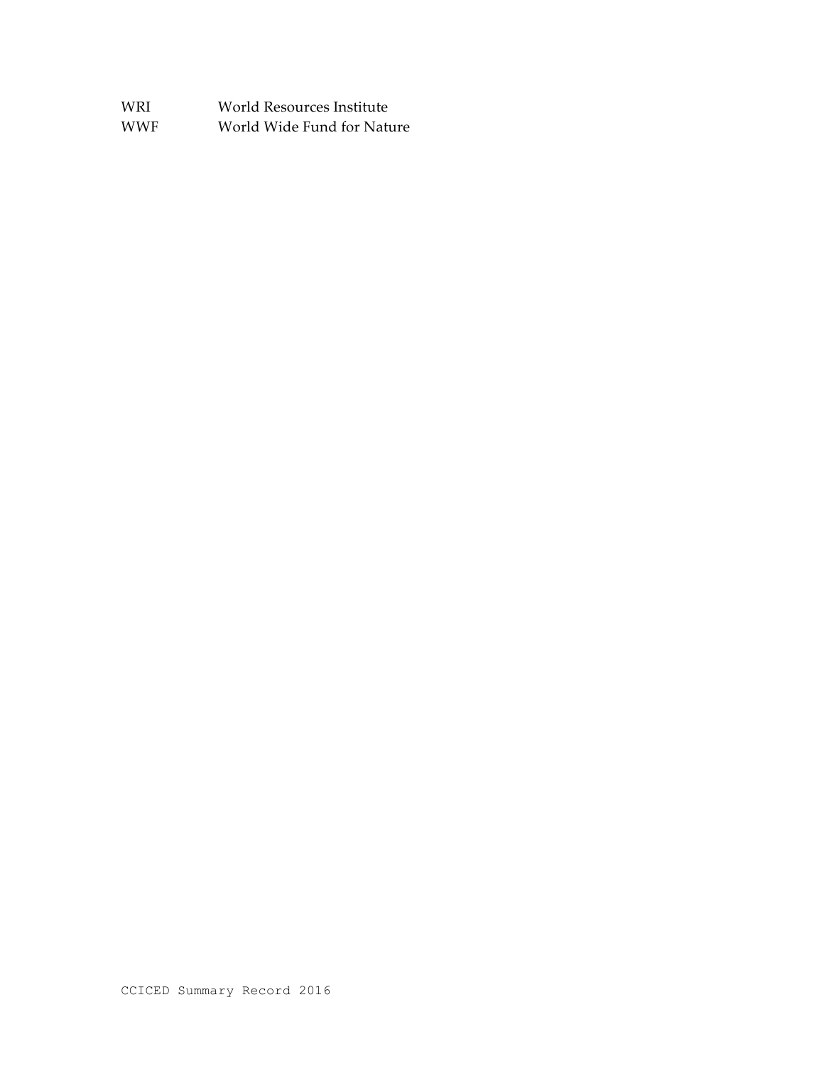| | |
|---|---|
| WRI | World Resources Institute |
| WWF | World Wide Fund for Nature |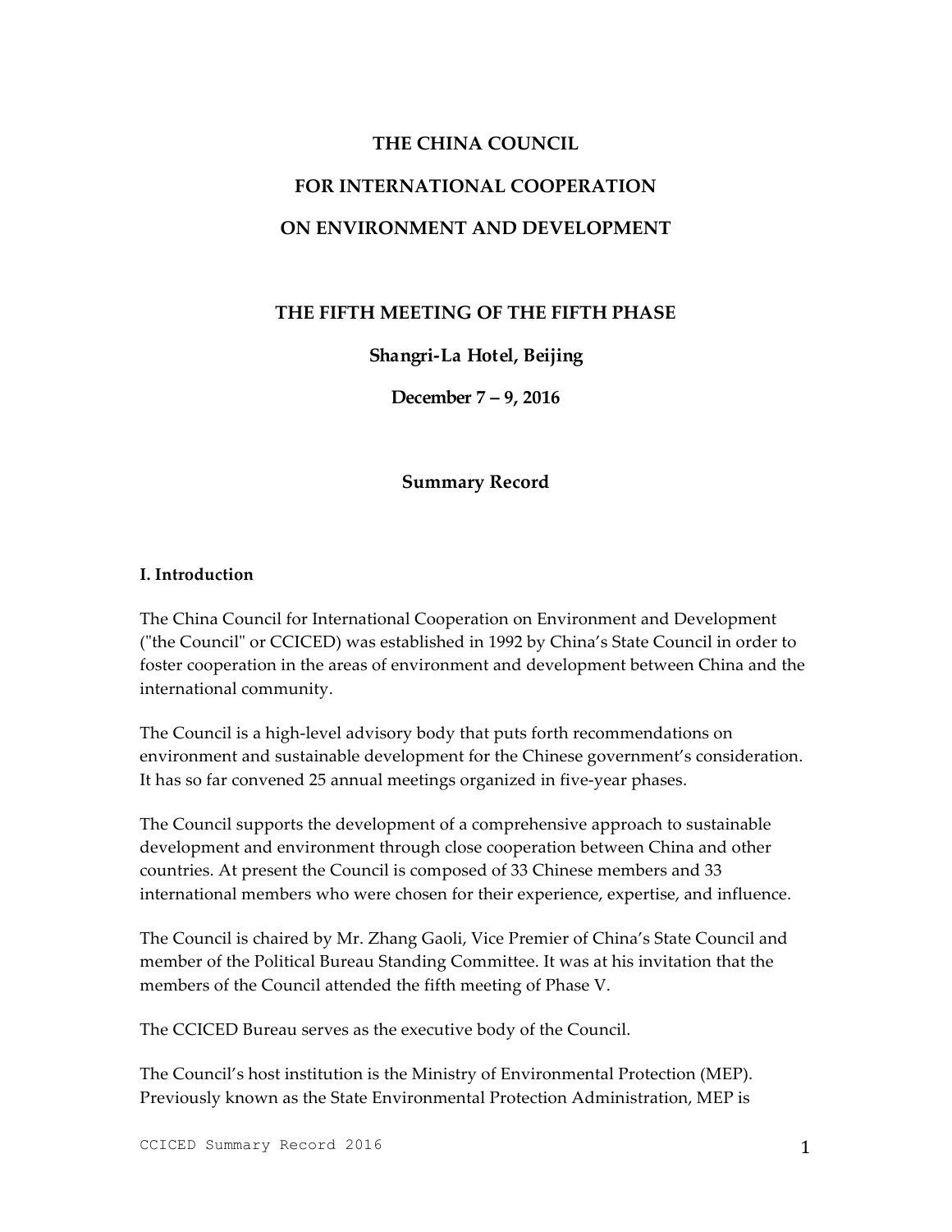# THE CHINA COUNCIL

# FOR INTERNATIONAL COOPERATION

# ON ENVIRONMENT AND DEVELOPMENT

## THE FIFTH MEETING OF THE FIFTH PHASE

**Shangri-La Hotel, Beijing**

**December 7 – 9, 2016**

**Summary Record**

### I. Introduction

The China Council for International Cooperation on Environment and Development ("the Council" or CCICED) was established in 1992 by China's State Council in order to foster cooperation in the areas of environment and development between China and the international community.

The Council is a high-level advisory body that puts forth recommendations on environment and sustainable development for the Chinese government's consideration. It has so far convened 25 annual meetings organized in five-year phases.

The Council supports the development of a comprehensive approach to sustainable development and environment through close cooperation between China and other countries. At present the Council is composed of 33 Chinese members and 33 international members who were chosen for their experience, expertise, and influence.

The Council is chaired by Mr. Zhang Gaoli, Vice Premier of China's State Council and member of the Political Bureau Standing Committee. It was at his invitation that the members of the Council attended the fifth meeting of Phase V.

The CCICED Bureau serves as the executive body of the Council.

The Council's host institution is the Ministry of Environmental Protection (MEP). Previously known as the State Environmental Protection Administration, MEP is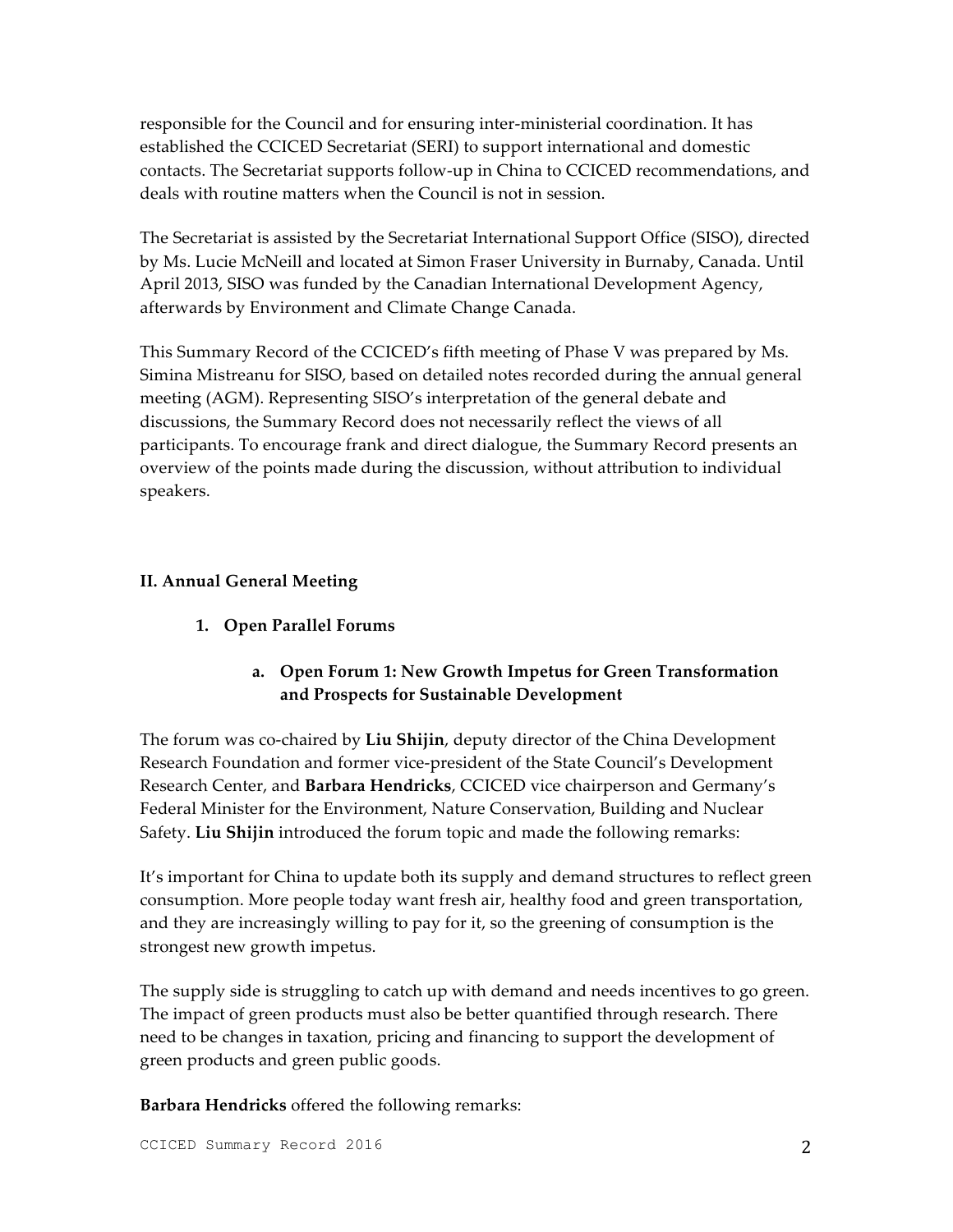responsible for the Council and for ensuring inter-ministerial coordination. It has established the CCICED Secretariat (SERI) to support international and domestic contacts. The Secretariat supports follow-up in China to CCICED recommendations, and deals with routine matters when the Council is not in session.

The Secretariat is assisted by the Secretariat International Support Office (SISO), directed by Ms. Lucie McNeill and located at Simon Fraser University in Burnaby, Canada. Until April 2013, SISO was funded by the Canadian International Development Agency, afterwards by Environment and Climate Change Canada.

This Summary Record of the CCICED's fifth meeting of Phase V was prepared by Ms. Simina Mistreanu for SISO, based on detailed notes recorded during the annual general meeting (AGM). Representing SISO's interpretation of the general debate and discussions, the Summary Record does not necessarily reflect the views of all participants. To encourage frank and direct dialogue, the Summary Record presents an overview of the points made during the discussion, without attribution to individual speakers.

## II. Annual General Meeting

### 1. Open Parallel Forums

#### a. Open Forum 1: New Growth Impetus for Green Transformation and Prospects for Sustainable Development

The forum was co-chaired by **Liu Shijin**, deputy director of the China Development Research Foundation and former vice-president of the State Council's Development Research Center, and **Barbara Hendricks**, CCICED vice chairperson and Germany's Federal Minister for the Environment, Nature Conservation, Building and Nuclear Safety. **Liu Shijin** introduced the forum topic and made the following remarks:

It's important for China to update both its supply and demand structures to reflect green consumption. More people today want fresh air, healthy food and green transportation, and they are increasingly willing to pay for it, so the greening of consumption is the strongest new growth impetus.

The supply side is struggling to catch up with demand and needs incentives to go green. The impact of green products must also be better quantified through research. There need to be changes in taxation, pricing and financing to support the development of green products and green public goods.

**Barbara Hendricks** offered the following remarks: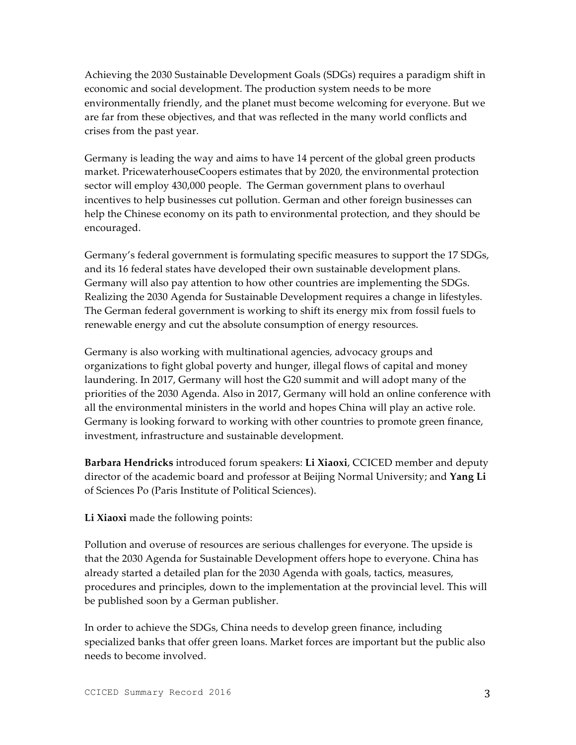Achieving the 2030 Sustainable Development Goals (SDGs) requires a paradigm shift in economic and social development. The production system needs to be more environmentally friendly, and the planet must become welcoming for everyone. But we are far from these objectives, and that was reflected in the many world conflicts and crises from the past year.

Germany is leading the way and aims to have 14 percent of the global green products market. PricewaterhouseCoopers estimates that by 2020, the environmental protection sector will employ 430,000 people. The German government plans to overhaul incentives to help businesses cut pollution. German and other foreign businesses can help the Chinese economy on its path to environmental protection, and they should be encouraged.

Germany's federal government is formulating specific measures to support the 17 SDGs, and its 16 federal states have developed their own sustainable development plans. Germany will also pay attention to how other countries are implementing the SDGs. Realizing the 2030 Agenda for Sustainable Development requires a change in lifestyles. The German federal government is working to shift its energy mix from fossil fuels to renewable energy and cut the absolute consumption of energy resources.

Germany is also working with multinational agencies, advocacy groups and organizations to fight global poverty and hunger, illegal flows of capital and money laundering. In 2017, Germany will host the G20 summit and will adopt many of the priorities of the 2030 Agenda. Also in 2017, Germany will hold an online conference with all the environmental ministers in the world and hopes China will play an active role. Germany is looking forward to working with other countries to promote green finance, investment, infrastructure and sustainable development.

**Barbara Hendricks** introduced forum speakers: **Li Xiaoxi**, CCICED member and deputy director of the academic board and professor at Beijing Normal University; and **Yang Li** of Sciences Po (Paris Institute of Political Sciences).

**Li Xiaoxi** made the following points:

Pollution and overuse of resources are serious challenges for everyone. The upside is that the 2030 Agenda for Sustainable Development offers hope to everyone. China has already started a detailed plan for the 2030 Agenda with goals, tactics, measures, procedures and principles, down to the implementation at the provincial level. This will be published soon by a German publisher.

In order to achieve the SDGs, China needs to develop green finance, including specialized banks that offer green loans. Market forces are important but the public also needs to become involved.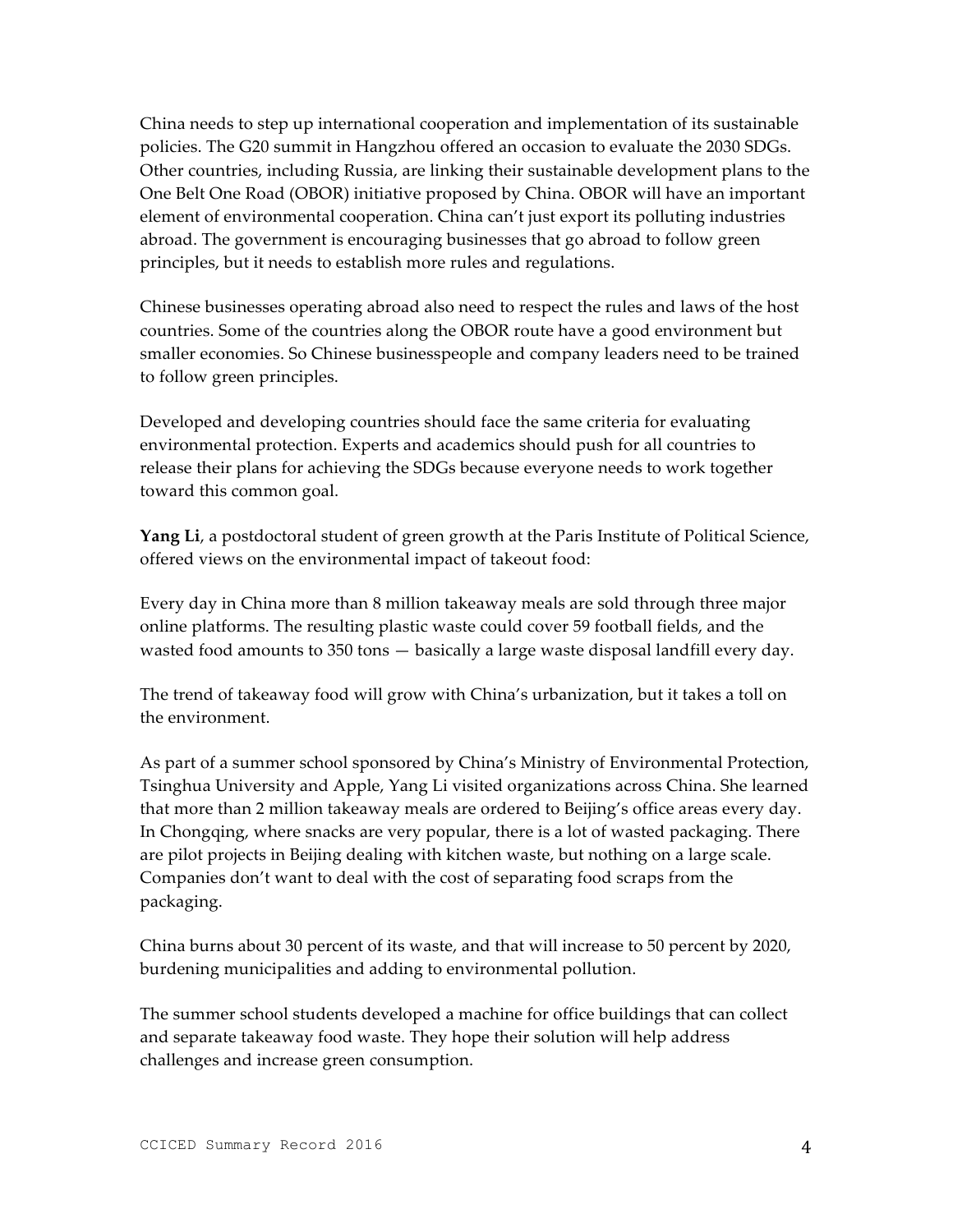China needs to step up international cooperation and implementation of its sustainable policies. The G20 summit in Hangzhou offered an occasion to evaluate the 2030 SDGs. Other countries, including Russia, are linking their sustainable development plans to the One Belt One Road (OBOR) initiative proposed by China. OBOR will have an important element of environmental cooperation. China can't just export its polluting industries abroad. The government is encouraging businesses that go abroad to follow green principles, but it needs to establish more rules and regulations.

Chinese businesses operating abroad also need to respect the rules and laws of the host countries. Some of the countries along the OBOR route have a good environment but smaller economies. So Chinese businesspeople and company leaders need to be trained to follow green principles.

Developed and developing countries should face the same criteria for evaluating environmental protection. Experts and academics should push for all countries to release their plans for achieving the SDGs because everyone needs to work together toward this common goal.

**Yang Li**, a postdoctoral student of green growth at the Paris Institute of Political Science, offered views on the environmental impact of takeout food:

Every day in China more than 8 million takeaway meals are sold through three major online platforms. The resulting plastic waste could cover 59 football fields, and the wasted food amounts to 350 tons — basically a large waste disposal landfill every day.

The trend of takeaway food will grow with China's urbanization, but it takes a toll on the environment.

As part of a summer school sponsored by China's Ministry of Environmental Protection, Tsinghua University and Apple, Yang Li visited organizations across China. She learned that more than 2 million takeaway meals are ordered to Beijing's office areas every day. In Chongqing, where snacks are very popular, there is a lot of wasted packaging. There are pilot projects in Beijing dealing with kitchen waste, but nothing on a large scale. Companies don't want to deal with the cost of separating food scraps from the packaging.

China burns about 30 percent of its waste, and that will increase to 50 percent by 2020, burdening municipalities and adding to environmental pollution.

The summer school students developed a machine for office buildings that can collect and separate takeaway food waste. They hope their solution will help address challenges and increase green consumption.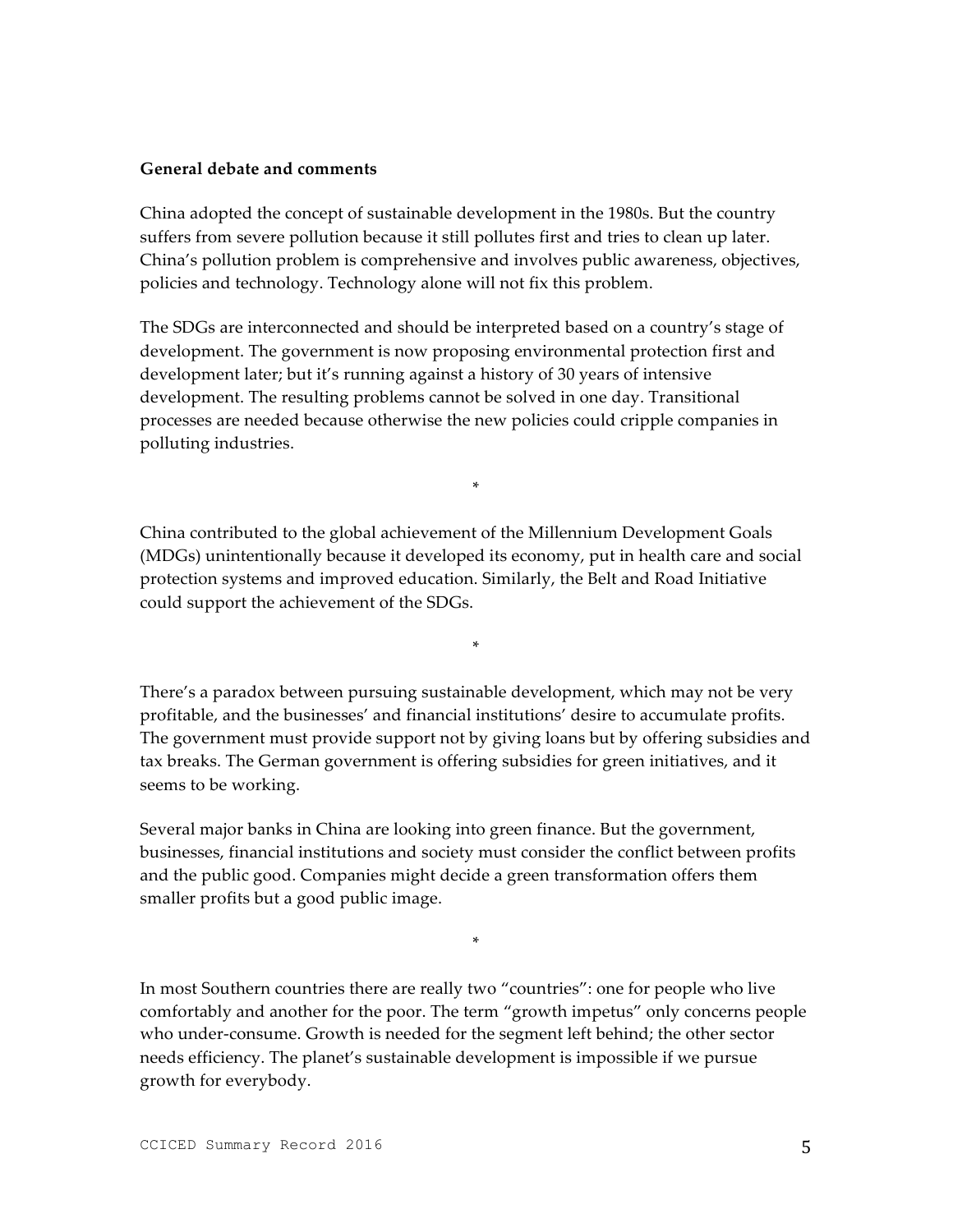**General debate and comments**

China adopted the concept of sustainable development in the 1980s. But the country suffers from severe pollution because it still pollutes first and tries to clean up later. China's pollution problem is comprehensive and involves public awareness, objectives, policies and technology. Technology alone will not fix this problem.

The SDGs are interconnected and should be interpreted based on a country's stage of development. The government is now proposing environmental protection first and development later; but it's running against a history of 30 years of intensive development. The resulting problems cannot be solved in one day. Transitional processes are needed because otherwise the new policies could cripple companies in polluting industries.

*

China contributed to the global achievement of the Millennium Development Goals (MDGs) unintentionally because it developed its economy, put in health care and social protection systems and improved education. Similarly, the Belt and Road Initiative could support the achievement of the SDGs.

*

There's a paradox between pursuing sustainable development, which may not be very profitable, and the businesses' and financial institutions' desire to accumulate profits. The government must provide support not by giving loans but by offering subsidies and tax breaks. The German government is offering subsidies for green initiatives, and it seems to be working.

Several major banks in China are looking into green finance. But the government, businesses, financial institutions and society must consider the conflict between profits and the public good. Companies might decide a green transformation offers them smaller profits but a good public image.

*

In most Southern countries there are really two "countries": one for people who live comfortably and another for the poor. The term "growth impetus" only concerns people who under-consume. Growth is needed for the segment left behind; the other sector needs efficiency. The planet's sustainable development is impossible if we pursue growth for everybody.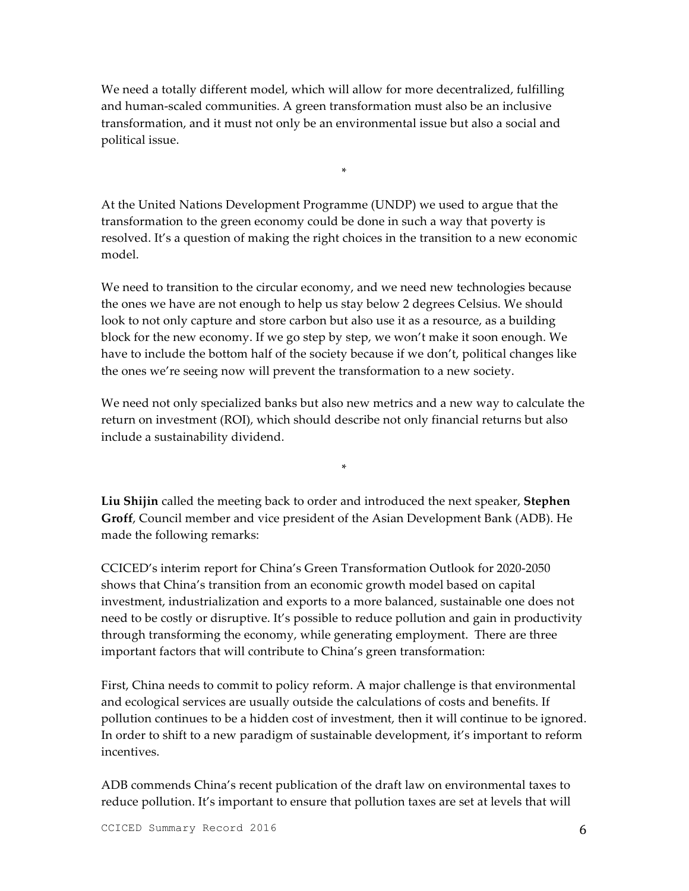We need a totally different model, which will allow for more decentralized, fulfilling and human-scaled communities. A green transformation must also be an inclusive transformation, and it must not only be an environmental issue but also a social and political issue.

*

At the United Nations Development Programme (UNDP) we used to argue that the transformation to the green economy could be done in such a way that poverty is resolved. It's a question of making the right choices in the transition to a new economic model.

We need to transition to the circular economy, and we need new technologies because the ones we have are not enough to help us stay below 2 degrees Celsius. We should look to not only capture and store carbon but also use it as a resource, as a building block for the new economy. If we go step by step, we won't make it soon enough. We have to include the bottom half of the society because if we don't, political changes like the ones we're seeing now will prevent the transformation to a new society.

We need not only specialized banks but also new metrics and a new way to calculate the return on investment (ROI), which should describe not only financial returns but also include a sustainability dividend.

*

**Liu Shijin** called the meeting back to order and introduced the next speaker, **Stephen Groff**, Council member and vice president of the Asian Development Bank (ADB). He made the following remarks:

CCICED's interim report for China's Green Transformation Outlook for 2020-2050 shows that China's transition from an economic growth model based on capital investment, industrialization and exports to a more balanced, sustainable one does not need to be costly or disruptive. It's possible to reduce pollution and gain in productivity through transforming the economy, while generating employment. There are three important factors that will contribute to China's green transformation:

First, China needs to commit to policy reform. A major challenge is that environmental and ecological services are usually outside the calculations of costs and benefits. If pollution continues to be a hidden cost of investment, then it will continue to be ignored. In order to shift to a new paradigm of sustainable development, it's important to reform incentives.

ADB commends China's recent publication of the draft law on environmental taxes to reduce pollution. It's important to ensure that pollution taxes are set at levels that will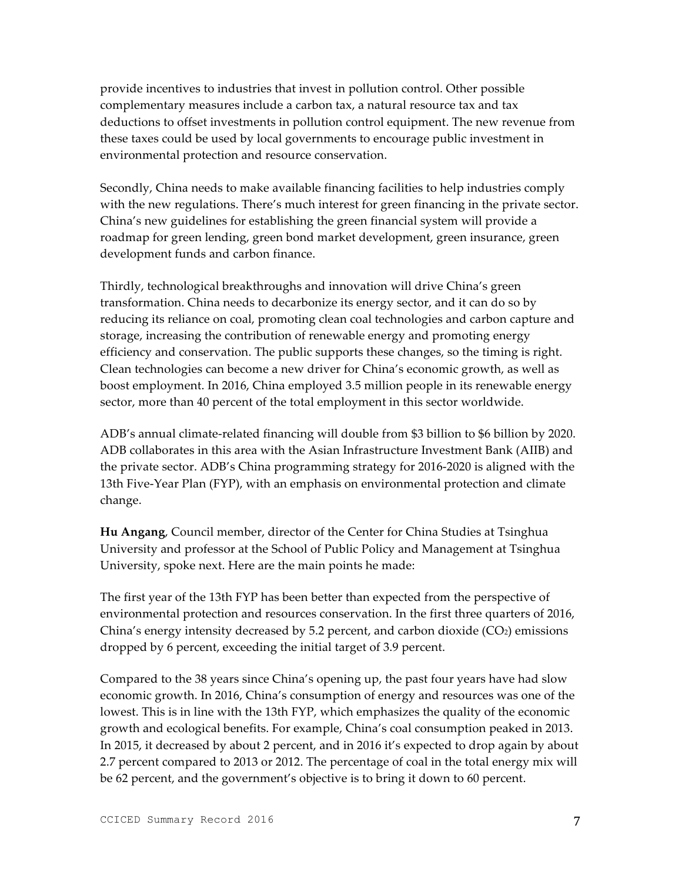provide incentives to industries that invest in pollution control. Other possible complementary measures include a carbon tax, a natural resource tax and tax deductions to offset investments in pollution control equipment. The new revenue from these taxes could be used by local governments to encourage public investment in environmental protection and resource conservation.

Secondly, China needs to make available financing facilities to help industries comply with the new regulations. There's much interest for green financing in the private sector. China's new guidelines for establishing the green financial system will provide a roadmap for green lending, green bond market development, green insurance, green development funds and carbon finance.

Thirdly, technological breakthroughs and innovation will drive China's green transformation. China needs to decarbonize its energy sector, and it can do so by reducing its reliance on coal, promoting clean coal technologies and carbon capture and storage, increasing the contribution of renewable energy and promoting energy efficiency and conservation. The public supports these changes, so the timing is right. Clean technologies can become a new driver for China's economic growth, as well as boost employment. In 2016, China employed 3.5 million people in its renewable energy sector, more than 40 percent of the total employment in this sector worldwide.

ADB's annual climate-related financing will double from $3 billion to $6 billion by 2020. ADB collaborates in this area with the Asian Infrastructure Investment Bank (AIIB) and the private sector. ADB's China programming strategy for 2016-2020 is aligned with the 13th Five-Year Plan (FYP), with an emphasis on environmental protection and climate change.

**Hu Angang**, Council member, director of the Center for China Studies at Tsinghua University and professor at the School of Public Policy and Management at Tsinghua University, spoke next. Here are the main points he made:

The first year of the 13th FYP has been better than expected from the perspective of environmental protection and resources conservation. In the first three quarters of 2016, China's energy intensity decreased by 5.2 percent, and carbon dioxide ($CO_2$) emissions dropped by 6 percent, exceeding the initial target of 3.9 percent.

Compared to the 38 years since China's opening up, the past four years have had slow economic growth. In 2016, China's consumption of energy and resources was one of the lowest. This is in line with the 13th FYP, which emphasizes the quality of the economic growth and ecological benefits. For example, China's coal consumption peaked in 2013. In 2015, it decreased by about 2 percent, and in 2016 it's expected to drop again by about 2.7 percent compared to 2013 or 2012. The percentage of coal in the total energy mix will be 62 percent, and the government's objective is to bring it down to 60 percent.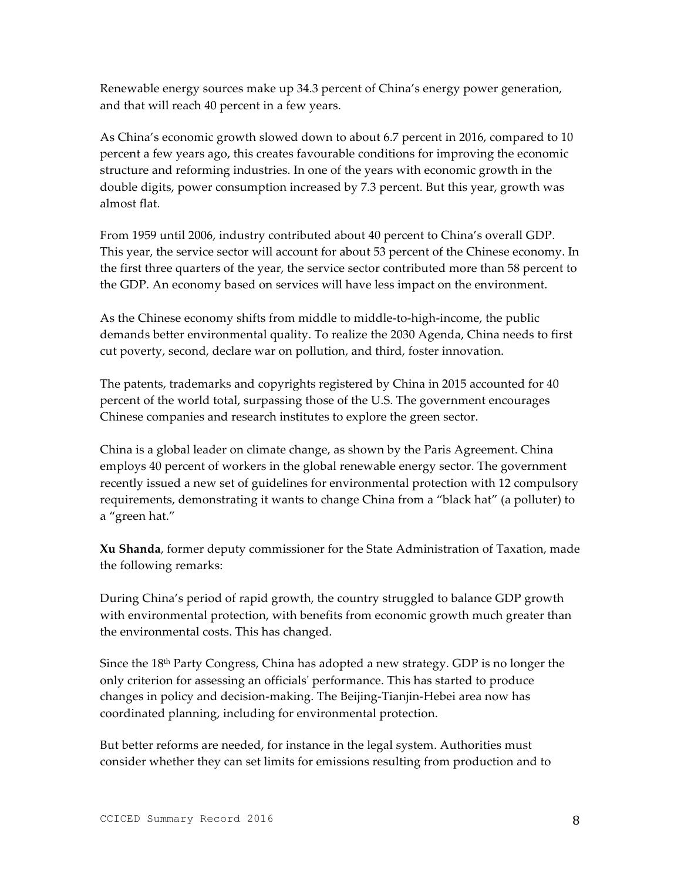Renewable energy sources make up 34.3 percent of China's energy power generation, and that will reach 40 percent in a few years.

As China's economic growth slowed down to about 6.7 percent in 2016, compared to 10 percent a few years ago, this creates favourable conditions for improving the economic structure and reforming industries. In one of the years with economic growth in the double digits, power consumption increased by 7.3 percent. But this year, growth was almost flat.

From 1959 until 2006, industry contributed about 40 percent to China's overall GDP. This year, the service sector will account for about 53 percent of the Chinese economy. In the first three quarters of the year, the service sector contributed more than 58 percent to the GDP. An economy based on services will have less impact on the environment.

As the Chinese economy shifts from middle to middle-to-high-income, the public demands better environmental quality. To realize the 2030 Agenda, China needs to first cut poverty, second, declare war on pollution, and third, foster innovation.

The patents, trademarks and copyrights registered by China in 2015 accounted for 40 percent of the world total, surpassing those of the U.S. The government encourages Chinese companies and research institutes to explore the green sector.

China is a global leader on climate change, as shown by the Paris Agreement. China employs 40 percent of workers in the global renewable energy sector. The government recently issued a new set of guidelines for environmental protection with 12 compulsory requirements, demonstrating it wants to change China from a "black hat" (a polluter) to a "green hat."

**Xu Shanda**, former deputy commissioner for the State Administration of Taxation, made the following remarks:

During China's period of rapid growth, the country struggled to balance GDP growth with environmental protection, with benefits from economic growth much greater than the environmental costs. This has changed.

Since the 18th Party Congress, China has adopted a new strategy. GDP is no longer the only criterion for assessing an officials' performance. This has started to produce changes in policy and decision-making. The Beijing-Tianjin-Hebei area now has coordinated planning, including for environmental protection.

But better reforms are needed, for instance in the legal system. Authorities must consider whether they can set limits for emissions resulting from production and to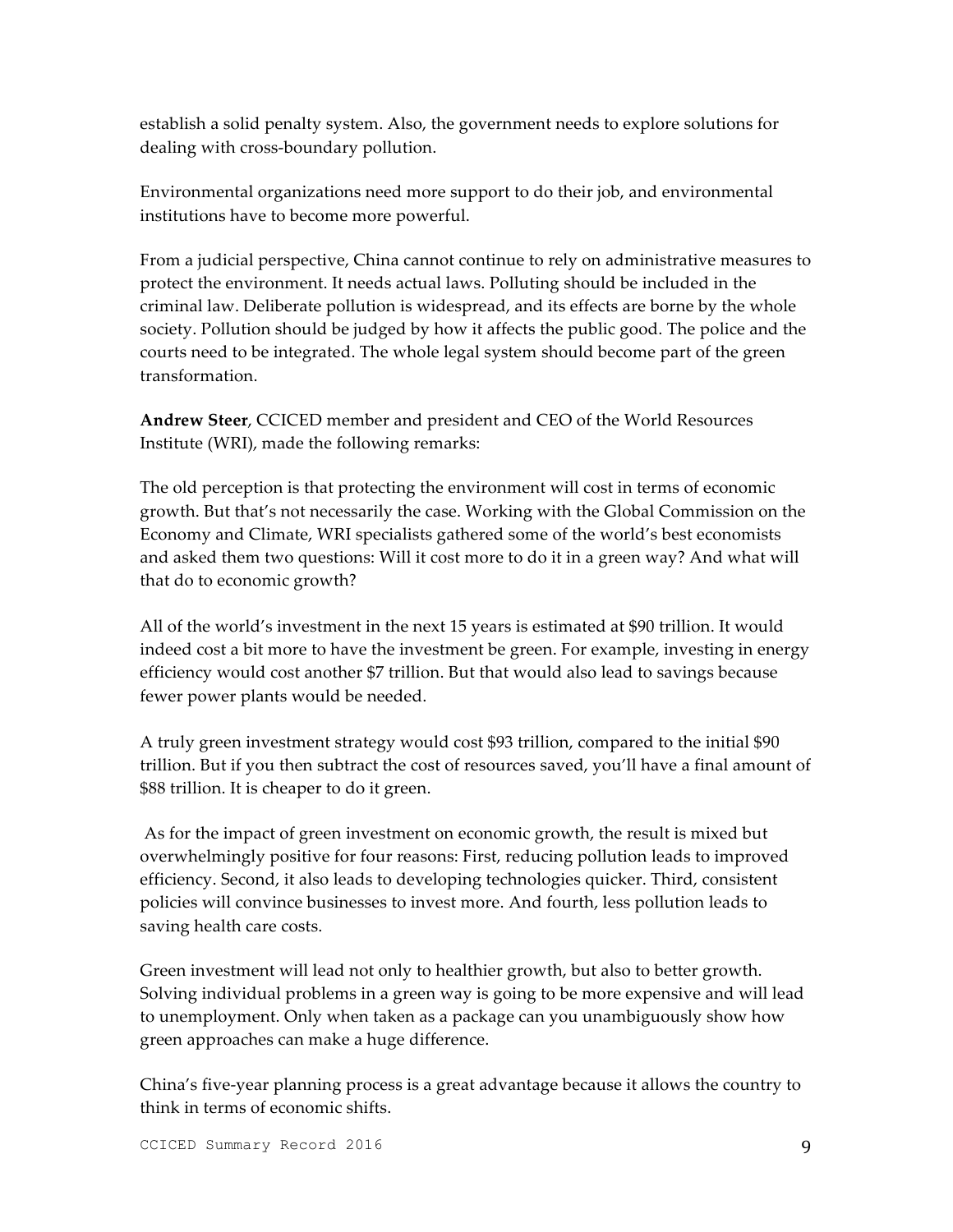establish a solid penalty system. Also, the government needs to explore solutions for dealing with cross-boundary pollution.

Environmental organizations need more support to do their job, and environmental institutions have to become more powerful.

From a judicial perspective, China cannot continue to rely on administrative measures to protect the environment. It needs actual laws. Polluting should be included in the criminal law. Deliberate pollution is widespread, and its effects are borne by the whole society. Pollution should be judged by how it affects the public good. The police and the courts need to be integrated. The whole legal system should become part of the green transformation.

**Andrew Steer**, CCICED member and president and CEO of the World Resources Institute (WRI), made the following remarks:

The old perception is that protecting the environment will cost in terms of economic growth. But that's not necessarily the case. Working with the Global Commission on the Economy and Climate, WRI specialists gathered some of the world's best economists and asked them two questions: Will it cost more to do it in a green way? And what will that do to economic growth?

All of the world's investment in the next 15 years is estimated at $90 trillion. It would indeed cost a bit more to have the investment be green. For example, investing in energy efficiency would cost another $7 trillion. But that would also lead to savings because fewer power plants would be needed.

A truly green investment strategy would cost $93 trillion, compared to the initial $90 trillion. But if you then subtract the cost of resources saved, you'll have a final amount of $88 trillion. It is cheaper to do it green.

As for the impact of green investment on economic growth, the result is mixed but overwhelmingly positive for four reasons: First, reducing pollution leads to improved efficiency. Second, it also leads to developing technologies quicker. Third, consistent policies will convince businesses to invest more. And fourth, less pollution leads to saving health care costs.

Green investment will lead not only to healthier growth, but also to better growth. Solving individual problems in a green way is going to be more expensive and will lead to unemployment. Only when taken as a package can you unambiguously show how green approaches can make a huge difference.

China's five-year planning process is a great advantage because it allows the country to think in terms of economic shifts.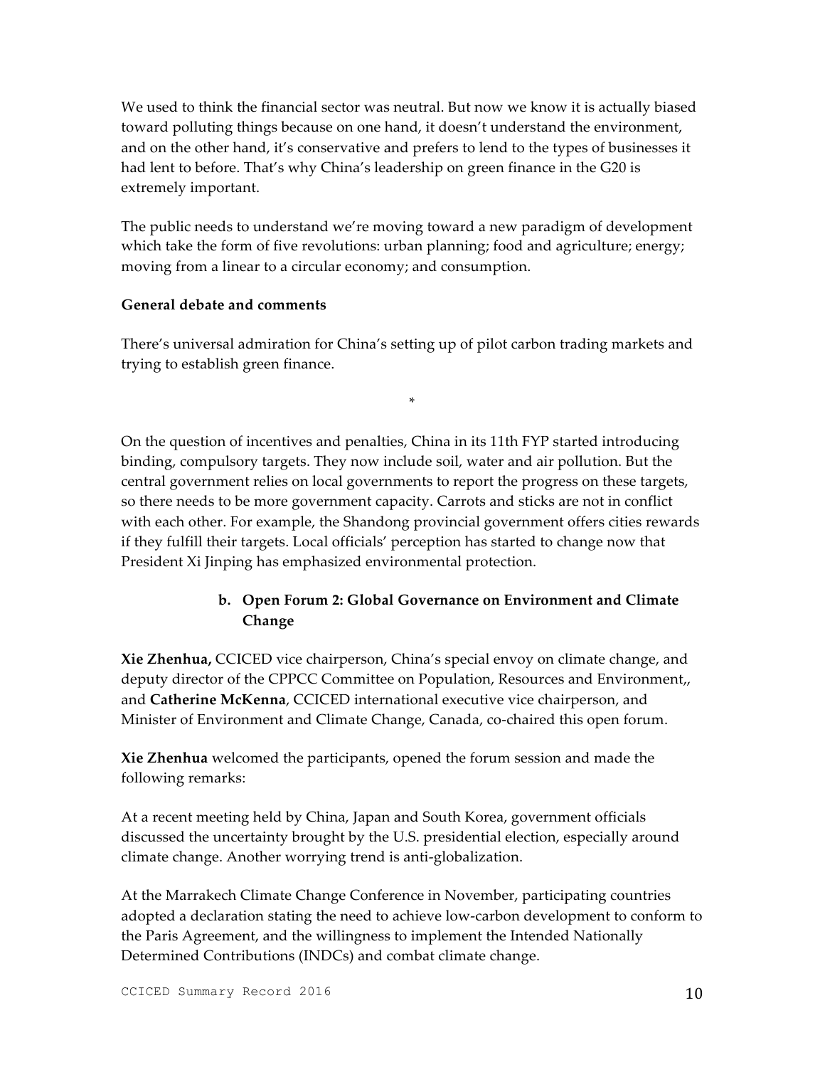We used to think the financial sector was neutral. But now we know it is actually biased toward polluting things because on one hand, it doesn't understand the environment, and on the other hand, it's conservative and prefers to lend to the types of businesses it had lent to before. That's why China's leadership on green finance in the G20 is extremely important.

The public needs to understand we're moving toward a new paradigm of development which take the form of five revolutions: urban planning; food and agriculture; energy; moving from a linear to a circular economy; and consumption.

**General debate and comments**

There's universal admiration for China's setting up of pilot carbon trading markets and trying to establish green finance.

*

On the question of incentives and penalties, China in its 11th FYP started introducing binding, compulsory targets. They now include soil, water and air pollution. But the central government relies on local governments to report the progress on these targets, so there needs to be more government capacity. Carrots and sticks are not in conflict with each other. For example, the Shandong provincial government offers cities rewards if they fulfill their targets. Local officials' perception has started to change now that President Xi Jinping has emphasized environmental protection.

### b. Open Forum 2: Global Governance on Environment and Climate Change

**Xie Zhenhua,** CCICED vice chairperson, China's special envoy on climate change, and deputy director of the CPPCC Committee on Population, Resources and Environment,, and **Catherine McKenna**, CCICED international executive vice chairperson, and Minister of Environment and Climate Change, Canada, co-chaired this open forum.

**Xie Zhenhua** welcomed the participants, opened the forum session and made the following remarks:

At a recent meeting held by China, Japan and South Korea, government officials discussed the uncertainty brought by the U.S. presidential election, especially around climate change. Another worrying trend is anti-globalization.

At the Marrakech Climate Change Conference in November, participating countries adopted a declaration stating the need to achieve low-carbon development to conform to the Paris Agreement, and the willingness to implement the Intended Nationally Determined Contributions (INDCs) and combat climate change.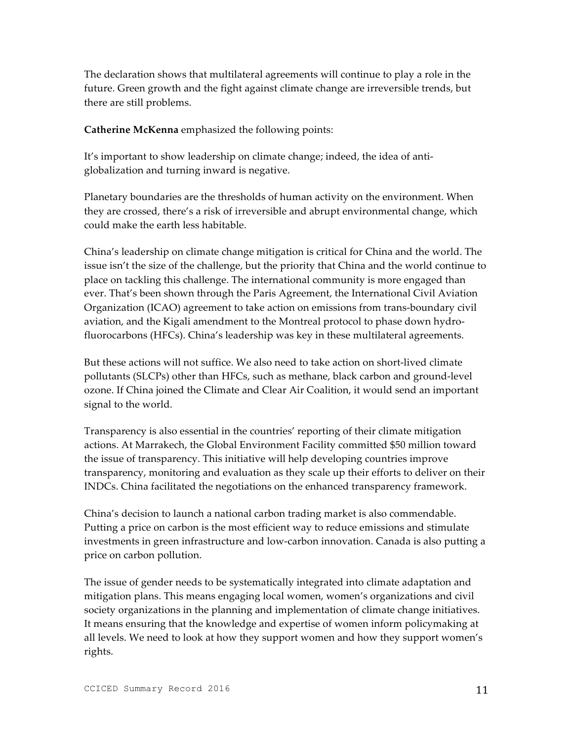The declaration shows that multilateral agreements will continue to play a role in the future. Green growth and the fight against climate change are irreversible trends, but there are still problems.

**Catherine McKenna** emphasized the following points:

It's important to show leadership on climate change; indeed, the idea of anti-globalization and turning inward is negative.

Planetary boundaries are the thresholds of human activity on the environment. When they are crossed, there's a risk of irreversible and abrupt environmental change, which could make the earth less habitable.

China's leadership on climate change mitigation is critical for China and the world. The issue isn't the size of the challenge, but the priority that China and the world continue to place on tackling this challenge. The international community is more engaged than ever. That's been shown through the Paris Agreement, the International Civil Aviation Organization (ICAO) agreement to take action on emissions from trans-boundary civil aviation, and the Kigali amendment to the Montreal protocol to phase down hydro-fluorocarbons (HFCs). China's leadership was key in these multilateral agreements.

But these actions will not suffice. We also need to take action on short-lived climate pollutants (SLCPs) other than HFCs, such as methane, black carbon and ground-level ozone. If China joined the Climate and Clear Air Coalition, it would send an important signal to the world.

Transparency is also essential in the countries' reporting of their climate mitigation actions. At Marrakech, the Global Environment Facility committed $50 million toward the issue of transparency. This initiative will help developing countries improve transparency, monitoring and evaluation as they scale up their efforts to deliver on their INDCs. China facilitated the negotiations on the enhanced transparency framework.

China's decision to launch a national carbon trading market is also commendable. Putting a price on carbon is the most efficient way to reduce emissions and stimulate investments in green infrastructure and low-carbon innovation. Canada is also putting a price on carbon pollution.

The issue of gender needs to be systematically integrated into climate adaptation and mitigation plans. This means engaging local women, women's organizations and civil society organizations in the planning and implementation of climate change initiatives. It means ensuring that the knowledge and expertise of women inform policymaking at all levels. We need to look at how they support women and how they support women's rights.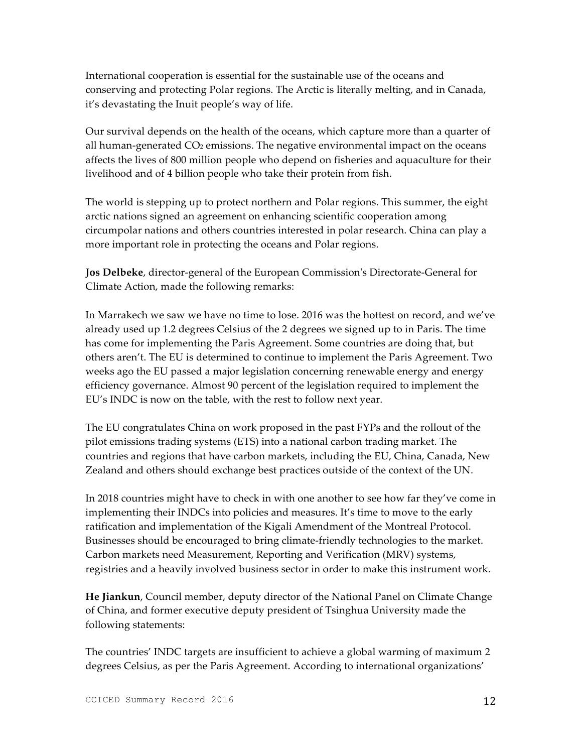International cooperation is essential for the sustainable use of the oceans and conserving and protecting Polar regions. The Arctic is literally melting, and in Canada, it's devastating the Inuit people's way of life.

Our survival depends on the health of the oceans, which capture more than a quarter of all human-generated $CO_2$ emissions. The negative environmental impact on the oceans affects the lives of 800 million people who depend on fisheries and aquaculture for their livelihood and of 4 billion people who take their protein from fish.

The world is stepping up to protect northern and Polar regions. This summer, the eight arctic nations signed an agreement on enhancing scientific cooperation among circumpolar nations and others countries interested in polar research. China can play a more important role in protecting the oceans and Polar regions.

**Jos Delbeke**, director-general of the European Commission's Directorate-General for Climate Action, made the following remarks:

In Marrakech we saw we have no time to lose. 2016 was the hottest on record, and we've already used up 1.2 degrees Celsius of the 2 degrees we signed up to in Paris. The time has come for implementing the Paris Agreement. Some countries are doing that, but others aren't. The EU is determined to continue to implement the Paris Agreement. Two weeks ago the EU passed a major legislation concerning renewable energy and energy efficiency governance. Almost 90 percent of the legislation required to implement the EU's INDC is now on the table, with the rest to follow next year.

The EU congratulates China on work proposed in the past FYPs and the rollout of the pilot emissions trading systems (ETS) into a national carbon trading market. The countries and regions that have carbon markets, including the EU, China, Canada, New Zealand and others should exchange best practices outside of the context of the UN.

In 2018 countries might have to check in with one another to see how far they've come in implementing their INDCs into policies and measures. It's time to move to the early ratification and implementation of the Kigali Amendment of the Montreal Protocol. Businesses should be encouraged to bring climate-friendly technologies to the market. Carbon markets need Measurement, Reporting and Verification (MRV) systems, registries and a heavily involved business sector in order to make this instrument work.

**He Jiankun**, Council member, deputy director of the National Panel on Climate Change of China, and former executive deputy president of Tsinghua University made the following statements:

The countries' INDC targets are insufficient to achieve a global warming of maximum 2 degrees Celsius, as per the Paris Agreement. According to international organizations'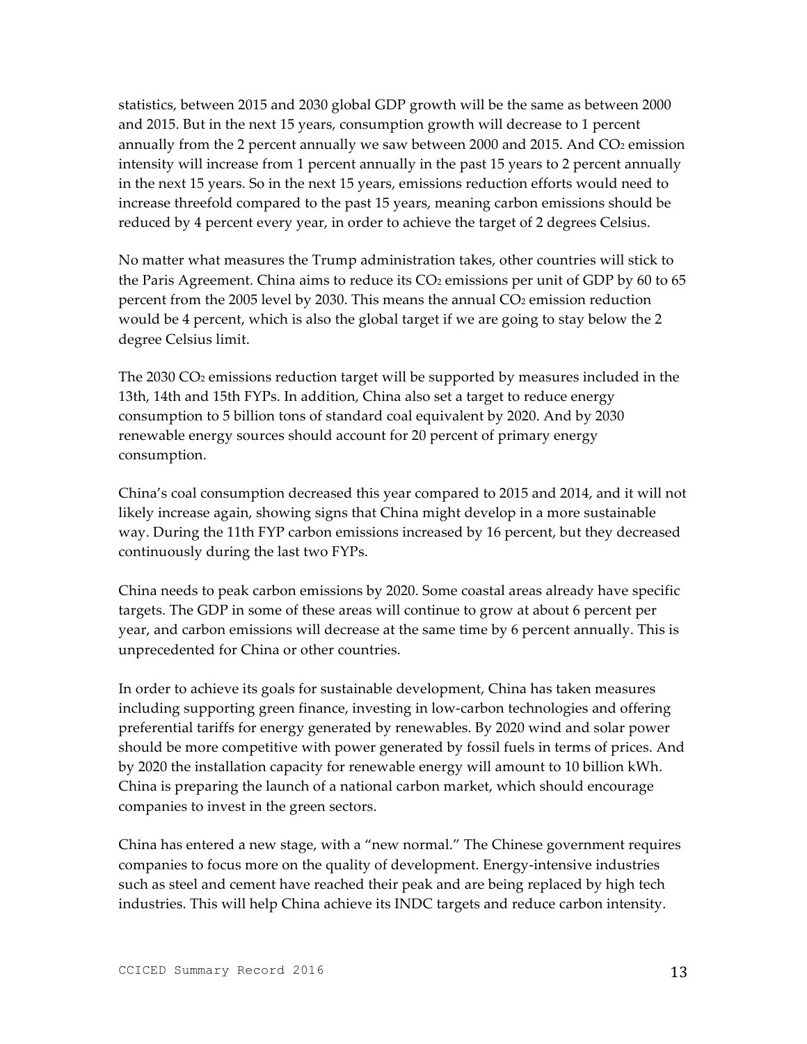statistics, between 2015 and 2030 global GDP growth will be the same as between 2000 and 2015. But in the next 15 years, consumption growth will decrease to 1 percent annually from the 2 percent annually we saw between 2000 and 2015. And $CO_2$ emission intensity will increase from 1 percent annually in the past 15 years to 2 percent annually in the next 15 years. So in the next 15 years, emissions reduction efforts would need to increase threefold compared to the past 15 years, meaning carbon emissions should be reduced by 4 percent every year, in order to achieve the target of 2 degrees Celsius.

No matter what measures the Trump administration takes, other countries will stick to the Paris Agreement. China aims to reduce its $CO_2$ emissions per unit of GDP by 60 to 65 percent from the 2005 level by 2030. This means the annual $CO_2$ emission reduction would be 4 percent, which is also the global target if we are going to stay below the 2 degree Celsius limit.

The 2030 $CO_2$ emissions reduction target will be supported by measures included in the 13th, 14th and 15th FYPs. In addition, China also set a target to reduce energy consumption to 5 billion tons of standard coal equivalent by 2020. And by 2030 renewable energy sources should account for 20 percent of primary energy consumption.

China's coal consumption decreased this year compared to 2015 and 2014, and it will not likely increase again, showing signs that China might develop in a more sustainable way. During the 11th FYP carbon emissions increased by 16 percent, but they decreased continuously during the last two FYPs.

China needs to peak carbon emissions by 2020. Some coastal areas already have specific targets. The GDP in some of these areas will continue to grow at about 6 percent per year, and carbon emissions will decrease at the same time by 6 percent annually. This is unprecedented for China or other countries.

In order to achieve its goals for sustainable development, China has taken measures including supporting green finance, investing in low-carbon technologies and offering preferential tariffs for energy generated by renewables. By 2020 wind and solar power should be more competitive with power generated by fossil fuels in terms of prices. And by 2020 the installation capacity for renewable energy will amount to 10 billion kWh. China is preparing the launch of a national carbon market, which should encourage companies to invest in the green sectors.

China has entered a new stage, with a "new normal." The Chinese government requires companies to focus more on the quality of development. Energy-intensive industries such as steel and cement have reached their peak and are being replaced by high tech industries. This will help China achieve its INDC targets and reduce carbon intensity.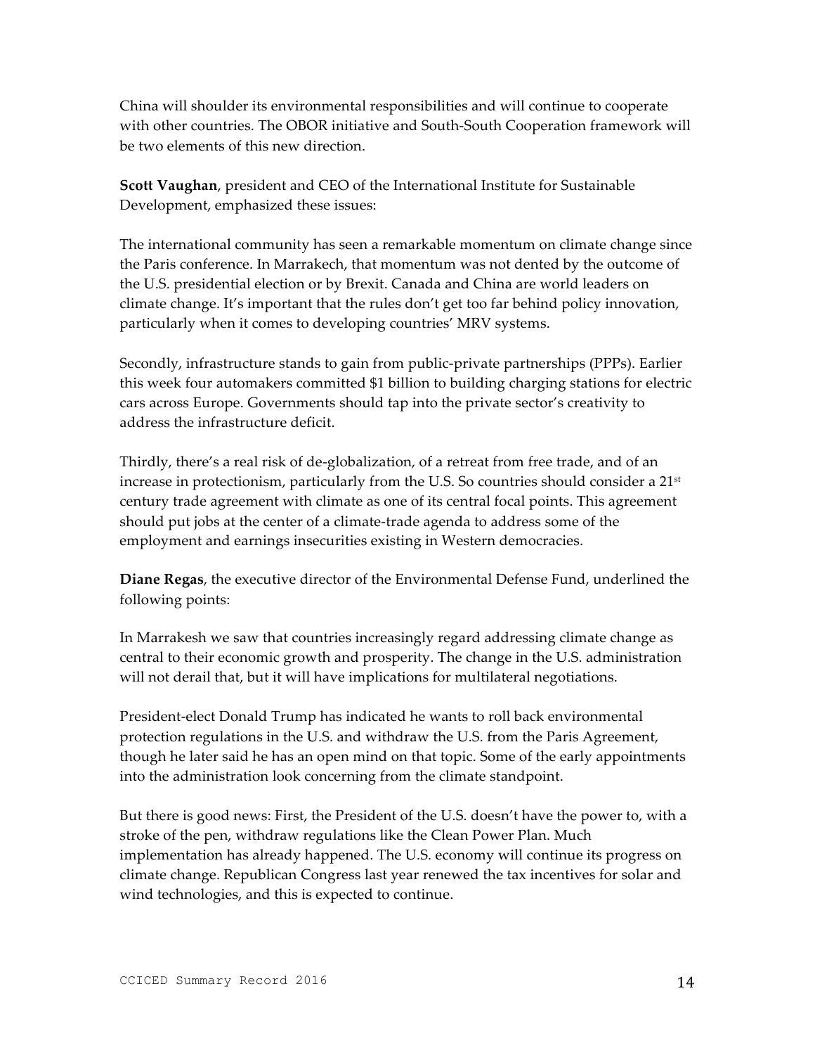China will shoulder its environmental responsibilities and will continue to cooperate with other countries. The OBOR initiative and South-South Cooperation framework will be two elements of this new direction.

**Scott Vaughan**, president and CEO of the International Institute for Sustainable Development, emphasized these issues:

The international community has seen a remarkable momentum on climate change since the Paris conference. In Marrakech, that momentum was not dented by the outcome of the U.S. presidential election or by Brexit. Canada and China are world leaders on climate change. It's important that the rules don't get too far behind policy innovation, particularly when it comes to developing countries' MRV systems.

Secondly, infrastructure stands to gain from public-private partnerships (PPPs). Earlier this week four automakers committed $1 billion to building charging stations for electric cars across Europe. Governments should tap into the private sector's creativity to address the infrastructure deficit.

Thirdly, there's a real risk of de-globalization, of a retreat from free trade, and of an increase in protectionism, particularly from the U.S. So countries should consider a 21st century trade agreement with climate as one of its central focal points. This agreement should put jobs at the center of a climate-trade agenda to address some of the employment and earnings insecurities existing in Western democracies.

**Diane Regas**, the executive director of the Environmental Defense Fund, underlined the following points:

In Marrakesh we saw that countries increasingly regard addressing climate change as central to their economic growth and prosperity. The change in the U.S. administration will not derail that, but it will have implications for multilateral negotiations.

President-elect Donald Trump has indicated he wants to roll back environmental protection regulations in the U.S. and withdraw the U.S. from the Paris Agreement, though he later said he has an open mind on that topic. Some of the early appointments into the administration look concerning from the climate standpoint.

But there is good news: First, the President of the U.S. doesn't have the power to, with a stroke of the pen, withdraw regulations like the Clean Power Plan. Much implementation has already happened. The U.S. economy will continue its progress on climate change. Republican Congress last year renewed the tax incentives for solar and wind technologies, and this is expected to continue.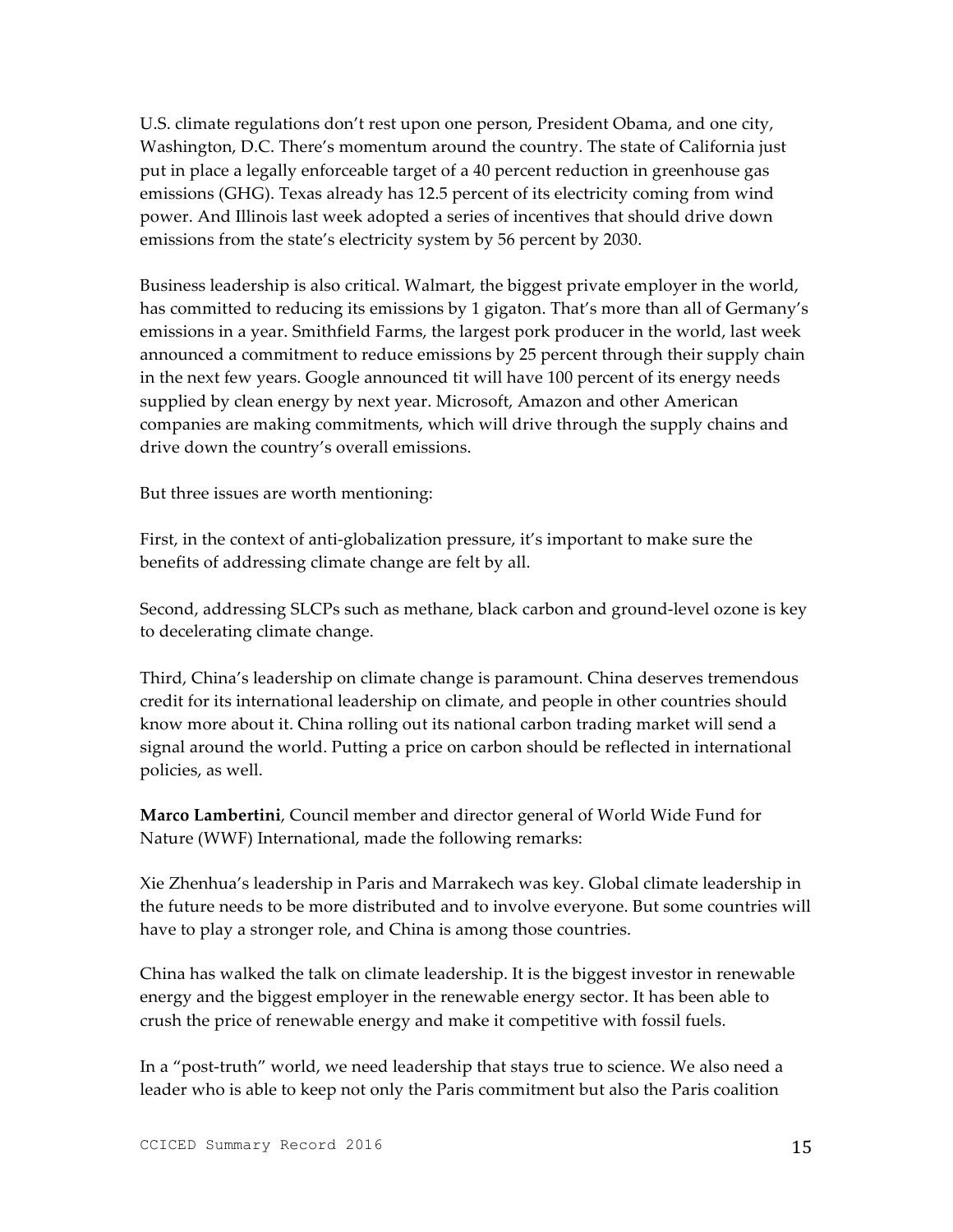U.S. climate regulations don't rest upon one person, President Obama, and one city, Washington, D.C. There's momentum around the country. The state of California just put in place a legally enforceable target of a 40 percent reduction in greenhouse gas emissions (GHG). Texas already has 12.5 percent of its electricity coming from wind power. And Illinois last week adopted a series of incentives that should drive down emissions from the state's electricity system by 56 percent by 2030.

Business leadership is also critical. Walmart, the biggest private employer in the world, has committed to reducing its emissions by 1 gigaton. That's more than all of Germany's emissions in a year. Smithfield Farms, the largest pork producer in the world, last week announced a commitment to reduce emissions by 25 percent through their supply chain in the next few years. Google announced tit will have 100 percent of its energy needs supplied by clean energy by next year. Microsoft, Amazon and other American companies are making commitments, which will drive through the supply chains and drive down the country's overall emissions.

But three issues are worth mentioning:

First, in the context of anti-globalization pressure, it's important to make sure the benefits of addressing climate change are felt by all.

Second, addressing SLCPs such as methane, black carbon and ground-level ozone is key to decelerating climate change.

Third, China's leadership on climate change is paramount. China deserves tremendous credit for its international leadership on climate, and people in other countries should know more about it. China rolling out its national carbon trading market will send a signal around the world. Putting a price on carbon should be reflected in international policies, as well.

**Marco Lambertini**, Council member and director general of World Wide Fund for Nature (WWF) International, made the following remarks:

Xie Zhenhua's leadership in Paris and Marrakech was key. Global climate leadership in the future needs to be more distributed and to involve everyone. But some countries will have to play a stronger role, and China is among those countries.

China has walked the talk on climate leadership. It is the biggest investor in renewable energy and the biggest employer in the renewable energy sector. It has been able to crush the price of renewable energy and make it competitive with fossil fuels.

In a "post-truth" world, we need leadership that stays true to science. We also need a leader who is able to keep not only the Paris commitment but also the Paris coalition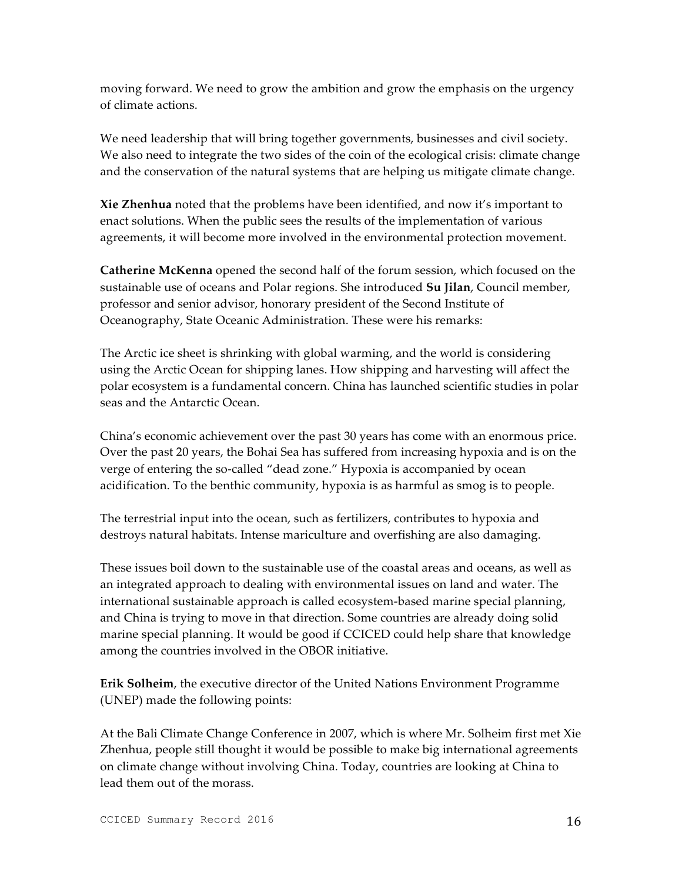moving forward. We need to grow the ambition and grow the emphasis on the urgency of climate actions.

We need leadership that will bring together governments, businesses and civil society. We also need to integrate the two sides of the coin of the ecological crisis: climate change and the conservation of the natural systems that are helping us mitigate climate change.

**Xie Zhenhua** noted that the problems have been identified, and now it's important to enact solutions. When the public sees the results of the implementation of various agreements, it will become more involved in the environmental protection movement.

**Catherine McKenna** opened the second half of the forum session, which focused on the sustainable use of oceans and Polar regions. She introduced **Su Jilan**, Council member, professor and senior advisor, honorary president of the Second Institute of Oceanography, State Oceanic Administration. These were his remarks:

The Arctic ice sheet is shrinking with global warming, and the world is considering using the Arctic Ocean for shipping lanes. How shipping and harvesting will affect the polar ecosystem is a fundamental concern. China has launched scientific studies in polar seas and the Antarctic Ocean.

China's economic achievement over the past 30 years has come with an enormous price. Over the past 20 years, the Bohai Sea has suffered from increasing hypoxia and is on the verge of entering the so-called "dead zone." Hypoxia is accompanied by ocean acidification. To the benthic community, hypoxia is as harmful as smog is to people.

The terrestrial input into the ocean, such as fertilizers, contributes to hypoxia and destroys natural habitats. Intense mariculture and overfishing are also damaging.

These issues boil down to the sustainable use of the coastal areas and oceans, as well as an integrated approach to dealing with environmental issues on land and water. The international sustainable approach is called ecosystem-based marine special planning, and China is trying to move in that direction. Some countries are already doing solid marine special planning. It would be good if CCICED could help share that knowledge among the countries involved in the OBOR initiative.

**Erik Solheim**, the executive director of the United Nations Environment Programme (UNEP) made the following points:

At the Bali Climate Change Conference in 2007, which is where Mr. Solheim first met Xie Zhenhua, people still thought it would be possible to make big international agreements on climate change without involving China. Today, countries are looking at China to lead them out of the morass.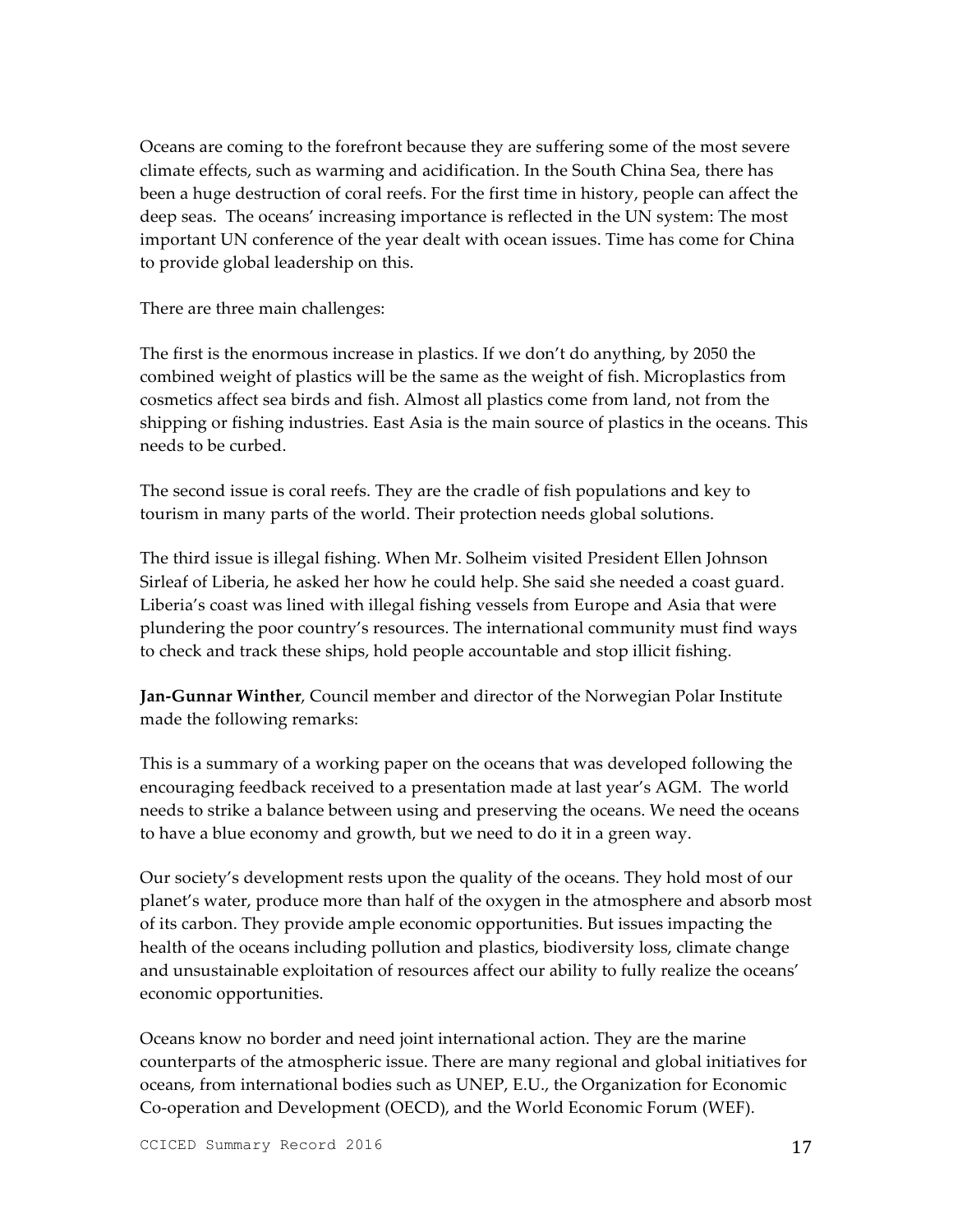Oceans are coming to the forefront because they are suffering some of the most severe climate effects, such as warming and acidification. In the South China Sea, there has been a huge destruction of coral reefs. For the first time in history, people can affect the deep seas. The oceans' increasing importance is reflected in the UN system: The most important UN conference of the year dealt with ocean issues. Time has come for China to provide global leadership on this.

There are three main challenges:

The first is the enormous increase in plastics. If we don't do anything, by 2050 the combined weight of plastics will be the same as the weight of fish. Microplastics from cosmetics affect sea birds and fish. Almost all plastics come from land, not from the shipping or fishing industries. East Asia is the main source of plastics in the oceans. This needs to be curbed.

The second issue is coral reefs. They are the cradle of fish populations and key to tourism in many parts of the world. Their protection needs global solutions.

The third issue is illegal fishing. When Mr. Solheim visited President Ellen Johnson Sirleaf of Liberia, he asked her how he could help. She said she needed a coast guard. Liberia's coast was lined with illegal fishing vessels from Europe and Asia that were plundering the poor country's resources. The international community must find ways to check and track these ships, hold people accountable and stop illicit fishing.

**Jan-Gunnar Winther**, Council member and director of the Norwegian Polar Institute made the following remarks:

This is a summary of a working paper on the oceans that was developed following the encouraging feedback received to a presentation made at last year's AGM. The world needs to strike a balance between using and preserving the oceans. We need the oceans to have a blue economy and growth, but we need to do it in a green way.

Our society's development rests upon the quality of the oceans. They hold most of our planet's water, produce more than half of the oxygen in the atmosphere and absorb most of its carbon. They provide ample economic opportunities. But issues impacting the health of the oceans including pollution and plastics, biodiversity loss, climate change and unsustainable exploitation of resources affect our ability to fully realize the oceans' economic opportunities.

Oceans know no border and need joint international action. They are the marine counterparts of the atmospheric issue. There are many regional and global initiatives for oceans, from international bodies such as UNEP, E.U., the Organization for Economic Co-operation and Development (OECD), and the World Economic Forum (WEF).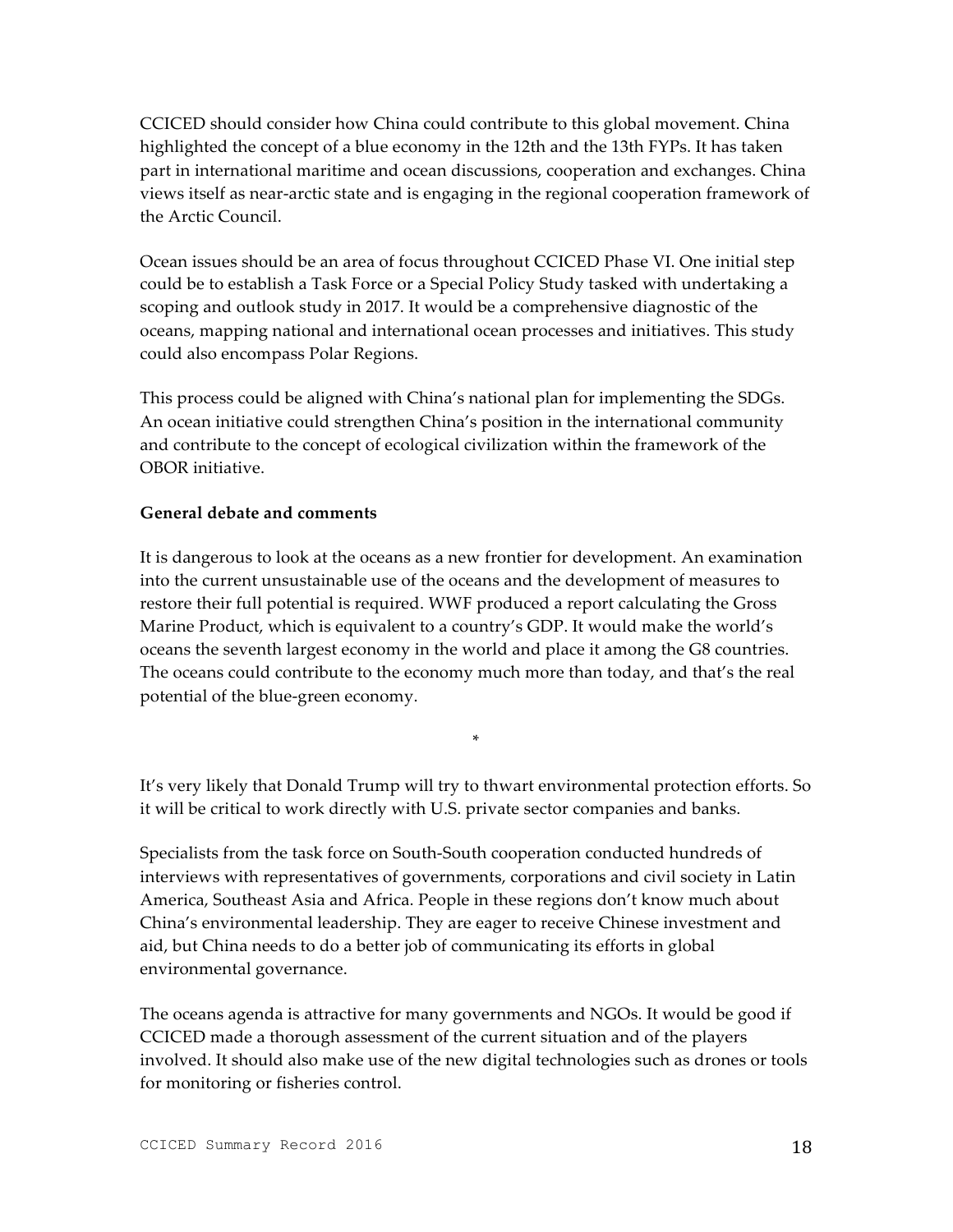CCICED should consider how China could contribute to this global movement. China highlighted the concept of a blue economy in the 12th and the 13th FYPs. It has taken part in international maritime and ocean discussions, cooperation and exchanges. China views itself as near-arctic state and is engaging in the regional cooperation framework of the Arctic Council.

Ocean issues should be an area of focus throughout CCICED Phase VI. One initial step could be to establish a Task Force or a Special Policy Study tasked with undertaking a scoping and outlook study in 2017. It would be a comprehensive diagnostic of the oceans, mapping national and international ocean processes and initiatives. This study could also encompass Polar Regions.

This process could be aligned with China's national plan for implementing the SDGs. An ocean initiative could strengthen China's position in the international community and contribute to the concept of ecological civilization within the framework of the OBOR initiative.

**General debate and comments**

It is dangerous to look at the oceans as a new frontier for development. An examination into the current unsustainable use of the oceans and the development of measures to restore their full potential is required. WWF produced a report calculating the Gross Marine Product, which is equivalent to a country's GDP. It would make the world's oceans the seventh largest economy in the world and place it among the G8 countries. The oceans could contribute to the economy much more than today, and that's the real potential of the blue-green economy.

*

It's very likely that Donald Trump will try to thwart environmental protection efforts. So it will be critical to work directly with U.S. private sector companies and banks.

Specialists from the task force on South-South cooperation conducted hundreds of interviews with representatives of governments, corporations and civil society in Latin America, Southeast Asia and Africa. People in these regions don't know much about China's environmental leadership. They are eager to receive Chinese investment and aid, but China needs to do a better job of communicating its efforts in global environmental governance.

The oceans agenda is attractive for many governments and NGOs. It would be good if CCICED made a thorough assessment of the current situation and of the players involved. It should also make use of the new digital technologies such as drones or tools for monitoring or fisheries control.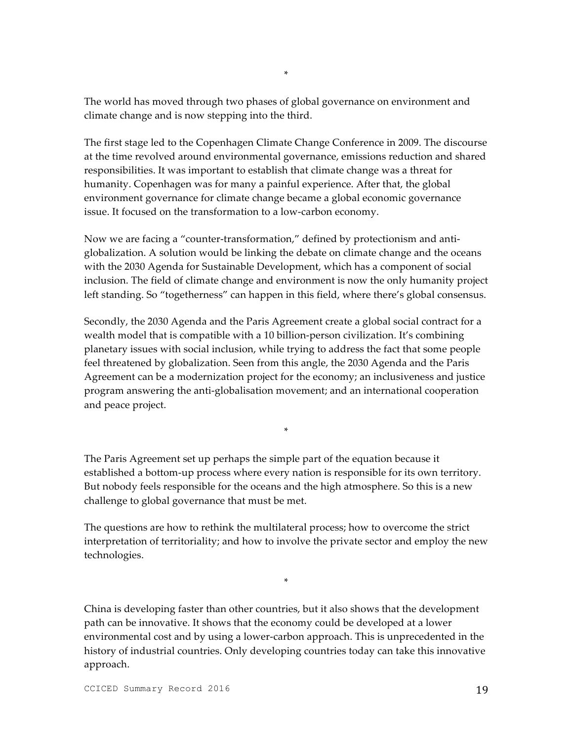*

The world has moved through two phases of global governance on environment and climate change and is now stepping into the third.

The first stage led to the Copenhagen Climate Change Conference in 2009. The discourse at the time revolved around environmental governance, emissions reduction and shared responsibilities. It was important to establish that climate change was a threat for humanity. Copenhagen was for many a painful experience. After that, the global environment governance for climate change became a global economic governance issue. It focused on the transformation to a low-carbon economy.

Now we are facing a "counter-transformation," defined by protectionism and anti-globalization. A solution would be linking the debate on climate change and the oceans with the 2030 Agenda for Sustainable Development, which has a component of social inclusion. The field of climate change and environment is now the only humanity project left standing. So "togetherness" can happen in this field, where there's global consensus.

Secondly, the 2030 Agenda and the Paris Agreement create a global social contract for a wealth model that is compatible with a 10 billion-person civilization. It's combining planetary issues with social inclusion, while trying to address the fact that some people feel threatened by globalization. Seen from this angle, the 2030 Agenda and the Paris Agreement can be a modernization project for the economy; an inclusiveness and justice program answering the anti-globalisation movement; and an international cooperation and peace project.

*

The Paris Agreement set up perhaps the simple part of the equation because it established a bottom-up process where every nation is responsible for its own territory. But nobody feels responsible for the oceans and the high atmosphere. So this is a new challenge to global governance that must be met.

The questions are how to rethink the multilateral process; how to overcome the strict interpretation of territoriality; and how to involve the private sector and employ the new technologies.

*

China is developing faster than other countries, but it also shows that the development path can be innovative. It shows that the economy could be developed at a lower environmental cost and by using a lower-carbon approach. This is unprecedented in the history of industrial countries. Only developing countries today can take this innovative approach.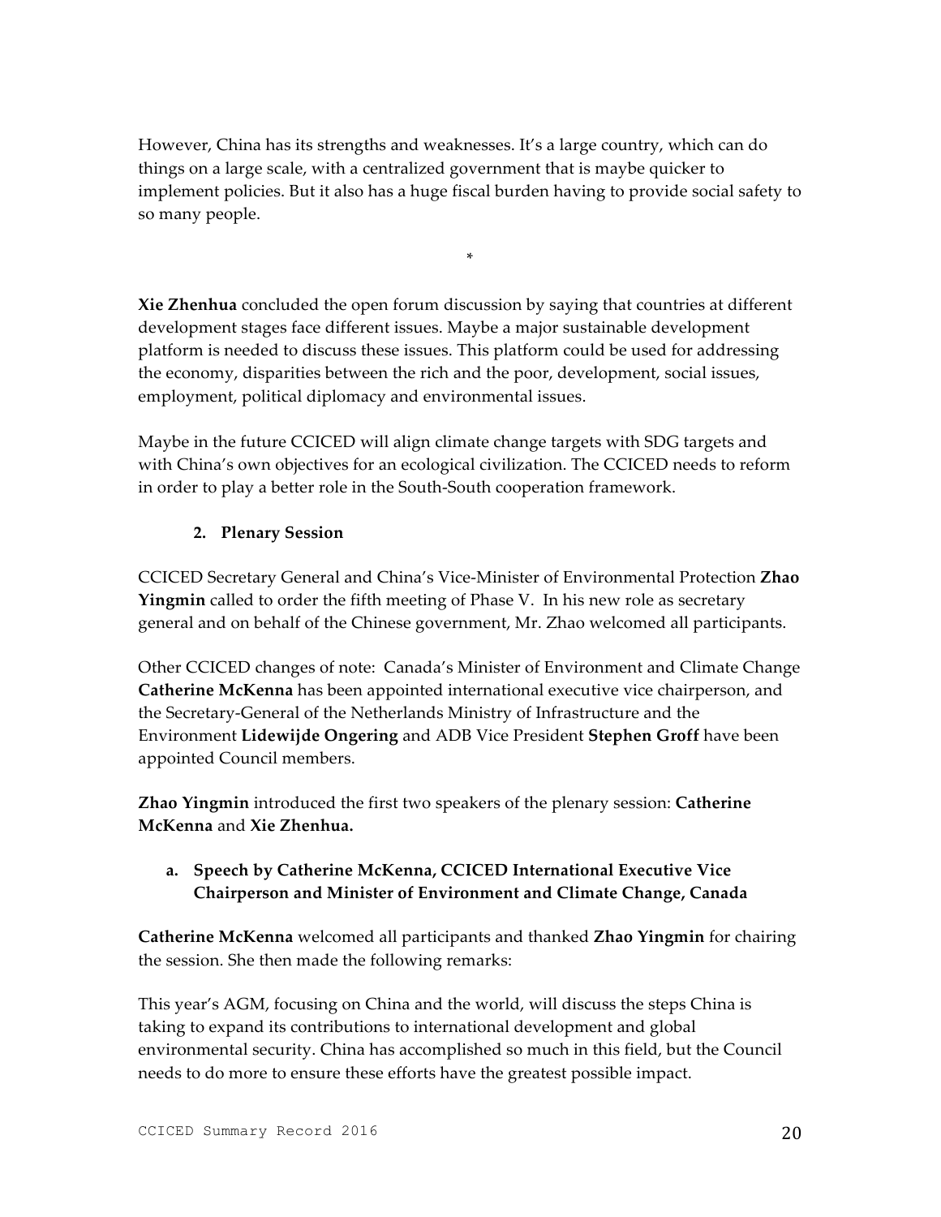However, China has its strengths and weaknesses. It's a large country, which can do things on a large scale, with a centralized government that is maybe quicker to implement policies. But it also has a huge fiscal burden having to provide social safety to so many people.

*

**Xie Zhenhua** concluded the open forum discussion by saying that countries at different development stages face different issues. Maybe a major sustainable development platform is needed to discuss these issues. This platform could be used for addressing the economy, disparities between the rich and the poor, development, social issues, employment, political diplomacy and environmental issues.

Maybe in the future CCICED will align climate change targets with SDG targets and with China's own objectives for an ecological civilization. The CCICED needs to reform in order to play a better role in the South-South cooperation framework.

## 2. Plenary Session

CCICED Secretary General and China's Vice-Minister of Environmental Protection **Zhao Yingmin** called to order the fifth meeting of Phase V. In his new role as secretary general and on behalf of the Chinese government, Mr. Zhao welcomed all participants.

Other CCICED changes of note: Canada's Minister of Environment and Climate Change **Catherine McKenna** has been appointed international executive vice chairperson, and the Secretary-General of the Netherlands Ministry of Infrastructure and the Environment **Lidewijde Ongering** and ADB Vice President **Stephen Groff** have been appointed Council members.

**Zhao Yingmin** introduced the first two speakers of the plenary session: **Catherine McKenna** and **Xie Zhenhua.**

### a. Speech by Catherine McKenna, CCICED International Executive Vice Chairperson and Minister of Environment and Climate Change, Canada

**Catherine McKenna** welcomed all participants and thanked **Zhao Yingmin** for chairing the session. She then made the following remarks:

This year's AGM, focusing on China and the world, will discuss the steps China is taking to expand its contributions to international development and global environmental security. China has accomplished so much in this field, but the Council needs to do more to ensure these efforts have the greatest possible impact.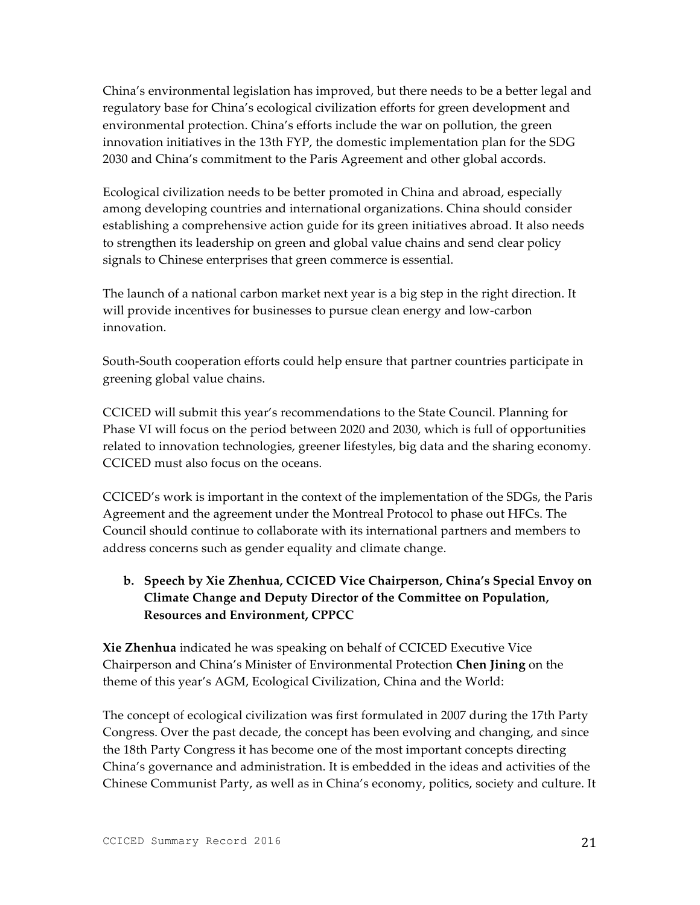China's environmental legislation has improved, but there needs to be a better legal and regulatory base for China's ecological civilization efforts for green development and environmental protection. China's efforts include the war on pollution, the green innovation initiatives in the 13th FYP, the domestic implementation plan for the SDG 2030 and China's commitment to the Paris Agreement and other global accords.

Ecological civilization needs to be better promoted in China and abroad, especially among developing countries and international organizations. China should consider establishing a comprehensive action guide for its green initiatives abroad. It also needs to strengthen its leadership on green and global value chains and send clear policy signals to Chinese enterprises that green commerce is essential.

The launch of a national carbon market next year is a big step in the right direction. It will provide incentives for businesses to pursue clean energy and low-carbon innovation.

South-South cooperation efforts could help ensure that partner countries participate in greening global value chains.

CCICED will submit this year's recommendations to the State Council. Planning for Phase VI will focus on the period between 2020 and 2030, which is full of opportunities related to innovation technologies, greener lifestyles, big data and the sharing economy. CCICED must also focus on the oceans.

CCICED's work is important in the context of the implementation of the SDGs, the Paris Agreement and the agreement under the Montreal Protocol to phase out HFCs. The Council should continue to collaborate with its international partners and members to address concerns such as gender equality and climate change.

**b. Speech by Xie Zhenhua, CCICED Vice Chairperson, China's Special Envoy on Climate Change and Deputy Director of the Committee on Population, Resources and Environment, CPPCC**

**Xie Zhenhua** indicated he was speaking on behalf of CCICED Executive Vice Chairperson and China's Minister of Environmental Protection **Chen Jining** on the theme of this year's AGM, Ecological Civilization, China and the World:

The concept of ecological civilization was first formulated in 2007 during the 17th Party Congress. Over the past decade, the concept has been evolving and changing, and since the 18th Party Congress it has become one of the most important concepts directing China's governance and administration. It is embedded in the ideas and activities of the Chinese Communist Party, as well as in China's economy, politics, society and culture. It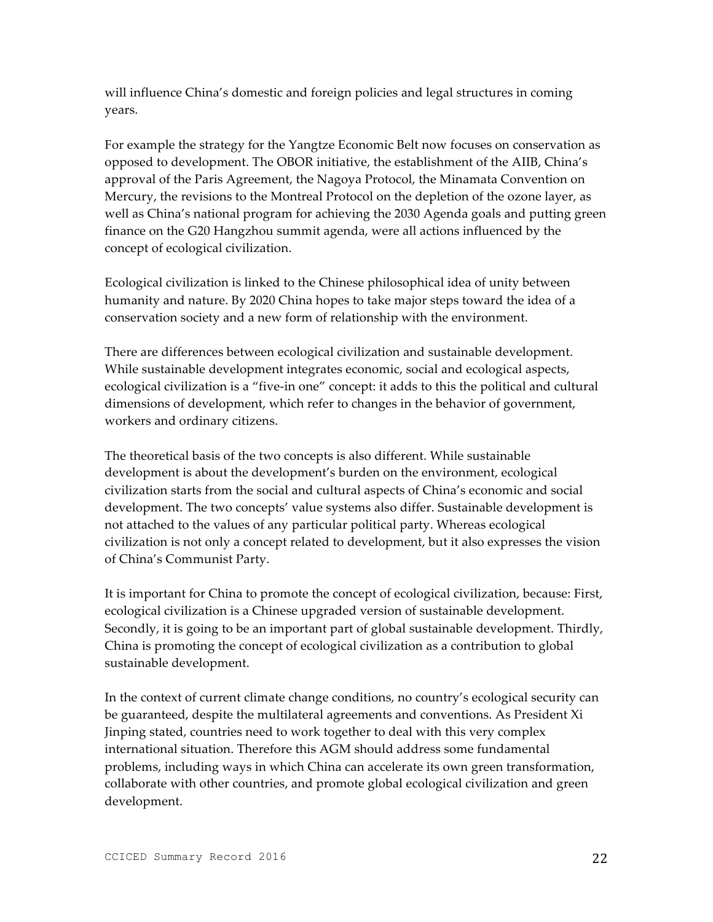will influence China's domestic and foreign policies and legal structures in coming years.

For example the strategy for the Yangtze Economic Belt now focuses on conservation as opposed to development. The OBOR initiative, the establishment of the AIIB, China's approval of the Paris Agreement, the Nagoya Protocol, the Minamata Convention on Mercury, the revisions to the Montreal Protocol on the depletion of the ozone layer, as well as China's national program for achieving the 2030 Agenda goals and putting green finance on the G20 Hangzhou summit agenda, were all actions influenced by the concept of ecological civilization.

Ecological civilization is linked to the Chinese philosophical idea of unity between humanity and nature. By 2020 China hopes to take major steps toward the idea of a conservation society and a new form of relationship with the environment.

There are differences between ecological civilization and sustainable development. While sustainable development integrates economic, social and ecological aspects, ecological civilization is a "five-in one" concept: it adds to this the political and cultural dimensions of development, which refer to changes in the behavior of government, workers and ordinary citizens.

The theoretical basis of the two concepts is also different. While sustainable development is about the development's burden on the environment, ecological civilization starts from the social and cultural aspects of China's economic and social development. The two concepts' value systems also differ. Sustainable development is not attached to the values of any particular political party. Whereas ecological civilization is not only a concept related to development, but it also expresses the vision of China's Communist Party.

It is important for China to promote the concept of ecological civilization, because: First, ecological civilization is a Chinese upgraded version of sustainable development. Secondly, it is going to be an important part of global sustainable development. Thirdly, China is promoting the concept of ecological civilization as a contribution to global sustainable development.

In the context of current climate change conditions, no country's ecological security can be guaranteed, despite the multilateral agreements and conventions. As President Xi Jinping stated, countries need to work together to deal with this very complex international situation. Therefore this AGM should address some fundamental problems, including ways in which China can accelerate its own green transformation, collaborate with other countries, and promote global ecological civilization and green development.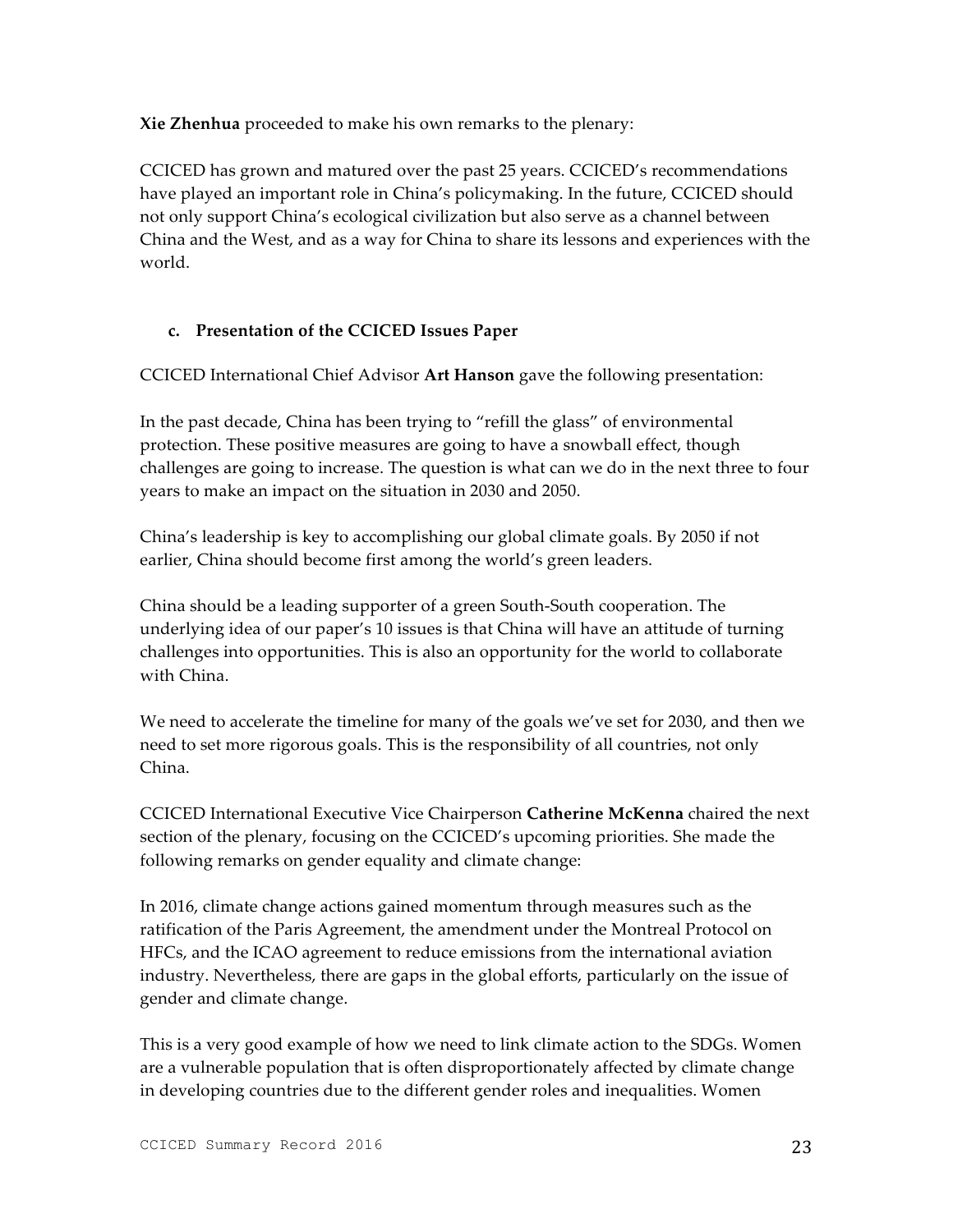**Xie Zhenhua** proceeded to make his own remarks to the plenary:

CCICED has grown and matured over the past 25 years. CCICED's recommendations have played an important role in China's policymaking. In the future, CCICED should not only support China's ecological civilization but also serve as a channel between China and the West, and as a way for China to share its lessons and experiences with the world.

### c. Presentation of the CCICED Issues Paper

CCICED International Chief Advisor **Art Hanson** gave the following presentation:

In the past decade, China has been trying to "refill the glass" of environmental protection. These positive measures are going to have a snowball effect, though challenges are going to increase. The question is what can we do in the next three to four years to make an impact on the situation in 2030 and 2050.

China's leadership is key to accomplishing our global climate goals. By 2050 if not earlier, China should become first among the world's green leaders.

China should be a leading supporter of a green South-South cooperation. The underlying idea of our paper's 10 issues is that China will have an attitude of turning challenges into opportunities. This is also an opportunity for the world to collaborate with China.

We need to accelerate the timeline for many of the goals we've set for 2030, and then we need to set more rigorous goals. This is the responsibility of all countries, not only China.

CCICED International Executive Vice Chairperson **Catherine McKenna** chaired the next section of the plenary, focusing on the CCICED's upcoming priorities. She made the following remarks on gender equality and climate change:

In 2016, climate change actions gained momentum through measures such as the ratification of the Paris Agreement, the amendment under the Montreal Protocol on HFCs, and the ICAO agreement to reduce emissions from the international aviation industry. Nevertheless, there are gaps in the global efforts, particularly on the issue of gender and climate change.

This is a very good example of how we need to link climate action to the SDGs. Women are a vulnerable population that is often disproportionately affected by climate change in developing countries due to the different gender roles and inequalities. Women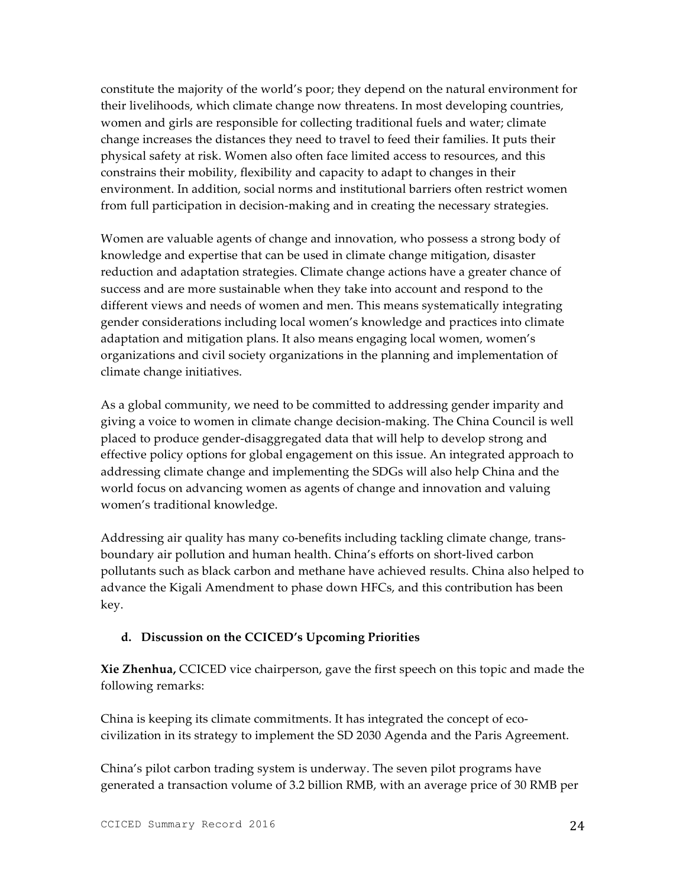constitute the majority of the world's poor; they depend on the natural environment for their livelihoods, which climate change now threatens. In most developing countries, women and girls are responsible for collecting traditional fuels and water; climate change increases the distances they need to travel to feed their families. It puts their physical safety at risk. Women also often face limited access to resources, and this constrains their mobility, flexibility and capacity to adapt to changes in their environment. In addition, social norms and institutional barriers often restrict women from full participation in decision-making and in creating the necessary strategies.

Women are valuable agents of change and innovation, who possess a strong body of knowledge and expertise that can be used in climate change mitigation, disaster reduction and adaptation strategies. Climate change actions have a greater chance of success and are more sustainable when they take into account and respond to the different views and needs of women and men. This means systematically integrating gender considerations including local women's knowledge and practices into climate adaptation and mitigation plans. It also means engaging local women, women's organizations and civil society organizations in the planning and implementation of climate change initiatives.

As a global community, we need to be committed to addressing gender imparity and giving a voice to women in climate change decision-making. The China Council is well placed to produce gender-disaggregated data that will help to develop strong and effective policy options for global engagement on this issue. An integrated approach to addressing climate change and implementing the SDGs will also help China and the world focus on advancing women as agents of change and innovation and valuing women's traditional knowledge.

Addressing air quality has many co-benefits including tackling climate change, trans-boundary air pollution and human health. China's efforts on short-lived carbon pollutants such as black carbon and methane have achieved results. China also helped to advance the Kigali Amendment to phase down HFCs, and this contribution has been key.

### d. Discussion on the CCICED's Upcoming Priorities

**Xie Zhenhua,** CCICED vice chairperson, gave the first speech on this topic and made the following remarks:

China is keeping its climate commitments. It has integrated the concept of eco-civilization in its strategy to implement the SD 2030 Agenda and the Paris Agreement.

China's pilot carbon trading system is underway. The seven pilot programs have generated a transaction volume of 3.2 billion RMB, with an average price of 30 RMB per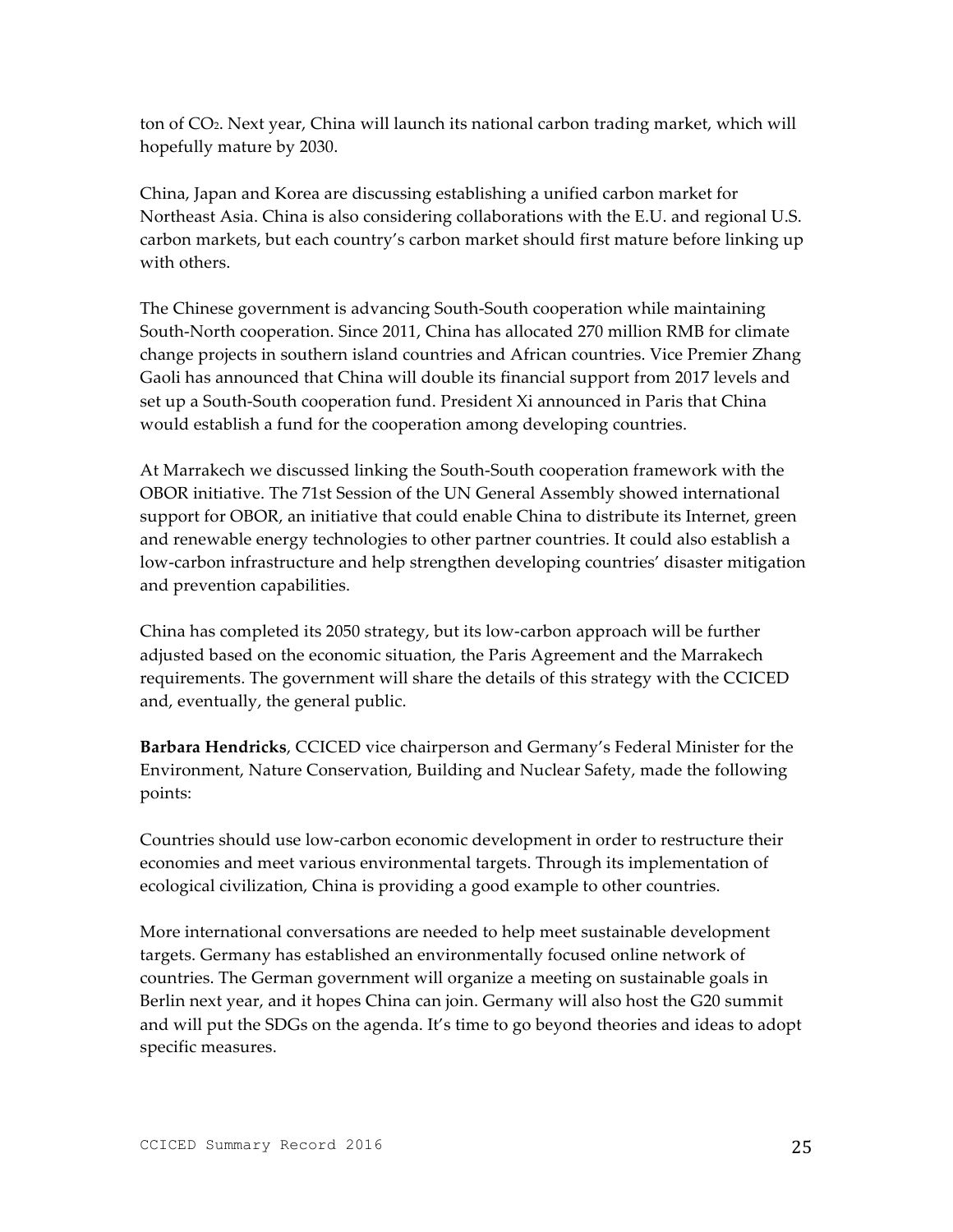ton of $CO_2$. Next year, China will launch its national carbon trading market, which will hopefully mature by 2030.

China, Japan and Korea are discussing establishing a unified carbon market for Northeast Asia. China is also considering collaborations with the E.U. and regional U.S. carbon markets, but each country's carbon market should first mature before linking up with others.

The Chinese government is advancing South-South cooperation while maintaining South-North cooperation. Since 2011, China has allocated 270 million RMB for climate change projects in southern island countries and African countries. Vice Premier Zhang Gaoli has announced that China will double its financial support from 2017 levels and set up a South-South cooperation fund. President Xi announced in Paris that China would establish a fund for the cooperation among developing countries.

At Marrakech we discussed linking the South-South cooperation framework with the OBOR initiative. The 71st Session of the UN General Assembly showed international support for OBOR, an initiative that could enable China to distribute its Internet, green and renewable energy technologies to other partner countries. It could also establish a low-carbon infrastructure and help strengthen developing countries' disaster mitigation and prevention capabilities.

China has completed its 2050 strategy, but its low-carbon approach will be further adjusted based on the economic situation, the Paris Agreement and the Marrakech requirements. The government will share the details of this strategy with the CCICED and, eventually, the general public.

**Barbara Hendricks**, CCICED vice chairperson and Germany's Federal Minister for the Environment, Nature Conservation, Building and Nuclear Safety, made the following points:

Countries should use low-carbon economic development in order to restructure their economies and meet various environmental targets. Through its implementation of ecological civilization, China is providing a good example to other countries.

More international conversations are needed to help meet sustainable development targets. Germany has established an environmentally focused online network of countries. The German government will organize a meeting on sustainable goals in Berlin next year, and it hopes China can join. Germany will also host the G20 summit and will put the SDGs on the agenda. It's time to go beyond theories and ideas to adopt specific measures.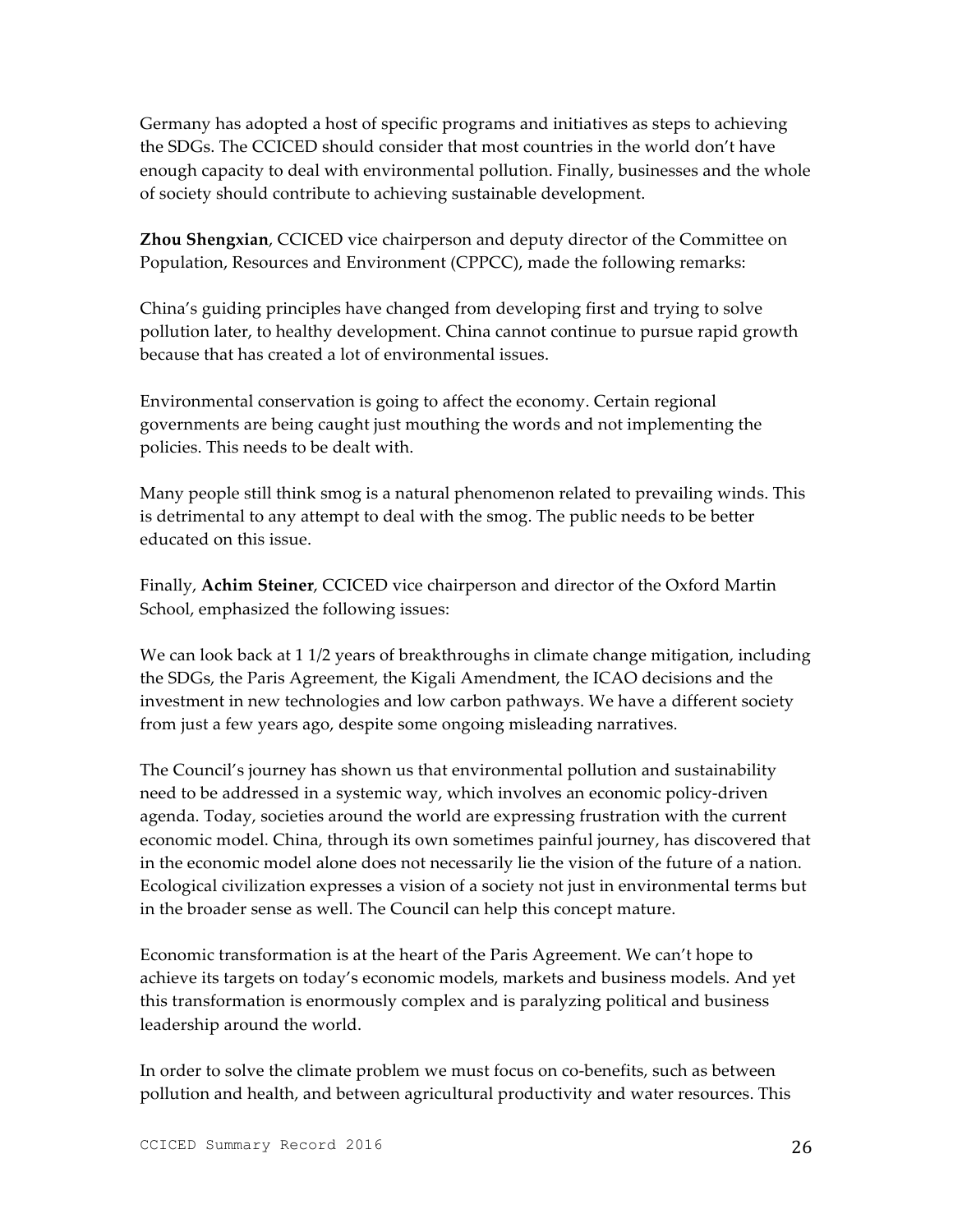Germany has adopted a host of specific programs and initiatives as steps to achieving the SDGs. The CCICED should consider that most countries in the world don't have enough capacity to deal with environmental pollution. Finally, businesses and the whole of society should contribute to achieving sustainable development.

**Zhou Shengxian**, CCICED vice chairperson and deputy director of the Committee on Population, Resources and Environment (CPPCC), made the following remarks:

China's guiding principles have changed from developing first and trying to solve pollution later, to healthy development. China cannot continue to pursue rapid growth because that has created a lot of environmental issues.

Environmental conservation is going to affect the economy. Certain regional governments are being caught just mouthing the words and not implementing the policies. This needs to be dealt with.

Many people still think smog is a natural phenomenon related to prevailing winds. This is detrimental to any attempt to deal with the smog. The public needs to be better educated on this issue.

Finally, **Achim Steiner**, CCICED vice chairperson and director of the Oxford Martin School, emphasized the following issues:

We can look back at 1 1/2 years of breakthroughs in climate change mitigation, including the SDGs, the Paris Agreement, the Kigali Amendment, the ICAO decisions and the investment in new technologies and low carbon pathways. We have a different society from just a few years ago, despite some ongoing misleading narratives.

The Council's journey has shown us that environmental pollution and sustainability need to be addressed in a systemic way, which involves an economic policy-driven agenda. Today, societies around the world are expressing frustration with the current economic model. China, through its own sometimes painful journey, has discovered that in the economic model alone does not necessarily lie the vision of the future of a nation. Ecological civilization expresses a vision of a society not just in environmental terms but in the broader sense as well. The Council can help this concept mature.

Economic transformation is at the heart of the Paris Agreement. We can't hope to achieve its targets on today's economic models, markets and business models. And yet this transformation is enormously complex and is paralyzing political and business leadership around the world.

In order to solve the climate problem we must focus on co-benefits, such as between pollution and health, and between agricultural productivity and water resources. This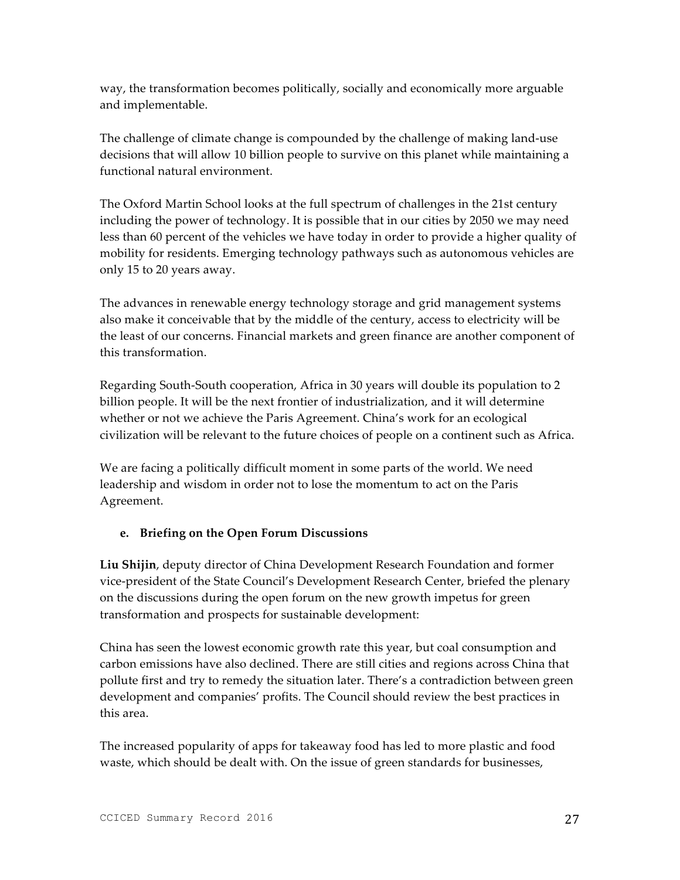way, the transformation becomes politically, socially and economically more arguable and implementable.

The challenge of climate change is compounded by the challenge of making land-use decisions that will allow 10 billion people to survive on this planet while maintaining a functional natural environment.

The Oxford Martin School looks at the full spectrum of challenges in the 21st century including the power of technology. It is possible that in our cities by 2050 we may need less than 60 percent of the vehicles we have today in order to provide a higher quality of mobility for residents. Emerging technology pathways such as autonomous vehicles are only 15 to 20 years away.

The advances in renewable energy technology storage and grid management systems also make it conceivable that by the middle of the century, access to electricity will be the least of our concerns. Financial markets and green finance are another component of this transformation.

Regarding South-South cooperation, Africa in 30 years will double its population to 2 billion people. It will be the next frontier of industrialization, and it will determine whether or not we achieve the Paris Agreement. China's work for an ecological civilization will be relevant to the future choices of people on a continent such as Africa.

We are facing a politically difficult moment in some parts of the world. We need leadership and wisdom in order not to lose the momentum to act on the Paris Agreement.

### e. Briefing on the Open Forum Discussions

**Liu Shijin**, deputy director of China Development Research Foundation and former vice-president of the State Council's Development Research Center, briefed the plenary on the discussions during the open forum on the new growth impetus for green transformation and prospects for sustainable development:

China has seen the lowest economic growth rate this year, but coal consumption and carbon emissions have also declined. There are still cities and regions across China that pollute first and try to remedy the situation later. There's a contradiction between green development and companies' profits. The Council should review the best practices in this area.

The increased popularity of apps for takeaway food has led to more plastic and food waste, which should be dealt with. On the issue of green standards for businesses,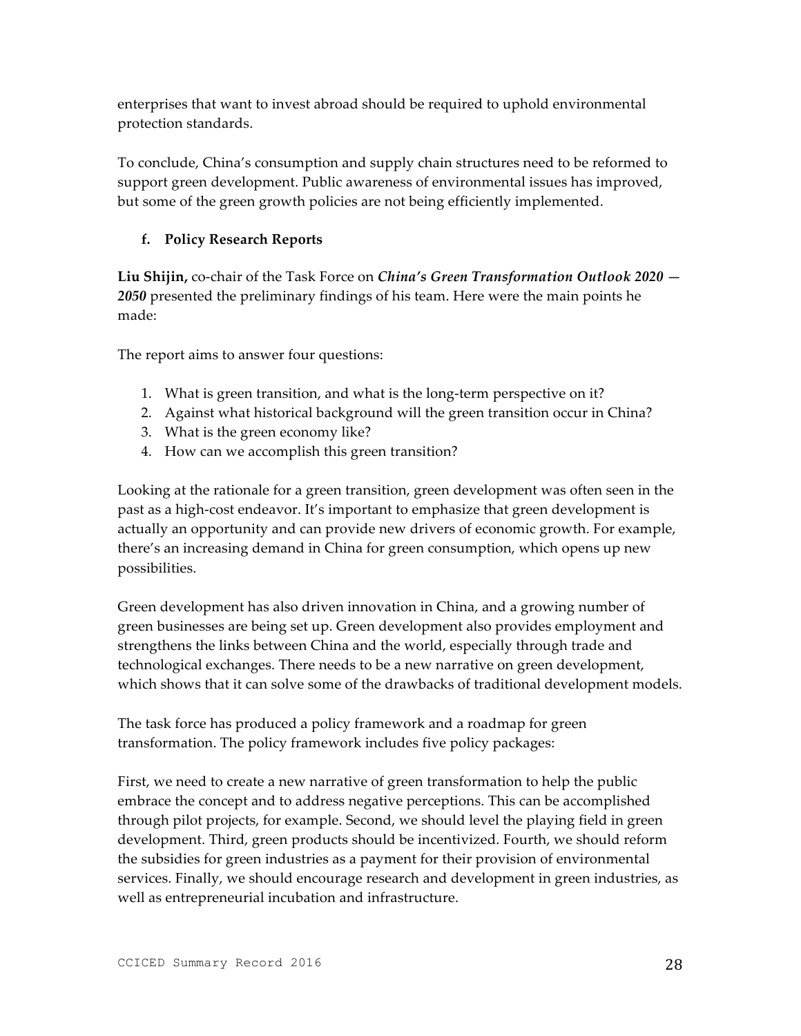enterprises that want to invest abroad should be required to uphold environmental protection standards.

To conclude, China's consumption and supply chain structures need to be reformed to support green development. Public awareness of environmental issues has improved, but some of the green growth policies are not being efficiently implemented.

### f. Policy Research Reports

**Liu Shijin,** co-chair of the Task Force on ***China's Green Transformation Outlook 2020 — 2050*** presented the preliminary findings of his team. Here were the main points he made:

The report aims to answer four questions:

1. What is green transition, and what is the long-term perspective on it?
2. Against what historical background will the green transition occur in China?
3. What is the green economy like?
4. How can we accomplish this green transition?

Looking at the rationale for a green transition, green development was often seen in the past as a high-cost endeavor. It's important to emphasize that green development is actually an opportunity and can provide new drivers of economic growth. For example, there's an increasing demand in China for green consumption, which opens up new possibilities.

Green development has also driven innovation in China, and a growing number of green businesses are being set up. Green development also provides employment and strengthens the links between China and the world, especially through trade and technological exchanges. There needs to be a new narrative on green development, which shows that it can solve some of the drawbacks of traditional development models.

The task force has produced a policy framework and a roadmap for green transformation. The policy framework includes five policy packages:

First, we need to create a new narrative of green transformation to help the public embrace the concept and to address negative perceptions. This can be accomplished through pilot projects, for example. Second, we should level the playing field in green development. Third, green products should be incentivized. Fourth, we should reform the subsidies for green industries as a payment for their provision of environmental services. Finally, we should encourage research and development in green industries, as well as entrepreneurial incubation and infrastructure.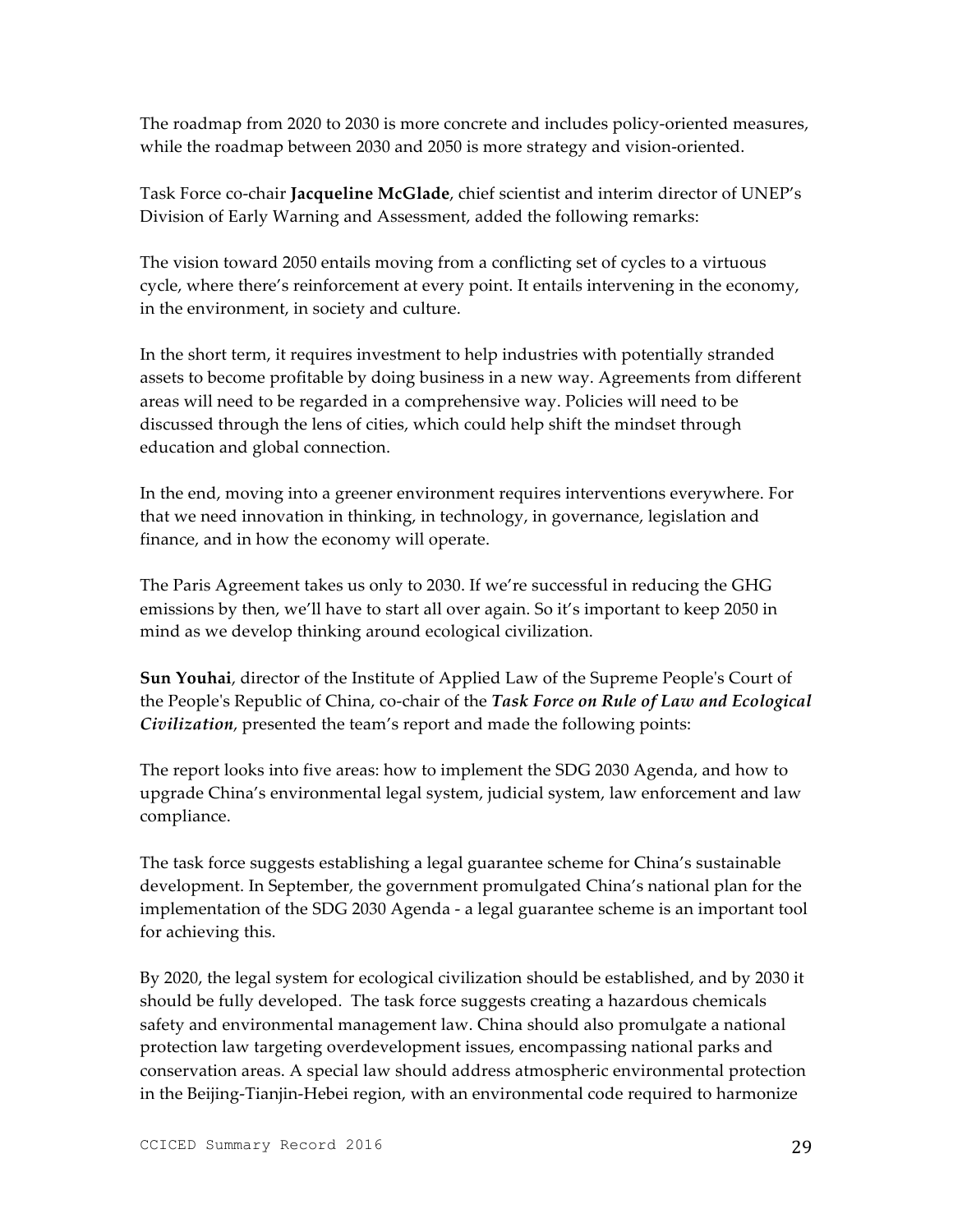The roadmap from 2020 to 2030 is more concrete and includes policy-oriented measures, while the roadmap between 2030 and 2050 is more strategy and vision-oriented.

Task Force co-chair **Jacqueline McGlade**, chief scientist and interim director of UNEP's Division of Early Warning and Assessment, added the following remarks:

The vision toward 2050 entails moving from a conflicting set of cycles to a virtuous cycle, where there's reinforcement at every point. It entails intervening in the economy, in the environment, in society and culture.

In the short term, it requires investment to help industries with potentially stranded assets to become profitable by doing business in a new way. Agreements from different areas will need to be regarded in a comprehensive way. Policies will need to be discussed through the lens of cities, which could help shift the mindset through education and global connection.

In the end, moving into a greener environment requires interventions everywhere. For that we need innovation in thinking, in technology, in governance, legislation and finance, and in how the economy will operate.

The Paris Agreement takes us only to 2030. If we're successful in reducing the GHG emissions by then, we'll have to start all over again. So it's important to keep 2050 in mind as we develop thinking around ecological civilization.

**Sun Youhai**, director of the Institute of Applied Law of the Supreme People's Court of the People's Republic of China, co-chair of the ***Task Force on Rule of Law and Ecological Civilization***, presented the team's report and made the following points:

The report looks into five areas: how to implement the SDG 2030 Agenda, and how to upgrade China's environmental legal system, judicial system, law enforcement and law compliance.

The task force suggests establishing a legal guarantee scheme for China's sustainable development. In September, the government promulgated China's national plan for the implementation of the SDG 2030 Agenda - a legal guarantee scheme is an important tool for achieving this.

By 2020, the legal system for ecological civilization should be established, and by 2030 it should be fully developed. The task force suggests creating a hazardous chemicals safety and environmental management law. China should also promulgate a national protection law targeting overdevelopment issues, encompassing national parks and conservation areas. A special law should address atmospheric environmental protection in the Beijing-Tianjin-Hebei region, with an environmental code required to harmonize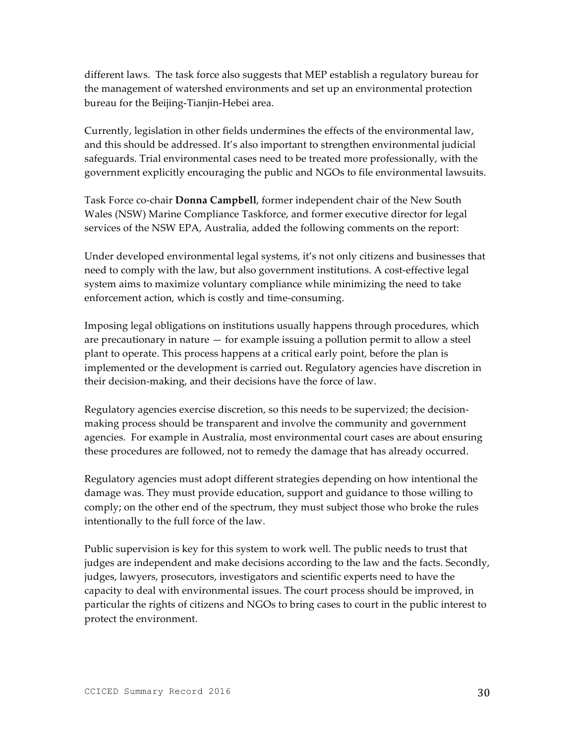different laws. The task force also suggests that MEP establish a regulatory bureau for the management of watershed environments and set up an environmental protection bureau for the Beijing-Tianjin-Hebei area.

Currently, legislation in other fields undermines the effects of the environmental law, and this should be addressed. It's also important to strengthen environmental judicial safeguards. Trial environmental cases need to be treated more professionally, with the government explicitly encouraging the public and NGOs to file environmental lawsuits.

Task Force co-chair **Donna Campbell**, former independent chair of the New South Wales (NSW) Marine Compliance Taskforce, and former executive director for legal services of the NSW EPA, Australia, added the following comments on the report:

Under developed environmental legal systems, it's not only citizens and businesses that need to comply with the law, but also government institutions. A cost-effective legal system aims to maximize voluntary compliance while minimizing the need to take enforcement action, which is costly and time-consuming.

Imposing legal obligations on institutions usually happens through procedures, which are precautionary in nature — for example issuing a pollution permit to allow a steel plant to operate. This process happens at a critical early point, before the plan is implemented or the development is carried out. Regulatory agencies have discretion in their decision-making, and their decisions have the force of law.

Regulatory agencies exercise discretion, so this needs to be supervized; the decision-making process should be transparent and involve the community and government agencies. For example in Australia, most environmental court cases are about ensuring these procedures are followed, not to remedy the damage that has already occurred.

Regulatory agencies must adopt different strategies depending on how intentional the damage was. They must provide education, support and guidance to those willing to comply; on the other end of the spectrum, they must subject those who broke the rules intentionally to the full force of the law.

Public supervision is key for this system to work well. The public needs to trust that judges are independent and make decisions according to the law and the facts. Secondly, judges, lawyers, prosecutors, investigators and scientific experts need to have the capacity to deal with environmental issues. The court process should be improved, in particular the rights of citizens and NGOs to bring cases to court in the public interest to protect the environment.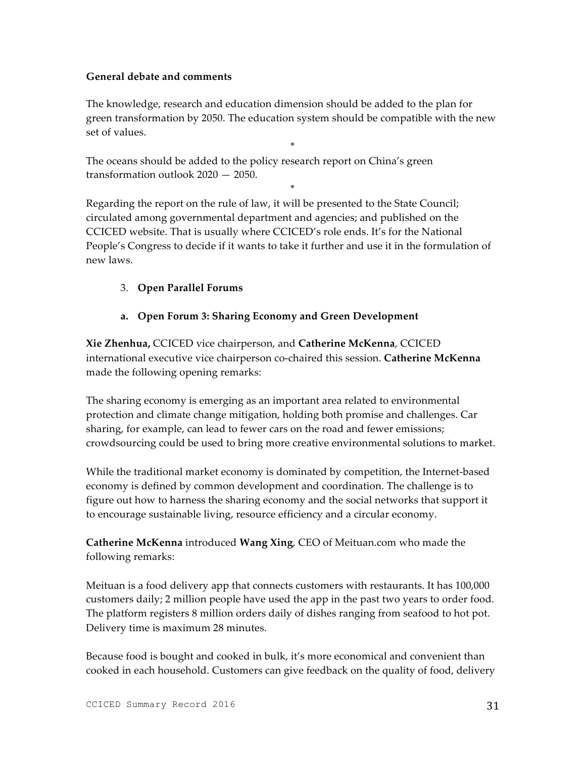**General debate and comments**

The knowledge, research and education dimension should be added to the plan for green transformation by 2050. The education system should be compatible with the new set of values.

*

The oceans should be added to the policy research report on China's green transformation outlook 2020 — 2050.

*

Regarding the report on the rule of law, it will be presented to the State Council; circulated among governmental department and agencies; and published on the CCICED website. That is usually where CCICED's role ends. It's for the National People's Congress to decide if it wants to take it further and use it in the formulation of new laws.

3. **Open Parallel Forums**

**a. Open Forum 3: Sharing Economy and Green Development**

**Xie Zhenhua,** CCICED vice chairperson, and **Catherine McKenna**, CCICED international executive vice chairperson co-chaired this session. **Catherine McKenna** made the following opening remarks:

The sharing economy is emerging as an important area related to environmental protection and climate change mitigation, holding both promise and challenges. Car sharing, for example, can lead to fewer cars on the road and fewer emissions; crowdsourcing could be used to bring more creative environmental solutions to market.

While the traditional market economy is dominated by competition, the Internet-based economy is defined by common development and coordination. The challenge is to figure out how to harness the sharing economy and the social networks that support it to encourage sustainable living, resource efficiency and a circular economy.

**Catherine McKenna** introduced **Wang Xing**, CEO of Meituan.com who made the following remarks:

Meituan is a food delivery app that connects customers with restaurants. It has 100,000 customers daily; 2 million people have used the app in the past two years to order food. The platform registers 8 million orders daily of dishes ranging from seafood to hot pot. Delivery time is maximum 28 minutes.

Because food is bought and cooked in bulk, it's more economical and convenient than cooked in each household. Customers can give feedback on the quality of food, delivery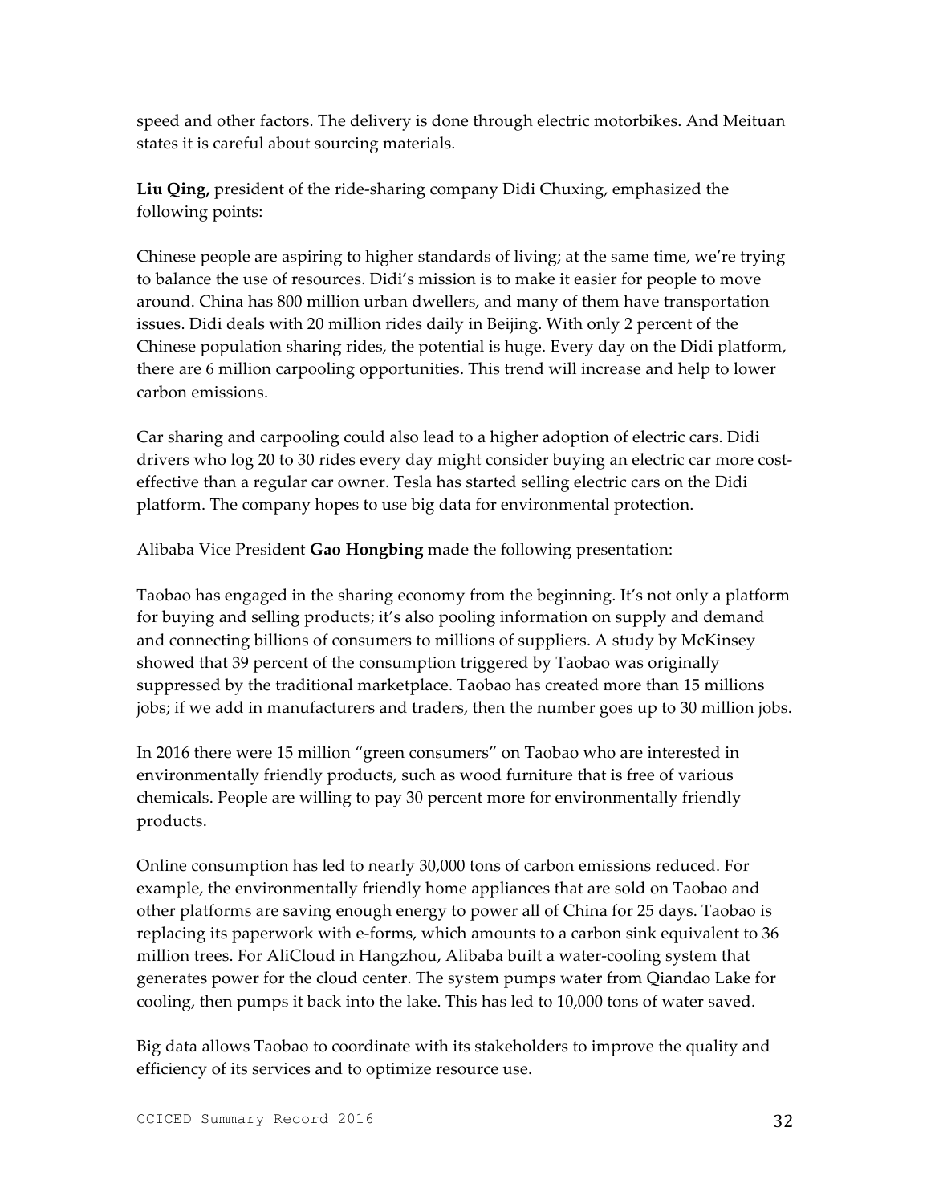speed and other factors. The delivery is done through electric motorbikes. And Meituan states it is careful about sourcing materials.

**Liu Qing,** president of the ride-sharing company Didi Chuxing, emphasized the following points:

Chinese people are aspiring to higher standards of living; at the same time, we're trying to balance the use of resources. Didi's mission is to make it easier for people to move around. China has 800 million urban dwellers, and many of them have transportation issues. Didi deals with 20 million rides daily in Beijing. With only 2 percent of the Chinese population sharing rides, the potential is huge. Every day on the Didi platform, there are 6 million carpooling opportunities. This trend will increase and help to lower carbon emissions.

Car sharing and carpooling could also lead to a higher adoption of electric cars. Didi drivers who log 20 to 30 rides every day might consider buying an electric car more cost-effective than a regular car owner. Tesla has started selling electric cars on the Didi platform. The company hopes to use big data for environmental protection.

Alibaba Vice President **Gao Hongbing** made the following presentation:

Taobao has engaged in the sharing economy from the beginning. It's not only a platform for buying and selling products; it's also pooling information on supply and demand and connecting billions of consumers to millions of suppliers. A study by McKinsey showed that 39 percent of the consumption triggered by Taobao was originally suppressed by the traditional marketplace. Taobao has created more than 15 millions jobs; if we add in manufacturers and traders, then the number goes up to 30 million jobs.

In 2016 there were 15 million "green consumers" on Taobao who are interested in environmentally friendly products, such as wood furniture that is free of various chemicals. People are willing to pay 30 percent more for environmentally friendly products.

Online consumption has led to nearly 30,000 tons of carbon emissions reduced. For example, the environmentally friendly home appliances that are sold on Taobao and other platforms are saving enough energy to power all of China for 25 days. Taobao is replacing its paperwork with e-forms, which amounts to a carbon sink equivalent to 36 million trees. For AliCloud in Hangzhou, Alibaba built a water-cooling system that generates power for the cloud center. The system pumps water from Qiandao Lake for cooling, then pumps it back into the lake. This has led to 10,000 tons of water saved.

Big data allows Taobao to coordinate with its stakeholders to improve the quality and efficiency of its services and to optimize resource use.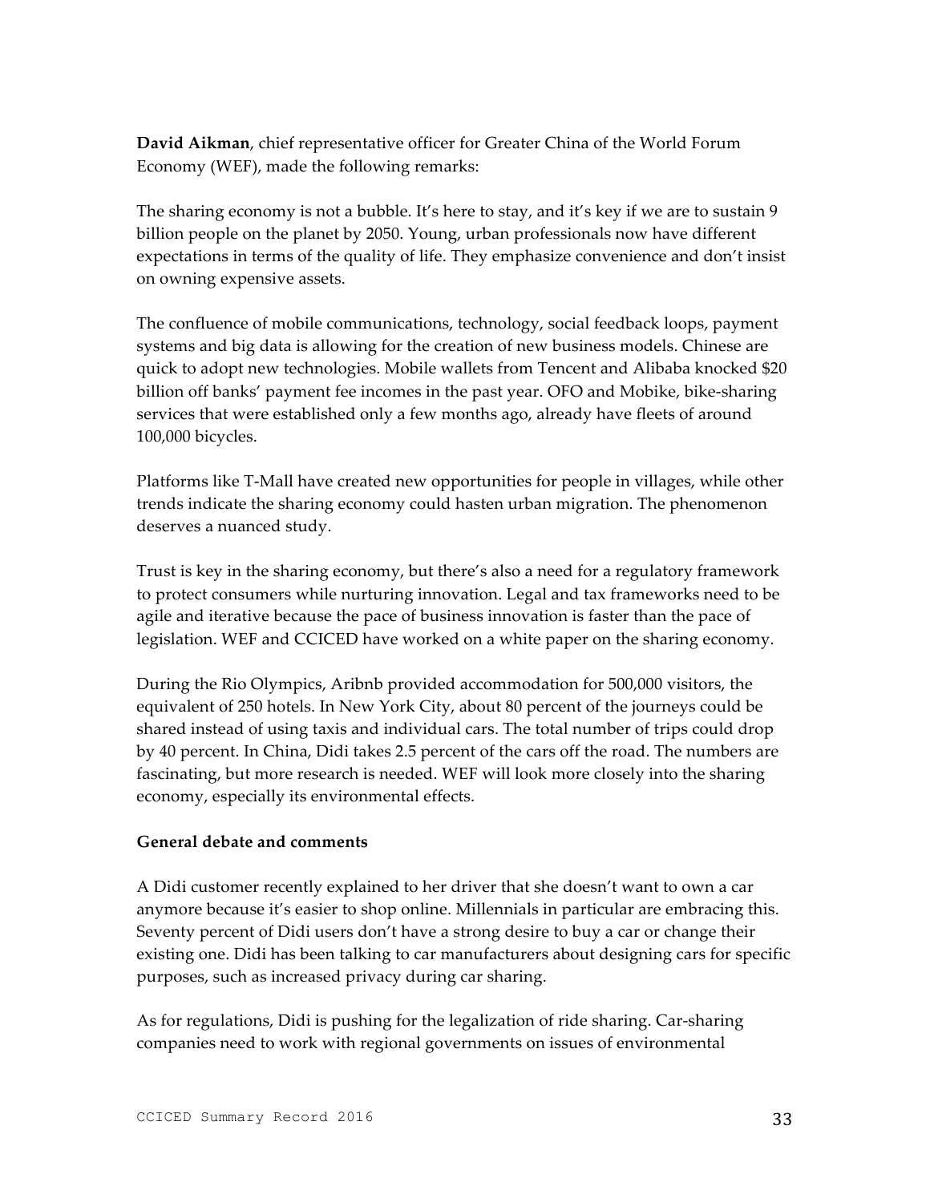**David Aikman**, chief representative officer for Greater China of the World Forum Economy (WEF), made the following remarks:

The sharing economy is not a bubble. It's here to stay, and it's key if we are to sustain 9 billion people on the planet by 2050. Young, urban professionals now have different expectations in terms of the quality of life. They emphasize convenience and don't insist on owning expensive assets.

The confluence of mobile communications, technology, social feedback loops, payment systems and big data is allowing for the creation of new business models. Chinese are quick to adopt new technologies. Mobile wallets from Tencent and Alibaba knocked $20 billion off banks' payment fee incomes in the past year. OFO and Mobike, bike-sharing services that were established only a few months ago, already have fleets of around 100,000 bicycles.

Platforms like T-Mall have created new opportunities for people in villages, while other trends indicate the sharing economy could hasten urban migration. The phenomenon deserves a nuanced study.

Trust is key in the sharing economy, but there's also a need for a regulatory framework to protect consumers while nurturing innovation. Legal and tax frameworks need to be agile and iterative because the pace of business innovation is faster than the pace of legislation. WEF and CCICED have worked on a white paper on the sharing economy.

During the Rio Olympics, Aribnb provided accommodation for 500,000 visitors, the equivalent of 250 hotels. In New York City, about 80 percent of the journeys could be shared instead of using taxis and individual cars. The total number of trips could drop by 40 percent. In China, Didi takes 2.5 percent of the cars off the road. The numbers are fascinating, but more research is needed. WEF will look more closely into the sharing economy, especially its environmental effects.

**General debate and comments**

A Didi customer recently explained to her driver that she doesn't want to own a car anymore because it's easier to shop online. Millennials in particular are embracing this. Seventy percent of Didi users don't have a strong desire to buy a car or change their existing one. Didi has been talking to car manufacturers about designing cars for specific purposes, such as increased privacy during car sharing.

As for regulations, Didi is pushing for the legalization of ride sharing. Car-sharing companies need to work with regional governments on issues of environmental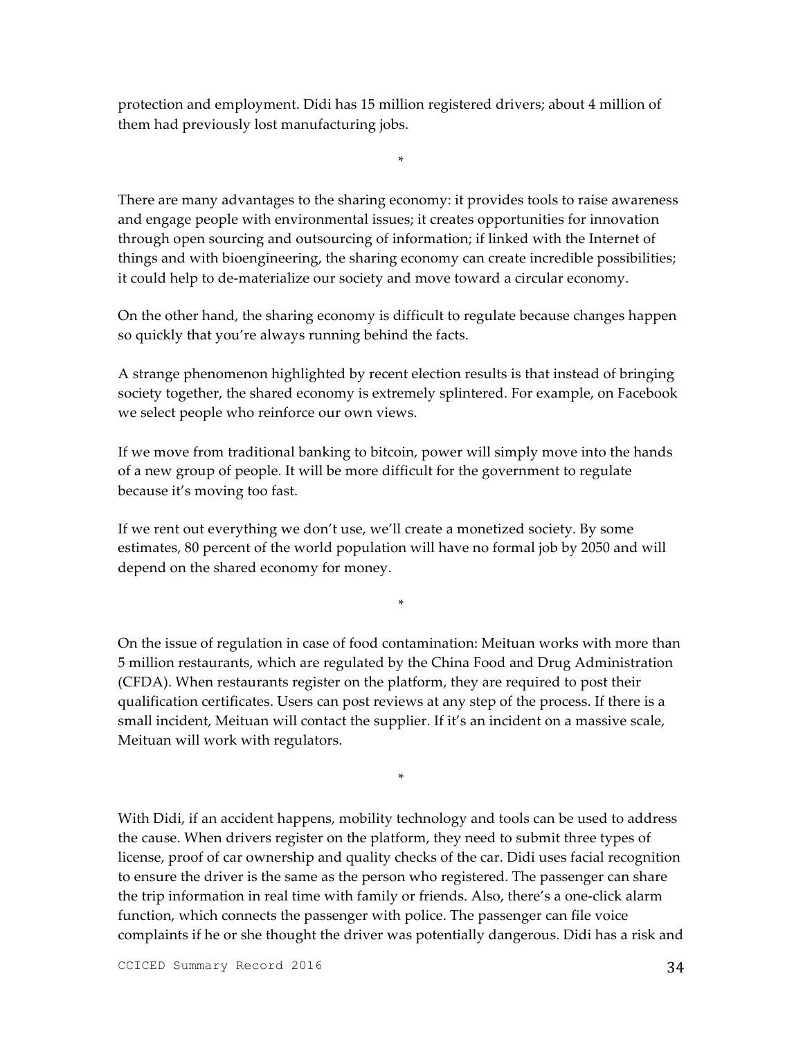protection and employment. Didi has 15 million registered drivers; about 4 million of them had previously lost manufacturing jobs.

*

There are many advantages to the sharing economy: it provides tools to raise awareness and engage people with environmental issues; it creates opportunities for innovation through open sourcing and outsourcing of information; if linked with the Internet of things and with bioengineering, the sharing economy can create incredible possibilities; it could help to de-materialize our society and move toward a circular economy.

On the other hand, the sharing economy is difficult to regulate because changes happen so quickly that you're always running behind the facts.

A strange phenomenon highlighted by recent election results is that instead of bringing society together, the shared economy is extremely splintered. For example, on Facebook we select people who reinforce our own views.

If we move from traditional banking to bitcoin, power will simply move into the hands of a new group of people. It will be more difficult for the government to regulate because it's moving too fast.

If we rent out everything we don't use, we'll create a monetized society. By some estimates, 80 percent of the world population will have no formal job by 2050 and will depend on the shared economy for money.

*

On the issue of regulation in case of food contamination: Meituan works with more than 5 million restaurants, which are regulated by the China Food and Drug Administration (CFDA). When restaurants register on the platform, they are required to post their qualification certificates. Users can post reviews at any step of the process. If there is a small incident, Meituan will contact the supplier. If it's an incident on a massive scale, Meituan will work with regulators.

*

With Didi, if an accident happens, mobility technology and tools can be used to address the cause. When drivers register on the platform, they need to submit three types of license, proof of car ownership and quality checks of the car. Didi uses facial recognition to ensure the driver is the same as the person who registered. The passenger can share the trip information in real time with family or friends. Also, there's a one-click alarm function, which connects the passenger with police. The passenger can file voice complaints if he or she thought the driver was potentially dangerous. Didi has a risk and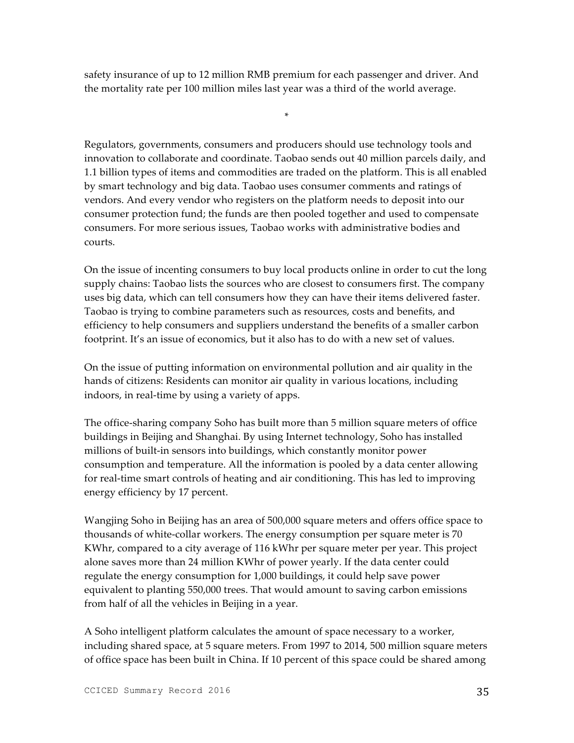safety insurance of up to 12 million RMB premium for each passenger and driver. And the mortality rate per 100 million miles last year was a third of the world average.

*

Regulators, governments, consumers and producers should use technology tools and innovation to collaborate and coordinate. Taobao sends out 40 million parcels daily, and 1.1 billion types of items and commodities are traded on the platform. This is all enabled by smart technology and big data. Taobao uses consumer comments and ratings of vendors. And every vendor who registers on the platform needs to deposit into our consumer protection fund; the funds are then pooled together and used to compensate consumers. For more serious issues, Taobao works with administrative bodies and courts.

On the issue of incenting consumers to buy local products online in order to cut the long supply chains: Taobao lists the sources who are closest to consumers first. The company uses big data, which can tell consumers how they can have their items delivered faster. Taobao is trying to combine parameters such as resources, costs and benefits, and efficiency to help consumers and suppliers understand the benefits of a smaller carbon footprint. It's an issue of economics, but it also has to do with a new set of values.

On the issue of putting information on environmental pollution and air quality in the hands of citizens: Residents can monitor air quality in various locations, including indoors, in real-time by using a variety of apps.

The office-sharing company Soho has built more than 5 million square meters of office buildings in Beijing and Shanghai. By using Internet technology, Soho has installed millions of built-in sensors into buildings, which constantly monitor power consumption and temperature. All the information is pooled by a data center allowing for real-time smart controls of heating and air conditioning. This has led to improving energy efficiency by 17 percent.

Wangjing Soho in Beijing has an area of 500,000 square meters and offers office space to thousands of white-collar workers. The energy consumption per square meter is 70 KWhr, compared to a city average of 116 kWhr per square meter per year. This project alone saves more than 24 million KWhr of power yearly. If the data center could regulate the energy consumption for 1,000 buildings, it could help save power equivalent to planting 550,000 trees. That would amount to saving carbon emissions from half of all the vehicles in Beijing in a year.

A Soho intelligent platform calculates the amount of space necessary to a worker, including shared space, at 5 square meters. From 1997 to 2014, 500 million square meters of office space has been built in China. If 10 percent of this space could be shared among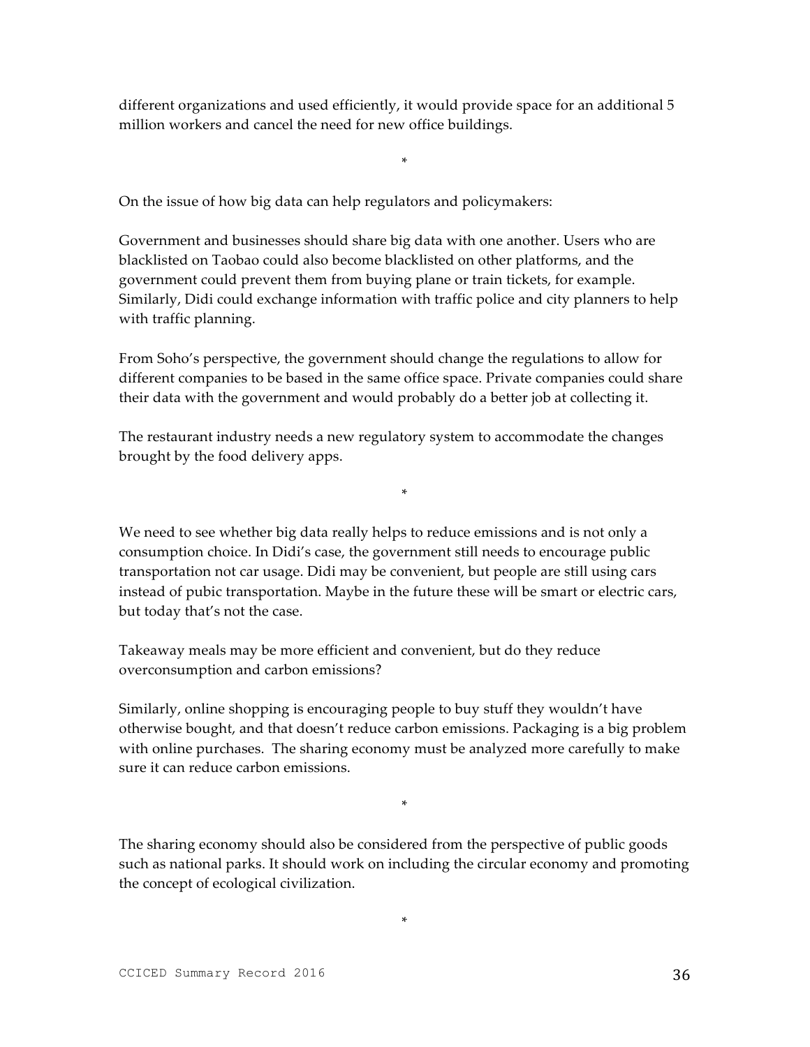different organizations and used efficiently, it would provide space for an additional 5 million workers and cancel the need for new office buildings.

*

On the issue of how big data can help regulators and policymakers:

Government and businesses should share big data with one another. Users who are blacklisted on Taobao could also become blacklisted on other platforms, and the government could prevent them from buying plane or train tickets, for example. Similarly, Didi could exchange information with traffic police and city planners to help with traffic planning.

From Soho's perspective, the government should change the regulations to allow for different companies to be based in the same office space. Private companies could share their data with the government and would probably do a better job at collecting it.

The restaurant industry needs a new regulatory system to accommodate the changes brought by the food delivery apps.

*

We need to see whether big data really helps to reduce emissions and is not only a consumption choice. In Didi's case, the government still needs to encourage public transportation not car usage. Didi may be convenient, but people are still using cars instead of pubic transportation. Maybe in the future these will be smart or electric cars, but today that's not the case.

Takeaway meals may be more efficient and convenient, but do they reduce overconsumption and carbon emissions?

Similarly, online shopping is encouraging people to buy stuff they wouldn't have otherwise bought, and that doesn't reduce carbon emissions. Packaging is a big problem with online purchases. The sharing economy must be analyzed more carefully to make sure it can reduce carbon emissions.

*

The sharing economy should also be considered from the perspective of public goods such as national parks. It should work on including the circular economy and promoting the concept of ecological civilization.

*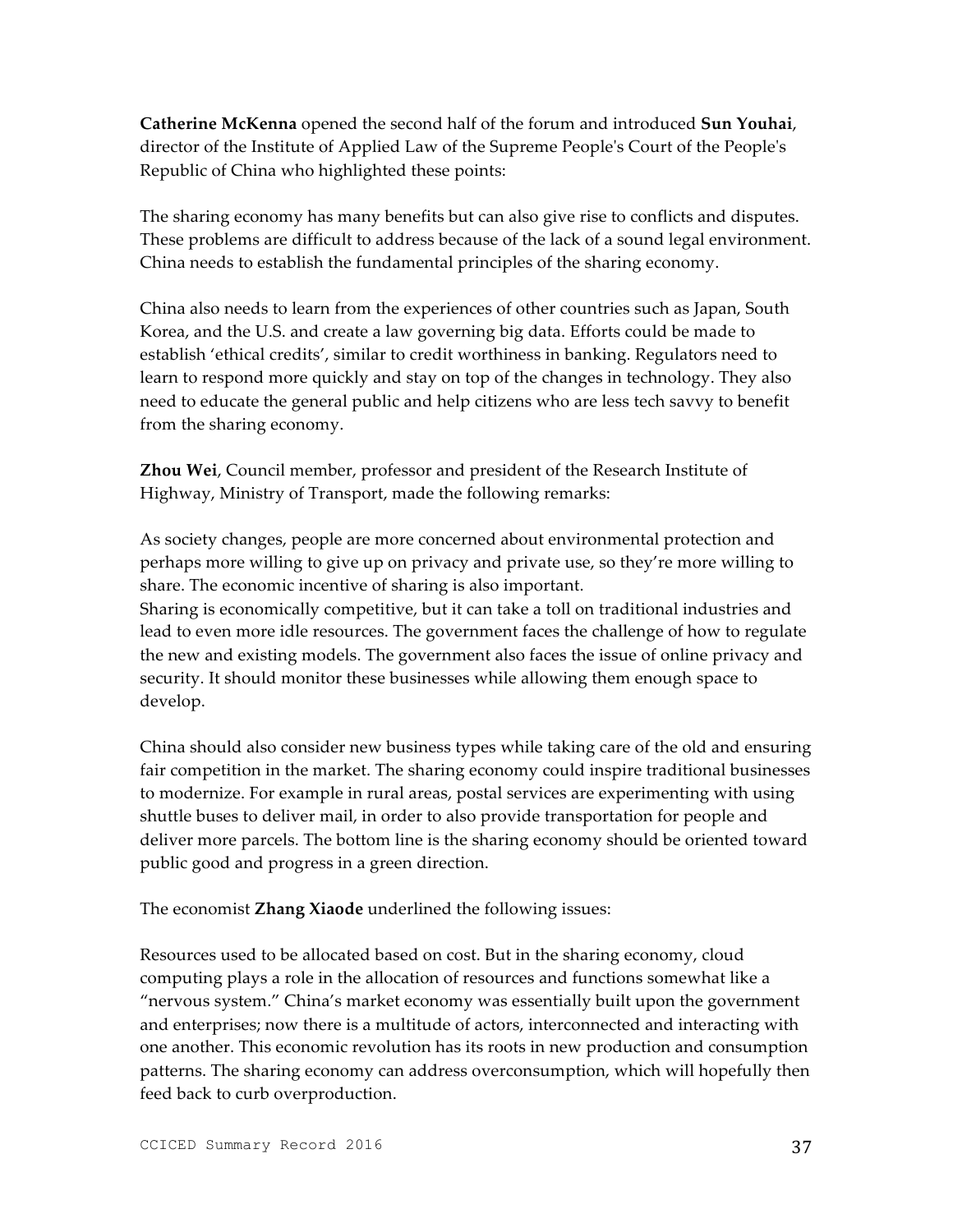**Catherine McKenna** opened the second half of the forum and introduced **Sun Youhai**, director of the Institute of Applied Law of the Supreme People's Court of the People's Republic of China who highlighted these points:

The sharing economy has many benefits but can also give rise to conflicts and disputes. These problems are difficult to address because of the lack of a sound legal environment. China needs to establish the fundamental principles of the sharing economy.

China also needs to learn from the experiences of other countries such as Japan, South Korea, and the U.S. and create a law governing big data. Efforts could be made to establish 'ethical credits', similar to credit worthiness in banking. Regulators need to learn to respond more quickly and stay on top of the changes in technology. They also need to educate the general public and help citizens who are less tech savvy to benefit from the sharing economy.

**Zhou Wei**, Council member, professor and president of the Research Institute of Highway, Ministry of Transport, made the following remarks:

As society changes, people are more concerned about environmental protection and perhaps more willing to give up on privacy and private use, so they're more willing to share. The economic incentive of sharing is also important.
Sharing is economically competitive, but it can take a toll on traditional industries and lead to even more idle resources. The government faces the challenge of how to regulate the new and existing models. The government also faces the issue of online privacy and security. It should monitor these businesses while allowing them enough space to develop.

China should also consider new business types while taking care of the old and ensuring fair competition in the market. The sharing economy could inspire traditional businesses to modernize. For example in rural areas, postal services are experimenting with using shuttle buses to deliver mail, in order to also provide transportation for people and deliver more parcels. The bottom line is the sharing economy should be oriented toward public good and progress in a green direction.

The economist **Zhang Xiaode** underlined the following issues:

Resources used to be allocated based on cost. But in the sharing economy, cloud computing plays a role in the allocation of resources and functions somewhat like a "nervous system." China's market economy was essentially built upon the government and enterprises; now there is a multitude of actors, interconnected and interacting with one another. This economic revolution has its roots in new production and consumption patterns. The sharing economy can address overconsumption, which will hopefully then feed back to curb overproduction.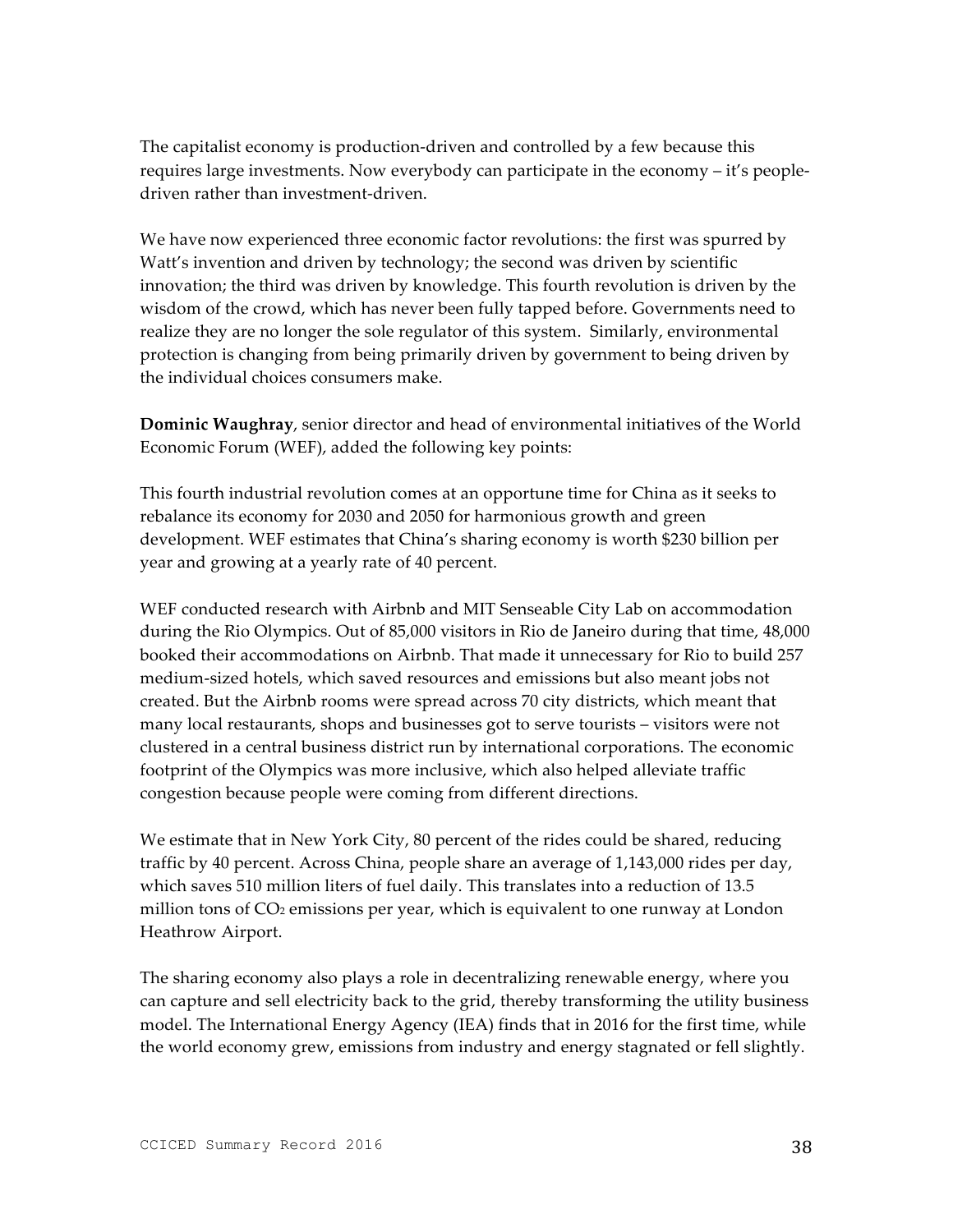The capitalist economy is production-driven and controlled by a few because this requires large investments. Now everybody can participate in the economy – it's people-driven rather than investment-driven.

We have now experienced three economic factor revolutions: the first was spurred by Watt's invention and driven by technology; the second was driven by scientific innovation; the third was driven by knowledge. This fourth revolution is driven by the wisdom of the crowd, which has never been fully tapped before. Governments need to realize they are no longer the sole regulator of this system. Similarly, environmental protection is changing from being primarily driven by government to being driven by the individual choices consumers make.

**Dominic Waughray**, senior director and head of environmental initiatives of the World Economic Forum (WEF), added the following key points:

This fourth industrial revolution comes at an opportune time for China as it seeks to rebalance its economy for 2030 and 2050 for harmonious growth and green development. WEF estimates that China's sharing economy is worth $230 billion per year and growing at a yearly rate of 40 percent.

WEF conducted research with Airbnb and MIT Senseable City Lab on accommodation during the Rio Olympics. Out of 85,000 visitors in Rio de Janeiro during that time, 48,000 booked their accommodations on Airbnb. That made it unnecessary for Rio to build 257 medium-sized hotels, which saved resources and emissions but also meant jobs not created. But the Airbnb rooms were spread across 70 city districts, which meant that many local restaurants, shops and businesses got to serve tourists – visitors were not clustered in a central business district run by international corporations. The economic footprint of the Olympics was more inclusive, which also helped alleviate traffic congestion because people were coming from different directions.

We estimate that in New York City, 80 percent of the rides could be shared, reducing traffic by 40 percent. Across China, people share an average of 1,143,000 rides per day, which saves 510 million liters of fuel daily. This translates into a reduction of 13.5 million tons of $CO_2$ emissions per year, which is equivalent to one runway at London Heathrow Airport.

The sharing economy also plays a role in decentralizing renewable energy, where you can capture and sell electricity back to the grid, thereby transforming the utility business model. The International Energy Agency (IEA) finds that in 2016 for the first time, while the world economy grew, emissions from industry and energy stagnated or fell slightly.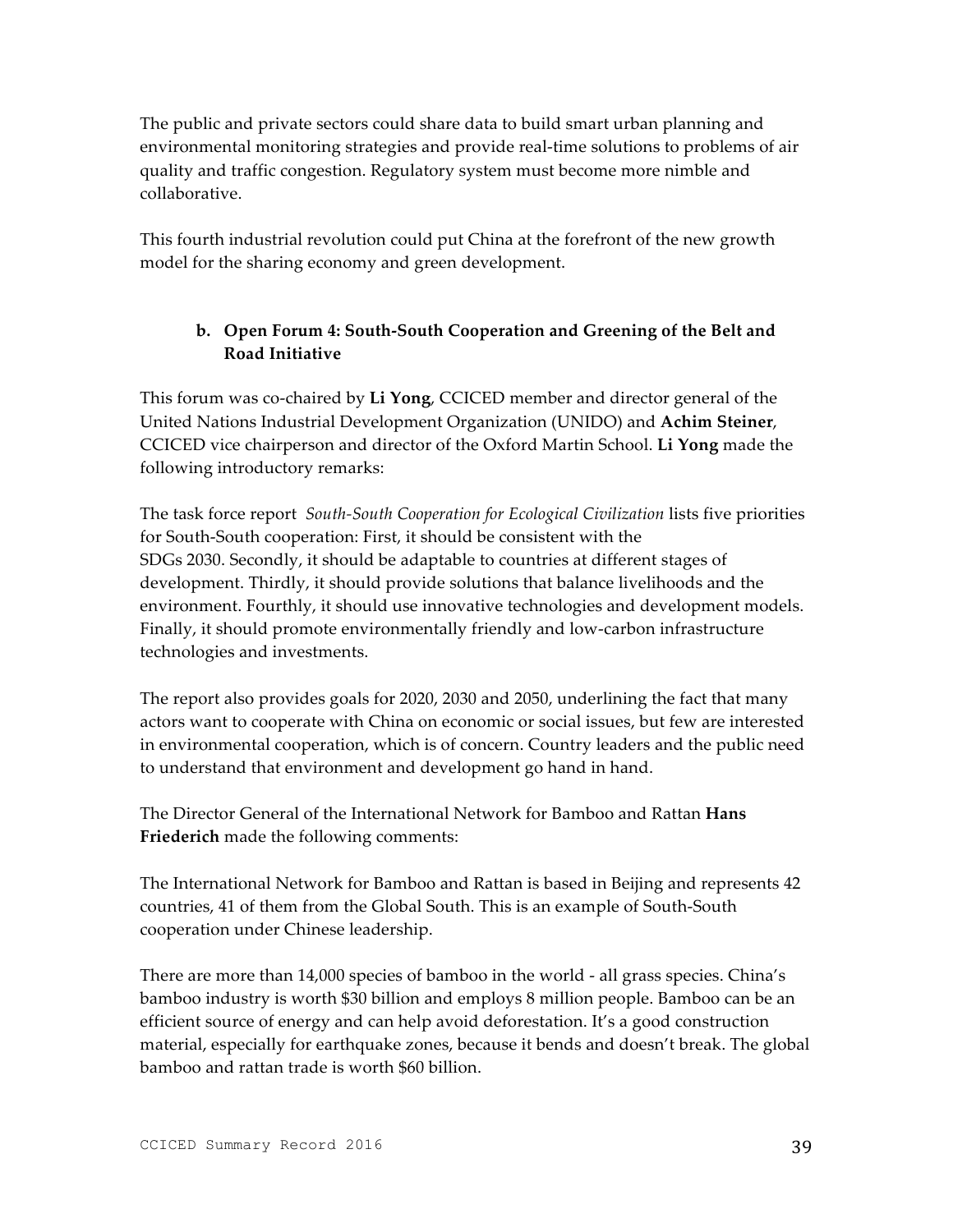The public and private sectors could share data to build smart urban planning and environmental monitoring strategies and provide real-time solutions to problems of air quality and traffic congestion. Regulatory system must become more nimble and collaborative.

This fourth industrial revolution could put China at the forefront of the new growth model for the sharing economy and green development.

### b. Open Forum 4: South-South Cooperation and Greening of the Belt and Road Initiative

This forum was co-chaired by **Li Yong**, CCICED member and director general of the United Nations Industrial Development Organization (UNIDO) and **Achim Steiner**, CCICED vice chairperson and director of the Oxford Martin School. **Li Yong** made the following introductory remarks:

The task force report *South-South Cooperation for Ecological Civilization* lists five priorities for South-South cooperation: First, it should be consistent with the SDGs 2030. Secondly, it should be adaptable to countries at different stages of development. Thirdly, it should provide solutions that balance livelihoods and the environment. Fourthly, it should use innovative technologies and development models. Finally, it should promote environmentally friendly and low-carbon infrastructure technologies and investments.

The report also provides goals for 2020, 2030 and 2050, underlining the fact that many actors want to cooperate with China on economic or social issues, but few are interested in environmental cooperation, which is of concern. Country leaders and the public need to understand that environment and development go hand in hand.

The Director General of the International Network for Bamboo and Rattan **Hans Friederich** made the following comments:

The International Network for Bamboo and Rattan is based in Beijing and represents 42 countries, 41 of them from the Global South. This is an example of South-South cooperation under Chinese leadership.

There are more than 14,000 species of bamboo in the world - all grass species. China's bamboo industry is worth $30 billion and employs 8 million people. Bamboo can be an efficient source of energy and can help avoid deforestation. It's a good construction material, especially for earthquake zones, because it bends and doesn't break. The global bamboo and rattan trade is worth $60 billion.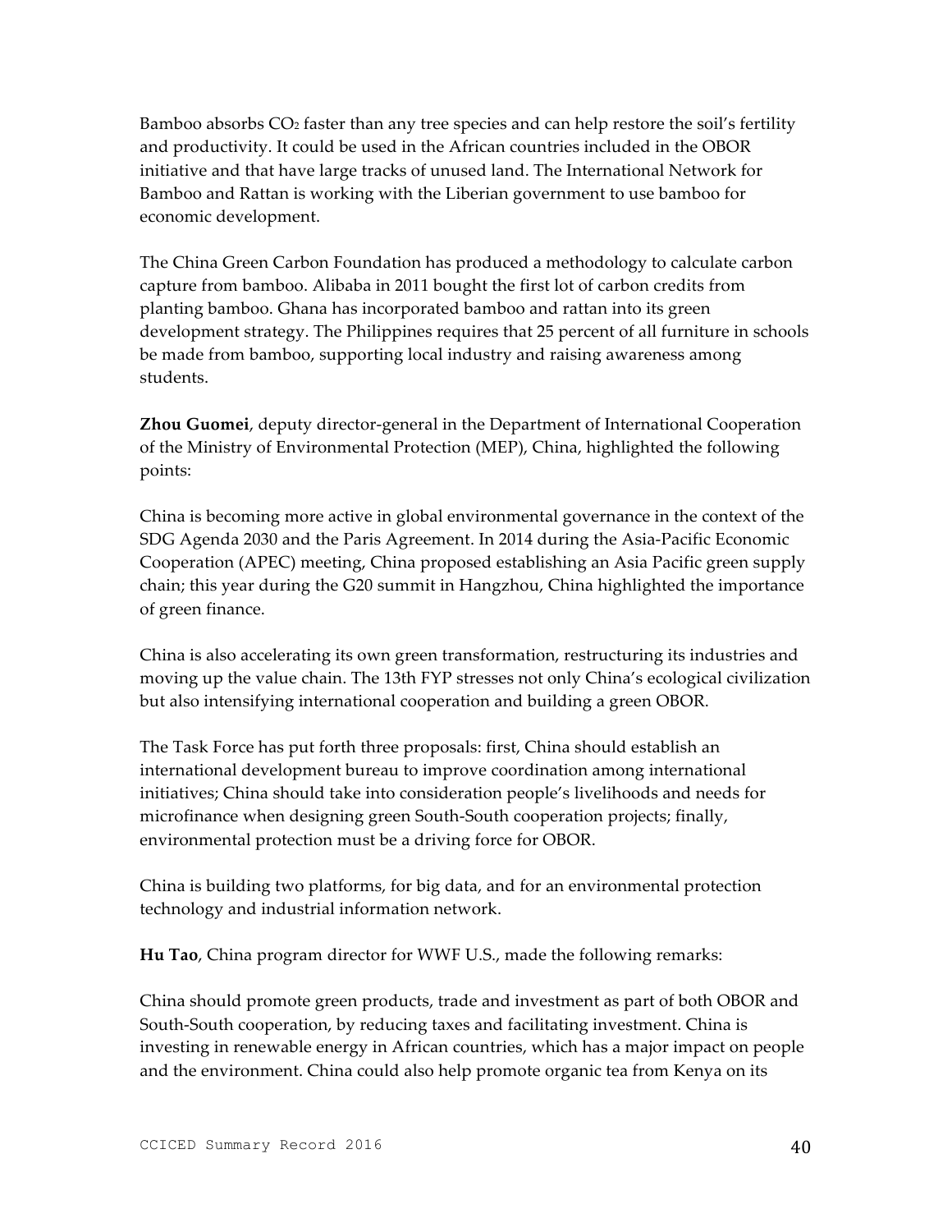Bamboo absorbs $CO_2$ faster than any tree species and can help restore the soil's fertility and productivity. It could be used in the African countries included in the OBOR initiative and that have large tracks of unused land. The International Network for Bamboo and Rattan is working with the Liberian government to use bamboo for economic development.

The China Green Carbon Foundation has produced a methodology to calculate carbon capture from bamboo. Alibaba in 2011 bought the first lot of carbon credits from planting bamboo. Ghana has incorporated bamboo and rattan into its green development strategy. The Philippines requires that 25 percent of all furniture in schools be made from bamboo, supporting local industry and raising awareness among students.

**Zhou Guomei**, deputy director-general in the Department of International Cooperation of the Ministry of Environmental Protection (MEP), China, highlighted the following points:

China is becoming more active in global environmental governance in the context of the SDG Agenda 2030 and the Paris Agreement. In 2014 during the Asia-Pacific Economic Cooperation (APEC) meeting, China proposed establishing an Asia Pacific green supply chain; this year during the G20 summit in Hangzhou, China highlighted the importance of green finance.

China is also accelerating its own green transformation, restructuring its industries and moving up the value chain. The 13th FYP stresses not only China's ecological civilization but also intensifying international cooperation and building a green OBOR.

The Task Force has put forth three proposals: first, China should establish an international development bureau to improve coordination among international initiatives; China should take into consideration people's livelihoods and needs for microfinance when designing green South-South cooperation projects; finally, environmental protection must be a driving force for OBOR.

China is building two platforms, for big data, and for an environmental protection technology and industrial information network.

**Hu Tao**, China program director for WWF U.S., made the following remarks:

China should promote green products, trade and investment as part of both OBOR and South-South cooperation, by reducing taxes and facilitating investment. China is investing in renewable energy in African countries, which has a major impact on people and the environment. China could also help promote organic tea from Kenya on its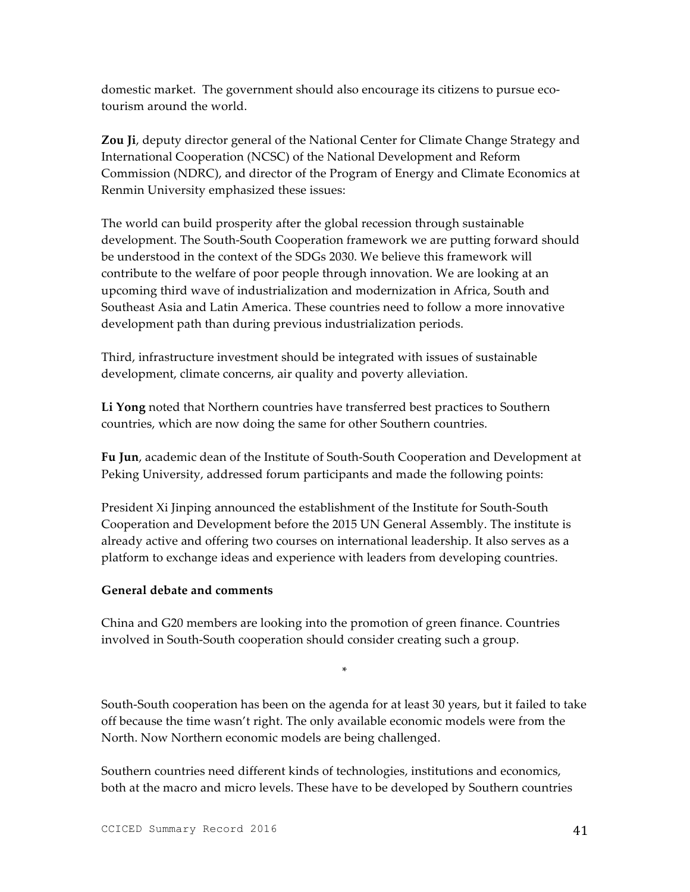domestic market. The government should also encourage its citizens to pursue eco-tourism around the world.

**Zou Ji**, deputy director general of the National Center for Climate Change Strategy and International Cooperation (NCSC) of the National Development and Reform Commission (NDRC), and director of the Program of Energy and Climate Economics at Renmin University emphasized these issues:

The world can build prosperity after the global recession through sustainable development. The South-South Cooperation framework we are putting forward should be understood in the context of the SDGs 2030. We believe this framework will contribute to the welfare of poor people through innovation. We are looking at an upcoming third wave of industrialization and modernization in Africa, South and Southeast Asia and Latin America. These countries need to follow a more innovative development path than during previous industrialization periods.

Third, infrastructure investment should be integrated with issues of sustainable development, climate concerns, air quality and poverty alleviation.

**Li Yong** noted that Northern countries have transferred best practices to Southern countries, which are now doing the same for other Southern countries.

**Fu Jun**, academic dean of the Institute of South-South Cooperation and Development at Peking University, addressed forum participants and made the following points:

President Xi Jinping announced the establishment of the Institute for South-South Cooperation and Development before the 2015 UN General Assembly. The institute is already active and offering two courses on international leadership. It also serves as a platform to exchange ideas and experience with leaders from developing countries.

**General debate and comments**

China and G20 members are looking into the promotion of green finance. Countries involved in South-South cooperation should consider creating such a group.

*

South-South cooperation has been on the agenda for at least 30 years, but it failed to take off because the time wasn't right. The only available economic models were from the North. Now Northern economic models are being challenged.

Southern countries need different kinds of technologies, institutions and economics, both at the macro and micro levels. These have to be developed by Southern countries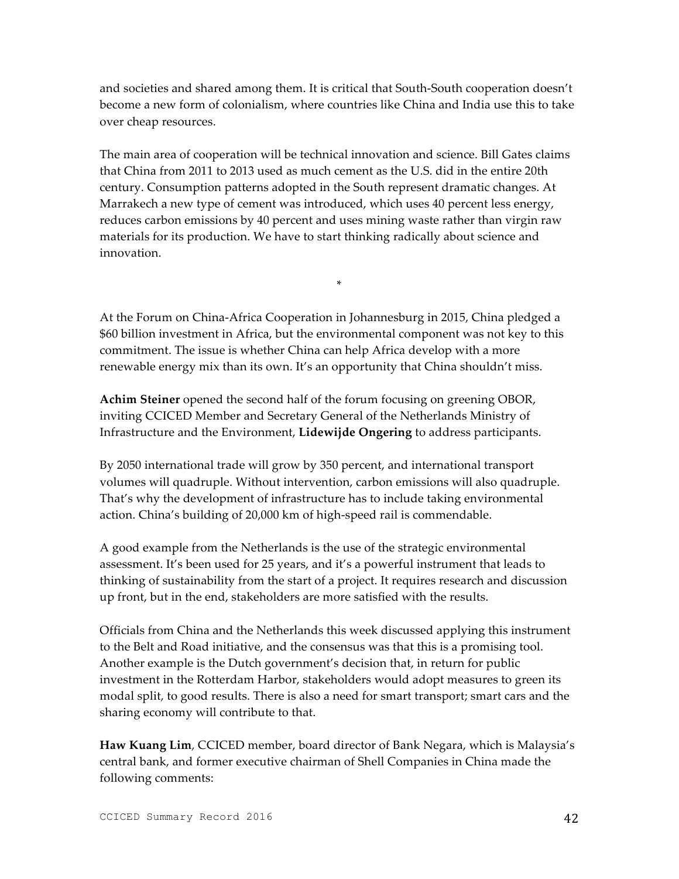and societies and shared among them. It is critical that South-South cooperation doesn't become a new form of colonialism, where countries like China and India use this to take over cheap resources.

The main area of cooperation will be technical innovation and science. Bill Gates claims that China from 2011 to 2013 used as much cement as the U.S. did in the entire 20th century. Consumption patterns adopted in the South represent dramatic changes. At Marrakech a new type of cement was introduced, which uses 40 percent less energy, reduces carbon emissions by 40 percent and uses mining waste rather than virgin raw materials for its production. We have to start thinking radically about science and innovation.

*

At the Forum on China-Africa Cooperation in Johannesburg in 2015, China pledged a $60 billion investment in Africa, but the environmental component was not key to this commitment. The issue is whether China can help Africa develop with a more renewable energy mix than its own. It's an opportunity that China shouldn't miss.

**Achim Steiner** opened the second half of the forum focusing on greening OBOR, inviting CCICED Member and Secretary General of the Netherlands Ministry of Infrastructure and the Environment, **Lidewijde Ongering** to address participants.

By 2050 international trade will grow by 350 percent, and international transport volumes will quadruple. Without intervention, carbon emissions will also quadruple. That's why the development of infrastructure has to include taking environmental action. China's building of 20,000 km of high-speed rail is commendable.

A good example from the Netherlands is the use of the strategic environmental assessment. It's been used for 25 years, and it's a powerful instrument that leads to thinking of sustainability from the start of a project. It requires research and discussion up front, but in the end, stakeholders are more satisfied with the results.

Officials from China and the Netherlands this week discussed applying this instrument to the Belt and Road initiative, and the consensus was that this is a promising tool. Another example is the Dutch government's decision that, in return for public investment in the Rotterdam Harbor, stakeholders would adopt measures to green its modal split, to good results. There is also a need for smart transport; smart cars and the sharing economy will contribute to that.

**Haw Kuang Lim**, CCICED member, board director of Bank Negara, which is Malaysia's central bank, and former executive chairman of Shell Companies in China made the following comments: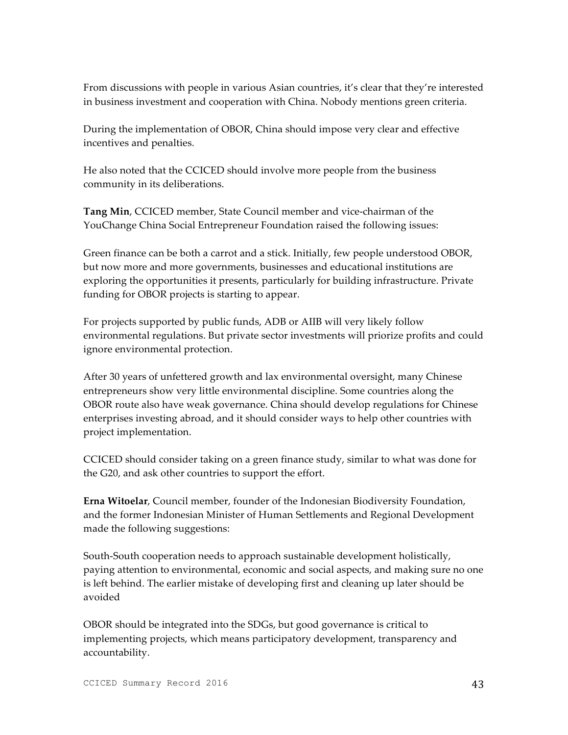From discussions with people in various Asian countries, it's clear that they're interested in business investment and cooperation with China. Nobody mentions green criteria.

During the implementation of OBOR, China should impose very clear and effective incentives and penalties.

He also noted that the CCICED should involve more people from the business community in its deliberations.

**Tang Min**, CCICED member, State Council member and vice-chairman of the YouChange China Social Entrepreneur Foundation raised the following issues:

Green finance can be both a carrot and a stick. Initially, few people understood OBOR, but now more and more governments, businesses and educational institutions are exploring the opportunities it presents, particularly for building infrastructure. Private funding for OBOR projects is starting to appear.

For projects supported by public funds, ADB or AIIB will very likely follow environmental regulations. But private sector investments will priorize profits and could ignore environmental protection.

After 30 years of unfettered growth and lax environmental oversight, many Chinese entrepreneurs show very little environmental discipline. Some countries along the OBOR route also have weak governance. China should develop regulations for Chinese enterprises investing abroad, and it should consider ways to help other countries with project implementation.

CCICED should consider taking on a green finance study, similar to what was done for the G20, and ask other countries to support the effort.

**Erna Witoelar**, Council member, founder of the Indonesian Biodiversity Foundation, and the former Indonesian Minister of Human Settlements and Regional Development made the following suggestions:

South-South cooperation needs to approach sustainable development holistically, paying attention to environmental, economic and social aspects, and making sure no one is left behind. The earlier mistake of developing first and cleaning up later should be avoided

OBOR should be integrated into the SDGs, but good governance is critical to implementing projects, which means participatory development, transparency and accountability.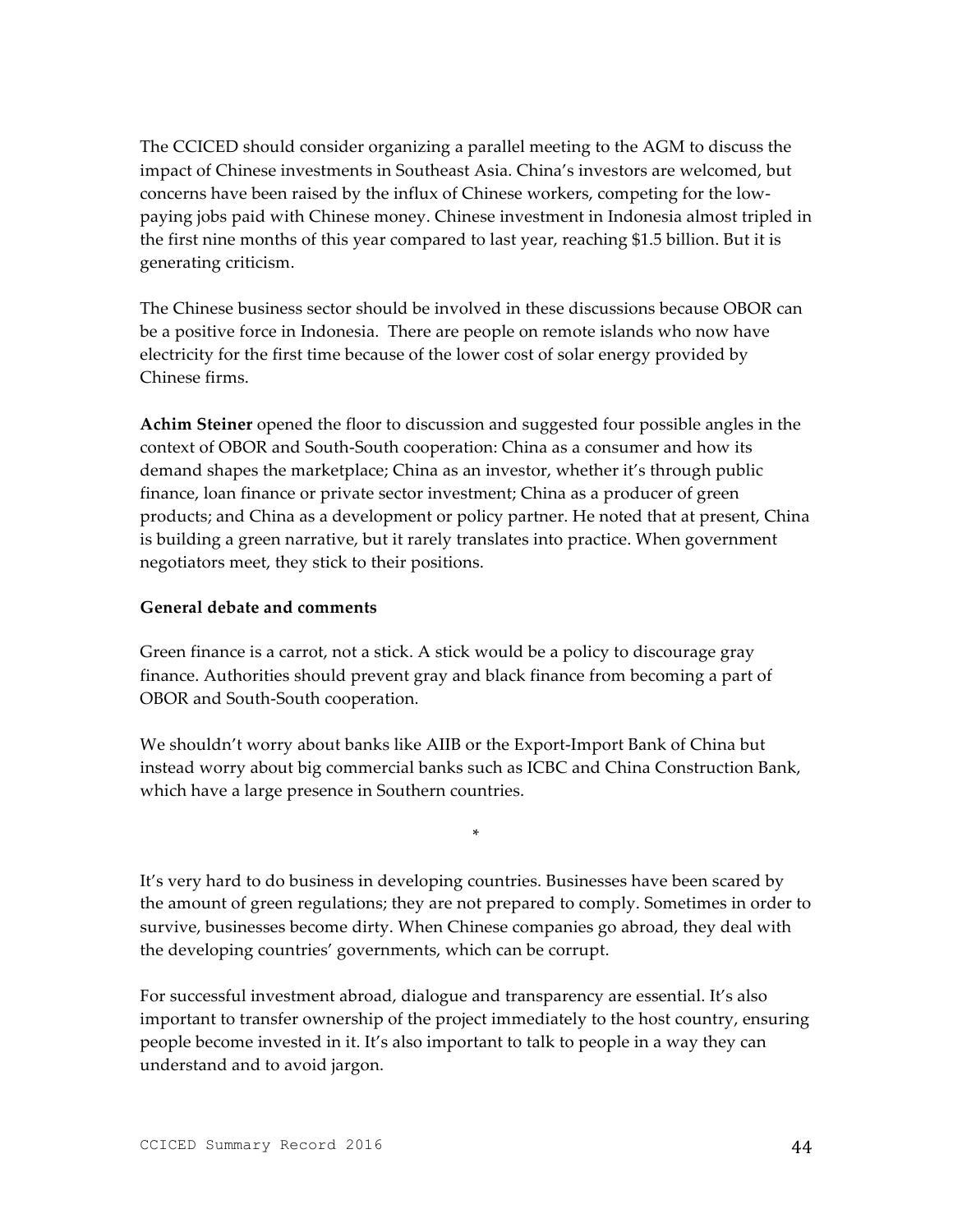The CCICED should consider organizing a parallel meeting to the AGM to discuss the impact of Chinese investments in Southeast Asia. China's investors are welcomed, but concerns have been raised by the influx of Chinese workers, competing for the low-paying jobs paid with Chinese money. Chinese investment in Indonesia almost tripled in the first nine months of this year compared to last year, reaching $1.5 billion. But it is generating criticism.

The Chinese business sector should be involved in these discussions because OBOR can be a positive force in Indonesia. There are people on remote islands who now have electricity for the first time because of the lower cost of solar energy provided by Chinese firms.

**Achim Steiner** opened the floor to discussion and suggested four possible angles in the context of OBOR and South-South cooperation: China as a consumer and how its demand shapes the marketplace; China as an investor, whether it's through public finance, loan finance or private sector investment; China as a producer of green products; and China as a development or policy partner. He noted that at present, China is building a green narrative, but it rarely translates into practice. When government negotiators meet, they stick to their positions.

**General debate and comments**

Green finance is a carrot, not a stick. A stick would be a policy to discourage gray finance. Authorities should prevent gray and black finance from becoming a part of OBOR and South-South cooperation.

We shouldn't worry about banks like AIIB or the Export-Import Bank of China but instead worry about big commercial banks such as ICBC and China Construction Bank, which have a large presence in Southern countries.

*

It's very hard to do business in developing countries. Businesses have been scared by the amount of green regulations; they are not prepared to comply. Sometimes in order to survive, businesses become dirty. When Chinese companies go abroad, they deal with the developing countries' governments, which can be corrupt.

For successful investment abroad, dialogue and transparency are essential. It's also important to transfer ownership of the project immediately to the host country, ensuring people become invested in it. It's also important to talk to people in a way they can understand and to avoid jargon.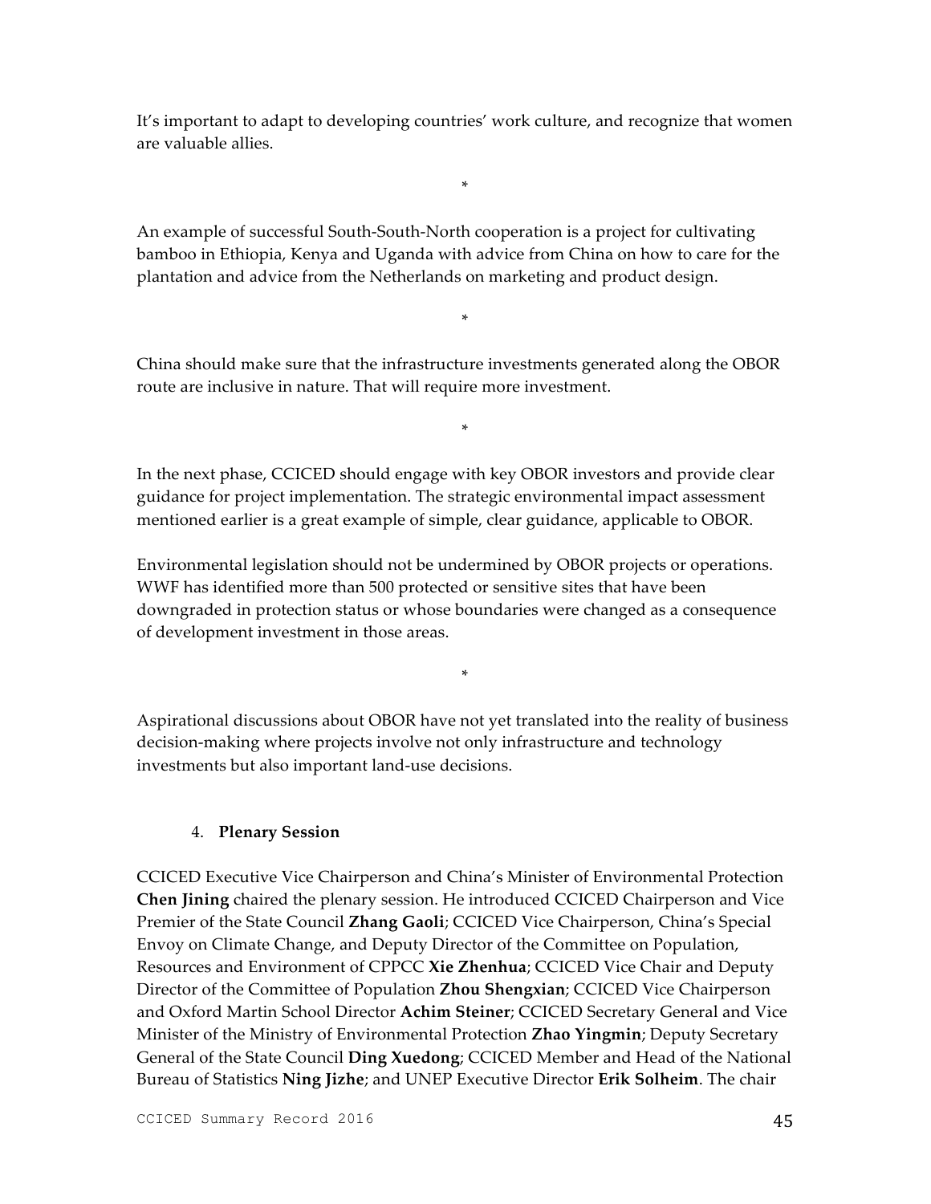It's important to adapt to developing countries' work culture, and recognize that women are valuable allies.

*

An example of successful South-South-North cooperation is a project for cultivating bamboo in Ethiopia, Kenya and Uganda with advice from China on how to care for the plantation and advice from the Netherlands on marketing and product design.

*

China should make sure that the infrastructure investments generated along the OBOR route are inclusive in nature. That will require more investment.

*

In the next phase, CCICED should engage with key OBOR investors and provide clear guidance for project implementation. The strategic environmental impact assessment mentioned earlier is a great example of simple, clear guidance, applicable to OBOR.

Environmental legislation should not be undermined by OBOR projects or operations. WWF has identified more than 500 protected or sensitive sites that have been downgraded in protection status or whose boundaries were changed as a consequence of development investment in those areas.

*

Aspirational discussions about OBOR have not yet translated into the reality of business decision-making where projects involve not only infrastructure and technology investments but also important land-use decisions.

## 4. Plenary Session

CCICED Executive Vice Chairperson and China's Minister of Environmental Protection **Chen Jining** chaired the plenary session. He introduced CCICED Chairperson and Vice Premier of the State Council **Zhang Gaoli**; CCICED Vice Chairperson, China's Special Envoy on Climate Change, and Deputy Director of the Committee on Population, Resources and Environment of CPPCC **Xie Zhenhua**; CCICED Vice Chair and Deputy Director of the Committee of Population **Zhou Shengxian**; CCICED Vice Chairperson and Oxford Martin School Director **Achim Steiner**; CCICED Secretary General and Vice Minister of the Ministry of Environmental Protection **Zhao Yingmin**; Deputy Secretary General of the State Council **Ding Xuedong**; CCICED Member and Head of the National Bureau of Statistics **Ning Jizhe**; and UNEP Executive Director **Erik Solheim**. The chair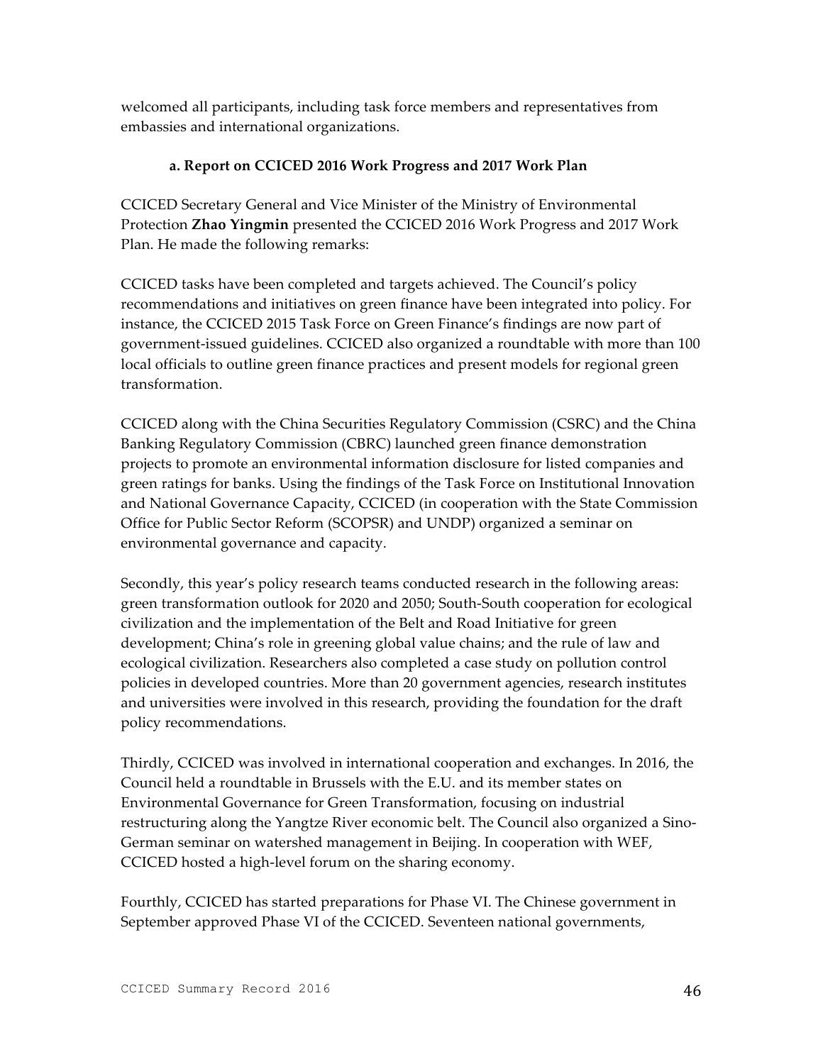welcomed all participants, including task force members and representatives from embassies and international organizations.

### a. Report on CCICED 2016 Work Progress and 2017 Work Plan

CCICED Secretary General and Vice Minister of the Ministry of Environmental Protection **Zhao Yingmin** presented the CCICED 2016 Work Progress and 2017 Work Plan. He made the following remarks:

CCICED tasks have been completed and targets achieved. The Council's policy recommendations and initiatives on green finance have been integrated into policy. For instance, the CCICED 2015 Task Force on Green Finance's findings are now part of government-issued guidelines. CCICED also organized a roundtable with more than 100 local officials to outline green finance practices and present models for regional green transformation.

CCICED along with the China Securities Regulatory Commission (CSRC) and the China Banking Regulatory Commission (CBRC) launched green finance demonstration projects to promote an environmental information disclosure for listed companies and green ratings for banks. Using the findings of the Task Force on Institutional Innovation and National Governance Capacity, CCICED (in cooperation with the State Commission Office for Public Sector Reform (SCOPSR) and UNDP) organized a seminar on environmental governance and capacity.

Secondly, this year's policy research teams conducted research in the following areas: green transformation outlook for 2020 and 2050; South-South cooperation for ecological civilization and the implementation of the Belt and Road Initiative for green development; China's role in greening global value chains; and the rule of law and ecological civilization. Researchers also completed a case study on pollution control policies in developed countries. More than 20 government agencies, research institutes and universities were involved in this research, providing the foundation for the draft policy recommendations.

Thirdly, CCICED was involved in international cooperation and exchanges. In 2016, the Council held a roundtable in Brussels with the E.U. and its member states on Environmental Governance for Green Transformation, focusing on industrial restructuring along the Yangtze River economic belt. The Council also organized a Sino-German seminar on watershed management in Beijing. In cooperation with WEF, CCICED hosted a high-level forum on the sharing economy.

Fourthly, CCICED has started preparations for Phase VI. The Chinese government in September approved Phase VI of the CCICED. Seventeen national governments,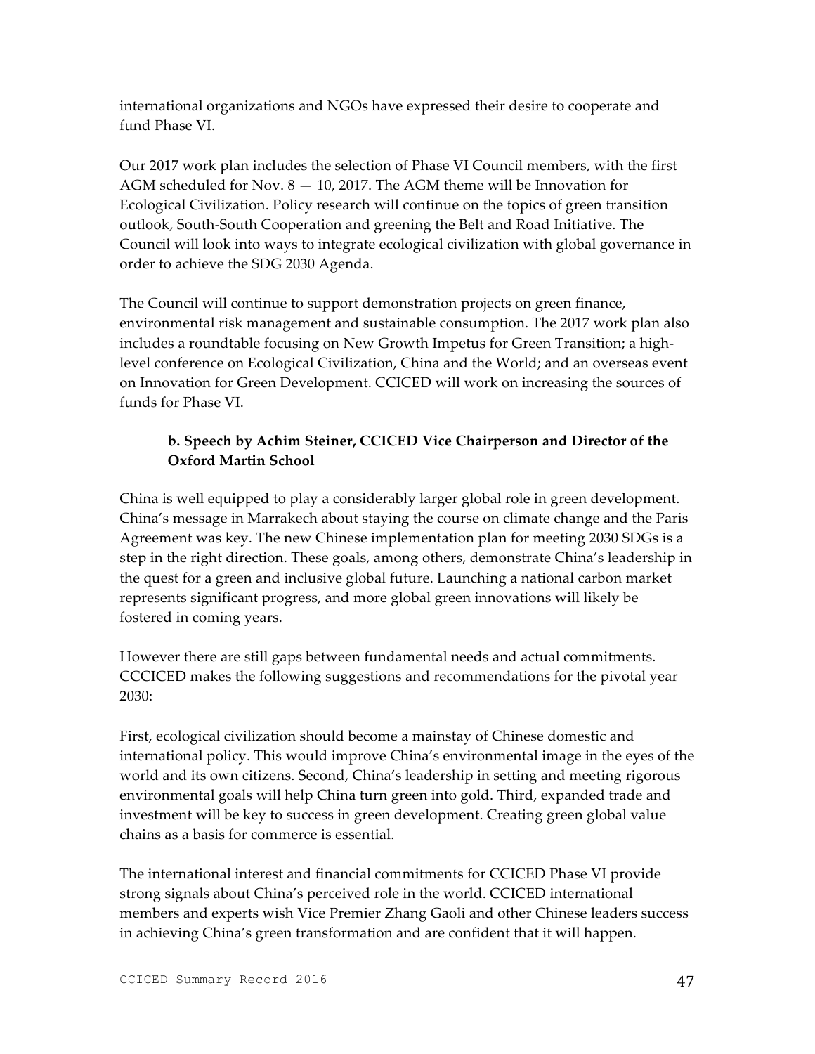international organizations and NGOs have expressed their desire to cooperate and fund Phase VI.

Our 2017 work plan includes the selection of Phase VI Council members, with the first AGM scheduled for Nov. 8 — 10, 2017. The AGM theme will be Innovation for Ecological Civilization. Policy research will continue on the topics of green transition outlook, South-South Cooperation and greening the Belt and Road Initiative. The Council will look into ways to integrate ecological civilization with global governance in order to achieve the SDG 2030 Agenda.

The Council will continue to support demonstration projects on green finance, environmental risk management and sustainable consumption. The 2017 work plan also includes a roundtable focusing on New Growth Impetus for Green Transition; a high-level conference on Ecological Civilization, China and the World; and an overseas event on Innovation for Green Development. CCICED will work on increasing the sources of funds for Phase VI.

### b. Speech by Achim Steiner, CCICED Vice Chairperson and Director of the Oxford Martin School

China is well equipped to play a considerably larger global role in green development. China's message in Marrakech about staying the course on climate change and the Paris Agreement was key. The new Chinese implementation plan for meeting 2030 SDGs is a step in the right direction. These goals, among others, demonstrate China's leadership in the quest for a green and inclusive global future. Launching a national carbon market represents significant progress, and more global green innovations will likely be fostered in coming years.

However there are still gaps between fundamental needs and actual commitments. CCCICED makes the following suggestions and recommendations for the pivotal year 2030:

First, ecological civilization should become a mainstay of Chinese domestic and international policy. This would improve China's environmental image in the eyes of the world and its own citizens. Second, China's leadership in setting and meeting rigorous environmental goals will help China turn green into gold. Third, expanded trade and investment will be key to success in green development. Creating green global value chains as a basis for commerce is essential.

The international interest and financial commitments for CCICED Phase VI provide strong signals about China's perceived role in the world. CCICED international members and experts wish Vice Premier Zhang Gaoli and other Chinese leaders success in achieving China's green transformation and are confident that it will happen.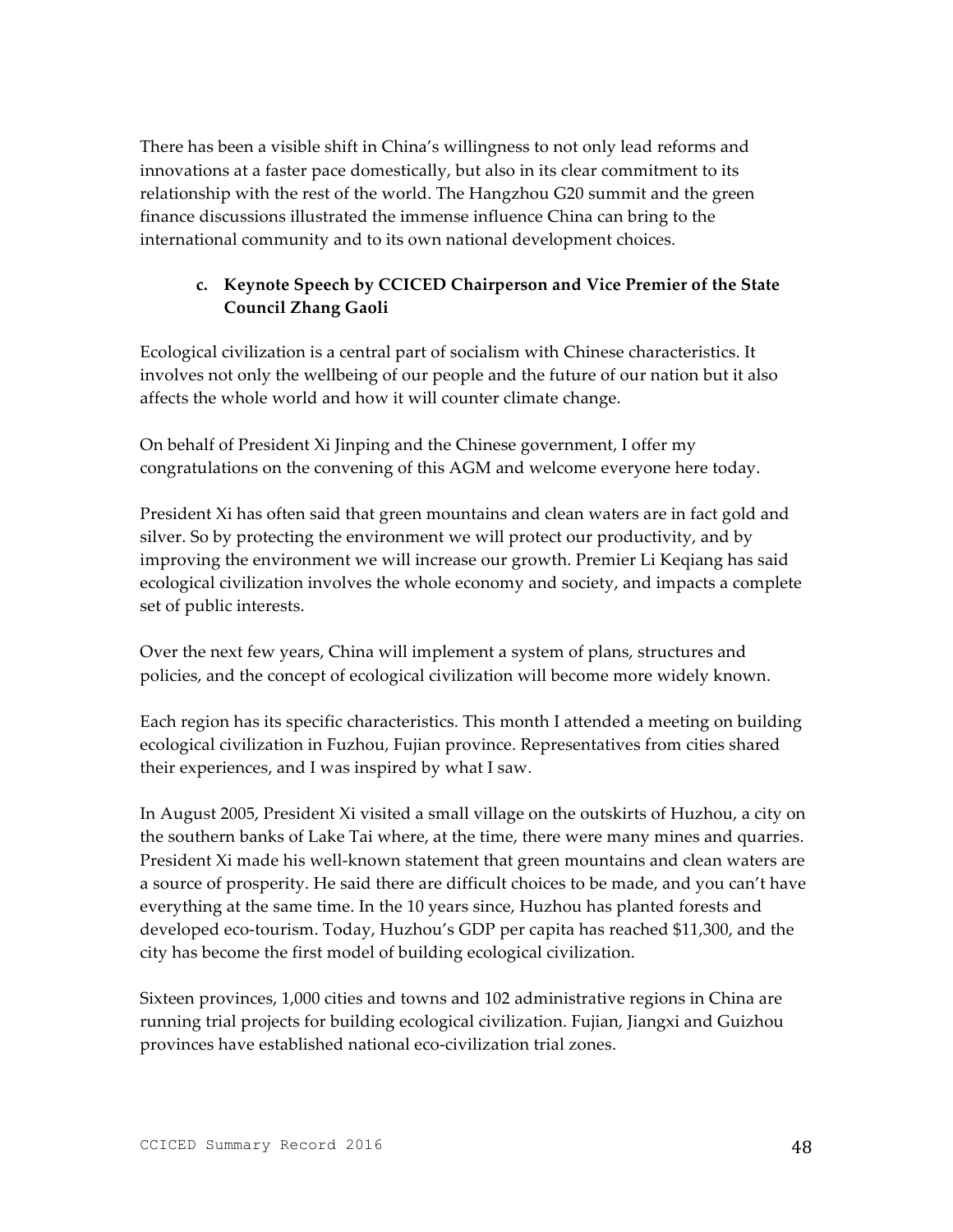There has been a visible shift in China's willingness to not only lead reforms and innovations at a faster pace domestically, but also in its clear commitment to its relationship with the rest of the world. The Hangzhou G20 summit and the green finance discussions illustrated the immense influence China can bring to the international community and to its own national development choices.

### c. Keynote Speech by CCICED Chairperson and Vice Premier of the State Council Zhang Gaoli

Ecological civilization is a central part of socialism with Chinese characteristics. It involves not only the wellbeing of our people and the future of our nation but it also affects the whole world and how it will counter climate change.

On behalf of President Xi Jinping and the Chinese government, I offer my congratulations on the convening of this AGM and welcome everyone here today.

President Xi has often said that green mountains and clean waters are in fact gold and silver. So by protecting the environment we will protect our productivity, and by improving the environment we will increase our growth. Premier Li Keqiang has said ecological civilization involves the whole economy and society, and impacts a complete set of public interests.

Over the next few years, China will implement a system of plans, structures and policies, and the concept of ecological civilization will become more widely known.

Each region has its specific characteristics. This month I attended a meeting on building ecological civilization in Fuzhou, Fujian province. Representatives from cities shared their experiences, and I was inspired by what I saw.

In August 2005, President Xi visited a small village on the outskirts of Huzhou, a city on the southern banks of Lake Tai where, at the time, there were many mines and quarries. President Xi made his well-known statement that green mountains and clean waters are a source of prosperity. He said there are difficult choices to be made, and you can't have everything at the same time. In the 10 years since, Huzhou has planted forests and developed eco-tourism. Today, Huzhou's GDP per capita has reached $11,300, and the city has become the first model of building ecological civilization.

Sixteen provinces, 1,000 cities and towns and 102 administrative regions in China are running trial projects for building ecological civilization. Fujian, Jiangxi and Guizhou provinces have established national eco-civilization trial zones.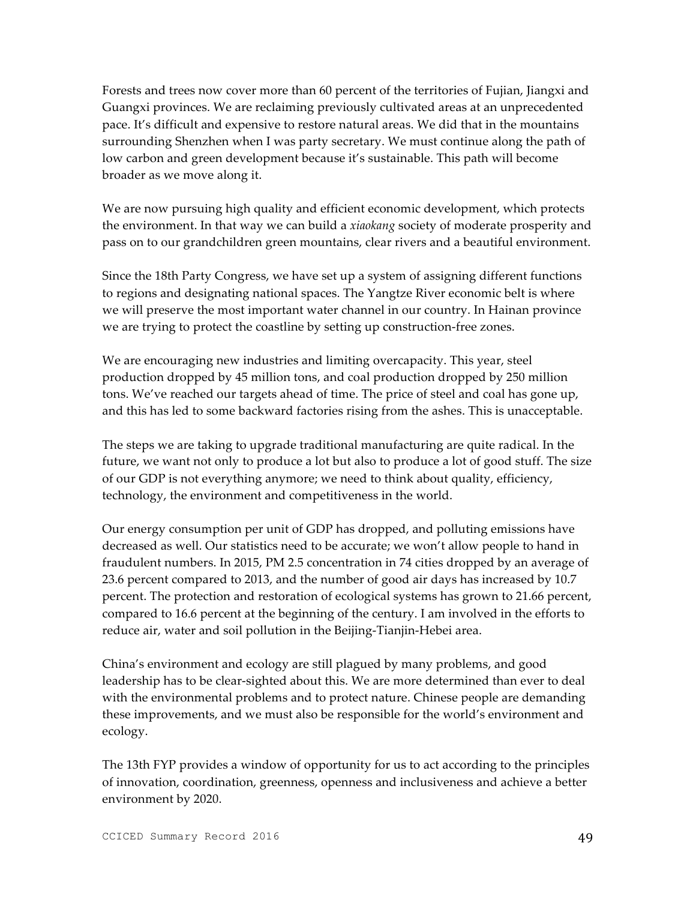Forests and trees now cover more than 60 percent of the territories of Fujian, Jiangxi and Guangxi provinces. We are reclaiming previously cultivated areas at an unprecedented pace. It's difficult and expensive to restore natural areas. We did that in the mountains surrounding Shenzhen when I was party secretary. We must continue along the path of low carbon and green development because it's sustainable. This path will become broader as we move along it.

We are now pursuing high quality and efficient economic development, which protects the environment. In that way we can build a *xiaokang* society of moderate prosperity and pass on to our grandchildren green mountains, clear rivers and a beautiful environment.

Since the 18th Party Congress, we have set up a system of assigning different functions to regions and designating national spaces. The Yangtze River economic belt is where we will preserve the most important water channel in our country. In Hainan province we are trying to protect the coastline by setting up construction-free zones.

We are encouraging new industries and limiting overcapacity. This year, steel production dropped by 45 million tons, and coal production dropped by 250 million tons. We've reached our targets ahead of time. The price of steel and coal has gone up, and this has led to some backward factories rising from the ashes. This is unacceptable.

The steps we are taking to upgrade traditional manufacturing are quite radical. In the future, we want not only to produce a lot but also to produce a lot of good stuff. The size of our GDP is not everything anymore; we need to think about quality, efficiency, technology, the environment and competitiveness in the world.

Our energy consumption per unit of GDP has dropped, and polluting emissions have decreased as well. Our statistics need to be accurate; we won't allow people to hand in fraudulent numbers. In 2015, PM 2.5 concentration in 74 cities dropped by an average of 23.6 percent compared to 2013, and the number of good air days has increased by 10.7 percent. The protection and restoration of ecological systems has grown to 21.66 percent, compared to 16.6 percent at the beginning of the century. I am involved in the efforts to reduce air, water and soil pollution in the Beijing-Tianjin-Hebei area.

China's environment and ecology are still plagued by many problems, and good leadership has to be clear-sighted about this. We are more determined than ever to deal with the environmental problems and to protect nature. Chinese people are demanding these improvements, and we must also be responsible for the world's environment and ecology.

The 13th FYP provides a window of opportunity for us to act according to the principles of innovation, coordination, greenness, openness and inclusiveness and achieve a better environment by 2020.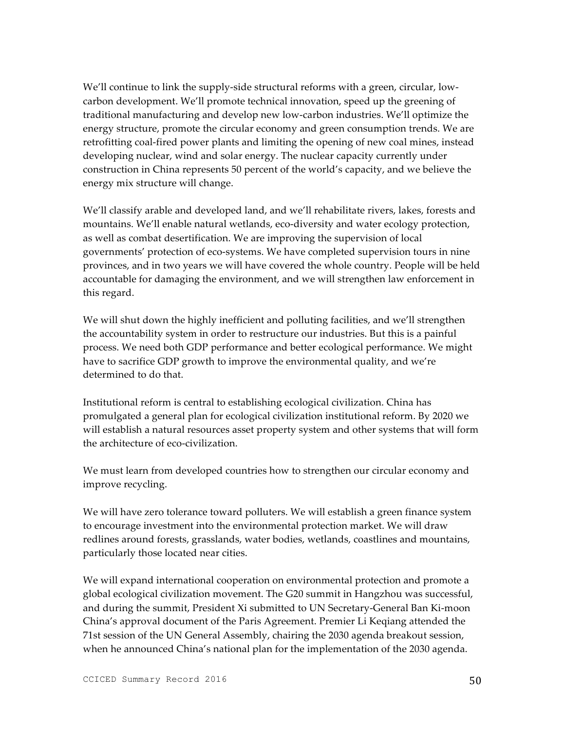We'll continue to link the supply-side structural reforms with a green, circular, low-carbon development. We'll promote technical innovation, speed up the greening of traditional manufacturing and develop new low-carbon industries. We'll optimize the energy structure, promote the circular economy and green consumption trends. We are retrofitting coal-fired power plants and limiting the opening of new coal mines, instead developing nuclear, wind and solar energy. The nuclear capacity currently under construction in China represents 50 percent of the world's capacity, and we believe the energy mix structure will change.

We'll classify arable and developed land, and we'll rehabilitate rivers, lakes, forests and mountains. We'll enable natural wetlands, eco-diversity and water ecology protection, as well as combat desertification. We are improving the supervision of local governments' protection of eco-systems. We have completed supervision tours in nine provinces, and in two years we will have covered the whole country. People will be held accountable for damaging the environment, and we will strengthen law enforcement in this regard.

We will shut down the highly inefficient and polluting facilities, and we'll strengthen the accountability system in order to restructure our industries. But this is a painful process. We need both GDP performance and better ecological performance. We might have to sacrifice GDP growth to improve the environmental quality, and we're determined to do that.

Institutional reform is central to establishing ecological civilization. China has promulgated a general plan for ecological civilization institutional reform. By 2020 we will establish a natural resources asset property system and other systems that will form the architecture of eco-civilization.

We must learn from developed countries how to strengthen our circular economy and improve recycling.

We will have zero tolerance toward polluters. We will establish a green finance system to encourage investment into the environmental protection market. We will draw redlines around forests, grasslands, water bodies, wetlands, coastlines and mountains, particularly those located near cities.

We will expand international cooperation on environmental protection and promote a global ecological civilization movement. The G20 summit in Hangzhou was successful, and during the summit, President Xi submitted to UN Secretary-General Ban Ki-moon China's approval document of the Paris Agreement. Premier Li Keqiang attended the 71st session of the UN General Assembly, chairing the 2030 agenda breakout session, when he announced China's national plan for the implementation of the 2030 agenda.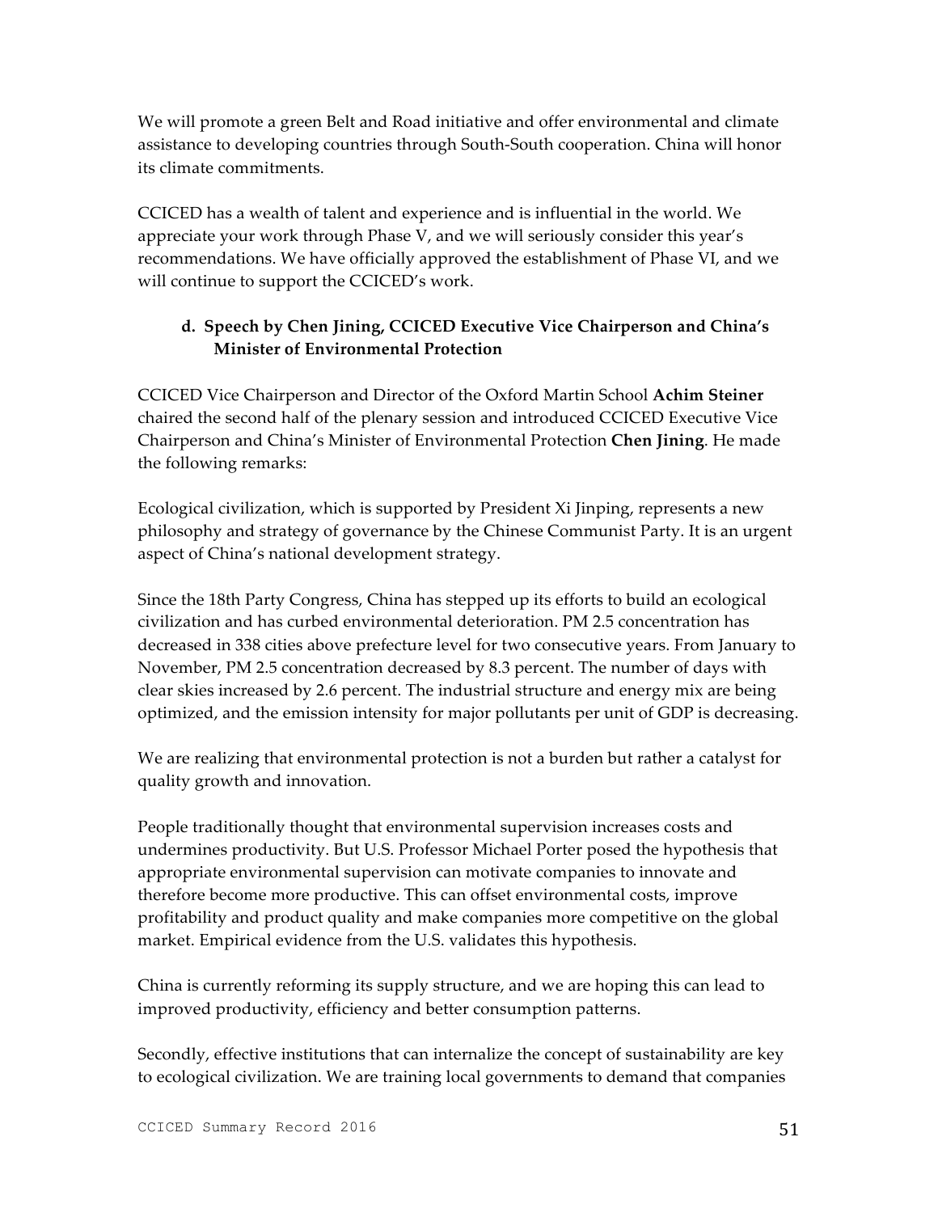We will promote a green Belt and Road initiative and offer environmental and climate assistance to developing countries through South-South cooperation. China will honor its climate commitments.

CCICED has a wealth of talent and experience and is influential in the world. We appreciate your work through Phase V, and we will seriously consider this year's recommendations. We have officially approved the establishment of Phase VI, and we will continue to support the CCICED's work.

#### d. Speech by Chen Jining, CCICED Executive Vice Chairperson and China's Minister of Environmental Protection

CCICED Vice Chairperson and Director of the Oxford Martin School **Achim Steiner** chaired the second half of the plenary session and introduced CCICED Executive Vice Chairperson and China's Minister of Environmental Protection **Chen Jining**. He made the following remarks:

Ecological civilization, which is supported by President Xi Jinping, represents a new philosophy and strategy of governance by the Chinese Communist Party. It is an urgent aspect of China's national development strategy.

Since the 18th Party Congress, China has stepped up its efforts to build an ecological civilization and has curbed environmental deterioration. PM 2.5 concentration has decreased in 338 cities above prefecture level for two consecutive years. From January to November, PM 2.5 concentration decreased by 8.3 percent. The number of days with clear skies increased by 2.6 percent. The industrial structure and energy mix are being optimized, and the emission intensity for major pollutants per unit of GDP is decreasing.

We are realizing that environmental protection is not a burden but rather a catalyst for quality growth and innovation.

People traditionally thought that environmental supervision increases costs and undermines productivity. But U.S. Professor Michael Porter posed the hypothesis that appropriate environmental supervision can motivate companies to innovate and therefore become more productive. This can offset environmental costs, improve profitability and product quality and make companies more competitive on the global market. Empirical evidence from the U.S. validates this hypothesis.

China is currently reforming its supply structure, and we are hoping this can lead to improved productivity, efficiency and better consumption patterns.

Secondly, effective institutions that can internalize the concept of sustainability are key to ecological civilization. We are training local governments to demand that companies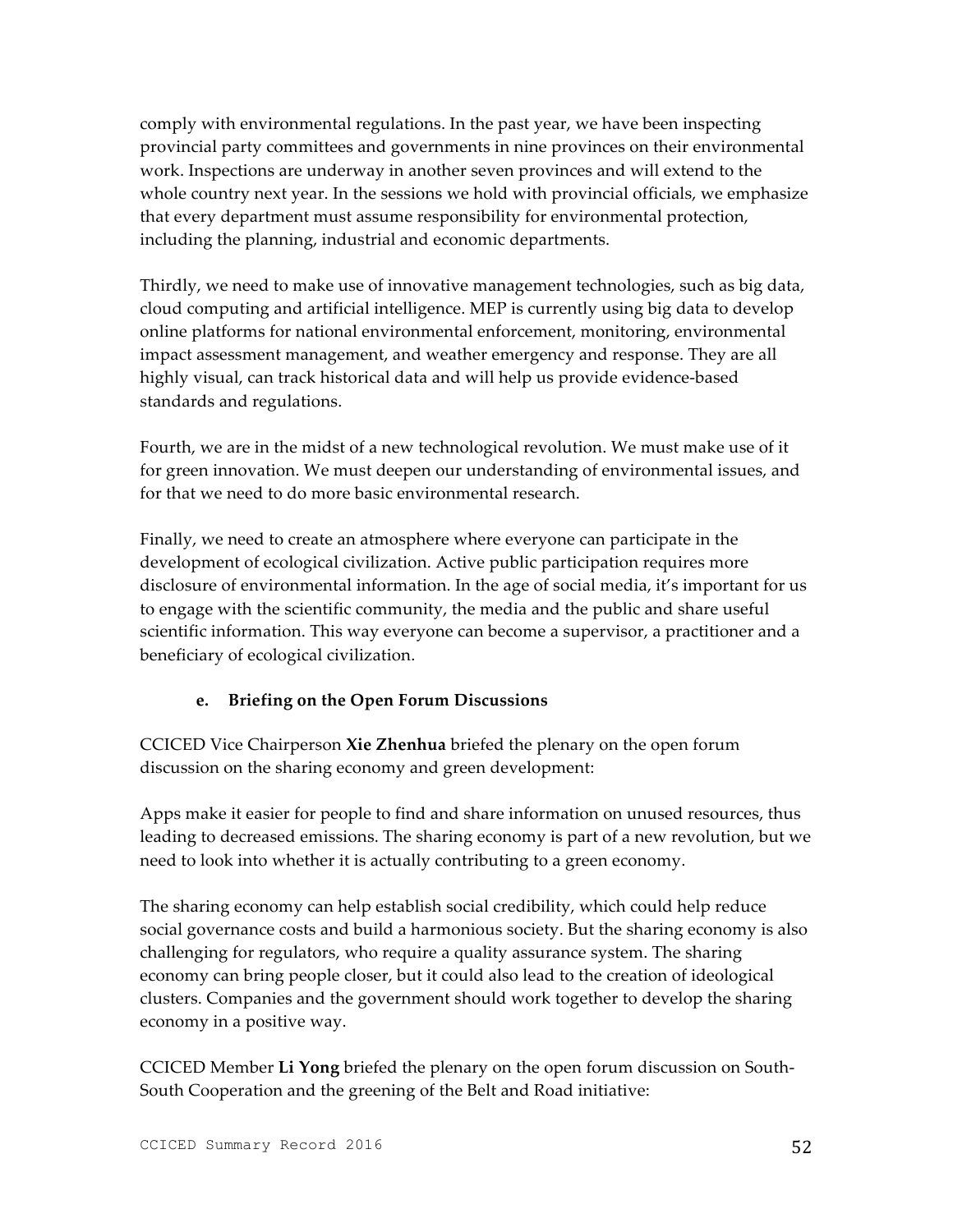comply with environmental regulations. In the past year, we have been inspecting provincial party committees and governments in nine provinces on their environmental work. Inspections are underway in another seven provinces and will extend to the whole country next year. In the sessions we hold with provincial officials, we emphasize that every department must assume responsibility for environmental protection, including the planning, industrial and economic departments.

Thirdly, we need to make use of innovative management technologies, such as big data, cloud computing and artificial intelligence. MEP is currently using big data to develop online platforms for national environmental enforcement, monitoring, environmental impact assessment management, and weather emergency and response. They are all highly visual, can track historical data and will help us provide evidence-based standards and regulations.

Fourth, we are in the midst of a new technological revolution. We must make use of it for green innovation. We must deepen our understanding of environmental issues, and for that we need to do more basic environmental research.

Finally, we need to create an atmosphere where everyone can participate in the development of ecological civilization. Active public participation requires more disclosure of environmental information. In the age of social media, it's important for us to engage with the scientific community, the media and the public and share useful scientific information. This way everyone can become a supervisor, a practitioner and a beneficiary of ecological civilization.

#### e. Briefing on the Open Forum Discussions

CCICED Vice Chairperson **Xie Zhenhua** briefed the plenary on the open forum discussion on the sharing economy and green development:

Apps make it easier for people to find and share information on unused resources, thus leading to decreased emissions. The sharing economy is part of a new revolution, but we need to look into whether it is actually contributing to a green economy.

The sharing economy can help establish social credibility, which could help reduce social governance costs and build a harmonious society. But the sharing economy is also challenging for regulators, who require a quality assurance system. The sharing economy can bring people closer, but it could also lead to the creation of ideological clusters. Companies and the government should work together to develop the sharing economy in a positive way.

CCICED Member **Li Yong** briefed the plenary on the open forum discussion on South-South Cooperation and the greening of the Belt and Road initiative: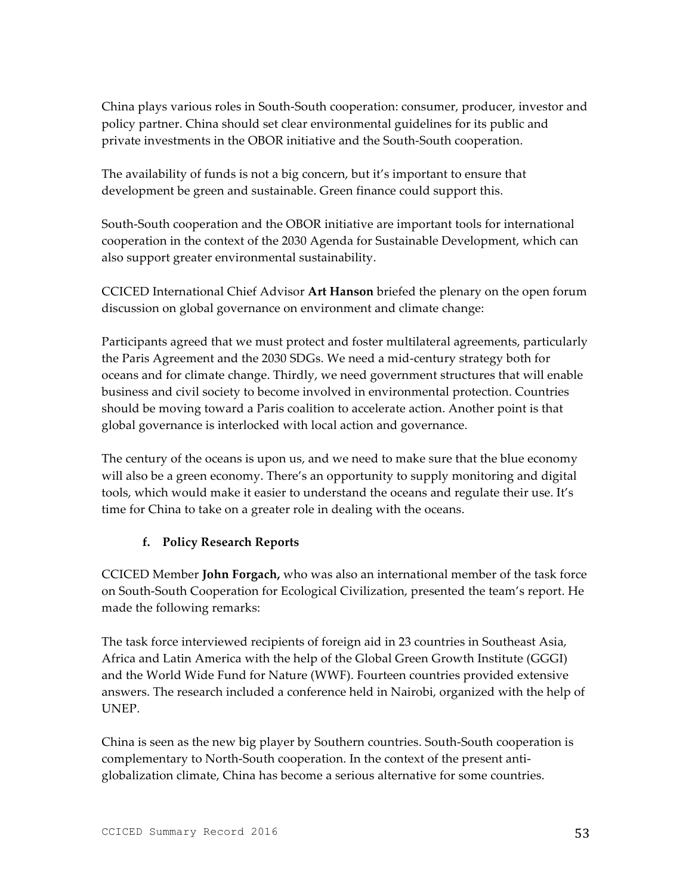China plays various roles in South-South cooperation: consumer, producer, investor and policy partner. China should set clear environmental guidelines for its public and private investments in the OBOR initiative and the South-South cooperation.

The availability of funds is not a big concern, but it's important to ensure that development be green and sustainable. Green finance could support this.

South-South cooperation and the OBOR initiative are important tools for international cooperation in the context of the 2030 Agenda for Sustainable Development, which can also support greater environmental sustainability.

CCICED International Chief Advisor **Art Hanson** briefed the plenary on the open forum discussion on global governance on environment and climate change:

Participants agreed that we must protect and foster multilateral agreements, particularly the Paris Agreement and the 2030 SDGs. We need a mid-century strategy both for oceans and for climate change. Thirdly, we need government structures that will enable business and civil society to become involved in environmental protection. Countries should be moving toward a Paris coalition to accelerate action. Another point is that global governance is interlocked with local action and governance.

The century of the oceans is upon us, and we need to make sure that the blue economy will also be a green economy. There's an opportunity to supply monitoring and digital tools, which would make it easier to understand the oceans and regulate their use. It's time for China to take on a greater role in dealing with the oceans.

#### f. Policy Research Reports

CCICED Member **John Forgach,** who was also an international member of the task force on South-South Cooperation for Ecological Civilization, presented the team's report. He made the following remarks:

The task force interviewed recipients of foreign aid in 23 countries in Southeast Asia, Africa and Latin America with the help of the Global Green Growth Institute (GGGI) and the World Wide Fund for Nature (WWF). Fourteen countries provided extensive answers. The research included a conference held in Nairobi, organized with the help of UNEP.

China is seen as the new big player by Southern countries. South-South cooperation is complementary to North-South cooperation. In the context of the present anti-globalization climate, China has become a serious alternative for some countries.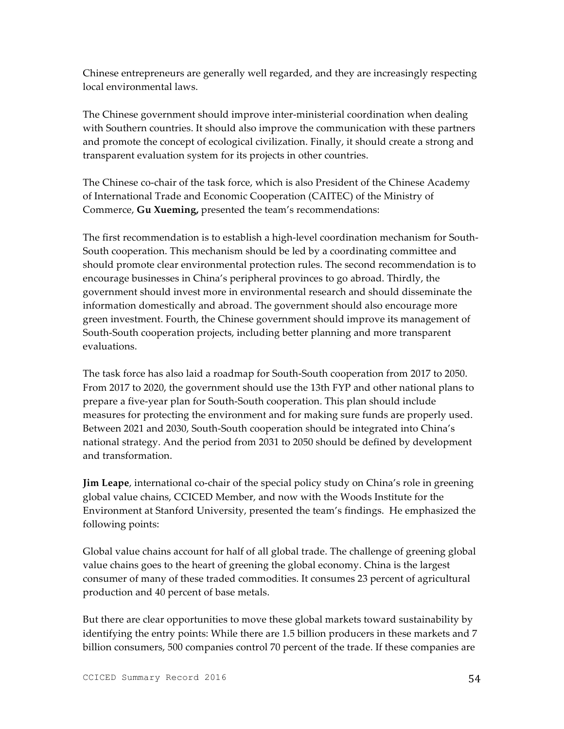Chinese entrepreneurs are generally well regarded, and they are increasingly respecting local environmental laws.

The Chinese government should improve inter-ministerial coordination when dealing with Southern countries. It should also improve the communication with these partners and promote the concept of ecological civilization. Finally, it should create a strong and transparent evaluation system for its projects in other countries.

The Chinese co-chair of the task force, which is also President of the Chinese Academy of International Trade and Economic Cooperation (CAITEC) of the Ministry of Commerce, **Gu Xueming,** presented the team's recommendations:

The first recommendation is to establish a high-level coordination mechanism for South-South cooperation. This mechanism should be led by a coordinating committee and should promote clear environmental protection rules. The second recommendation is to encourage businesses in China's peripheral provinces to go abroad. Thirdly, the government should invest more in environmental research and should disseminate the information domestically and abroad. The government should also encourage more green investment. Fourth, the Chinese government should improve its management of South-South cooperation projects, including better planning and more transparent evaluations.

The task force has also laid a roadmap for South-South cooperation from 2017 to 2050. From 2017 to 2020, the government should use the 13th FYP and other national plans to prepare a five-year plan for South-South cooperation. This plan should include measures for protecting the environment and for making sure funds are properly used. Between 2021 and 2030, South-South cooperation should be integrated into China's national strategy. And the period from 2031 to 2050 should be defined by development and transformation.

**Jim Leape**, international co-chair of the special policy study on China's role in greening global value chains, CCICED Member, and now with the Woods Institute for the Environment at Stanford University, presented the team's findings. He emphasized the following points:

Global value chains account for half of all global trade. The challenge of greening global value chains goes to the heart of greening the global economy. China is the largest consumer of many of these traded commodities. It consumes 23 percent of agricultural production and 40 percent of base metals.

But there are clear opportunities to move these global markets toward sustainability by identifying the entry points: While there are 1.5 billion producers in these markets and 7 billion consumers, 500 companies control 70 percent of the trade. If these companies are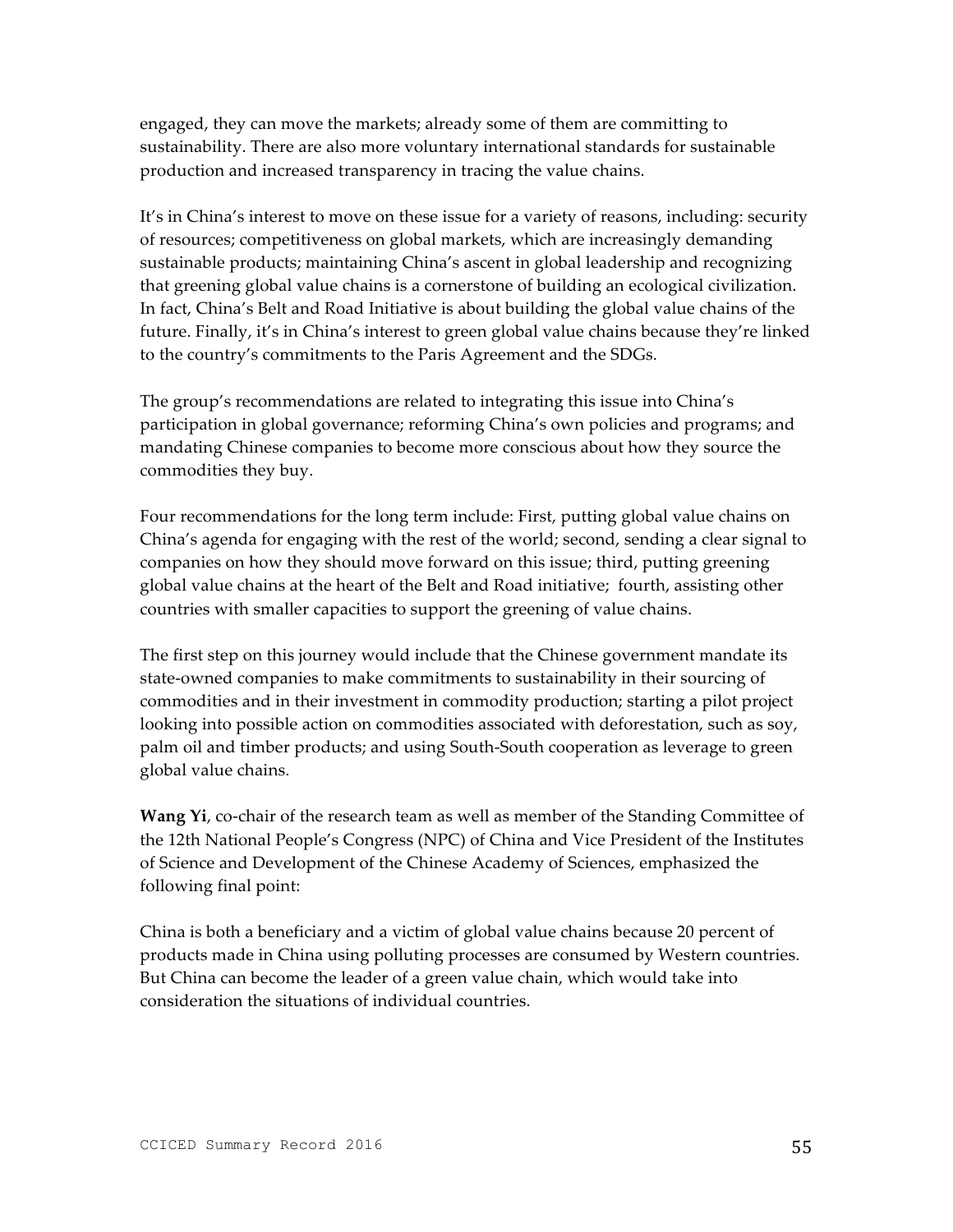engaged, they can move the markets; already some of them are committing to sustainability. There are also more voluntary international standards for sustainable production and increased transparency in tracing the value chains.

It's in China's interest to move on these issue for a variety of reasons, including: security of resources; competitiveness on global markets, which are increasingly demanding sustainable products; maintaining China's ascent in global leadership and recognizing that greening global value chains is a cornerstone of building an ecological civilization. In fact, China's Belt and Road Initiative is about building the global value chains of the future. Finally, it's in China's interest to green global value chains because they're linked to the country's commitments to the Paris Agreement and the SDGs.

The group's recommendations are related to integrating this issue into China's participation in global governance; reforming China's own policies and programs; and mandating Chinese companies to become more conscious about how they source the commodities they buy.

Four recommendations for the long term include: First, putting global value chains on China's agenda for engaging with the rest of the world; second, sending a clear signal to companies on how they should move forward on this issue; third, putting greening global value chains at the heart of the Belt and Road initiative; fourth, assisting other countries with smaller capacities to support the greening of value chains.

The first step on this journey would include that the Chinese government mandate its state-owned companies to make commitments to sustainability in their sourcing of commodities and in their investment in commodity production; starting a pilot project looking into possible action on commodities associated with deforestation, such as soy, palm oil and timber products; and using South-South cooperation as leverage to green global value chains.

**Wang Yi**, co-chair of the research team as well as member of the Standing Committee of the 12th National People's Congress (NPC) of China and Vice President of the Institutes of Science and Development of the Chinese Academy of Sciences, emphasized the following final point:

China is both a beneficiary and a victim of global value chains because 20 percent of products made in China using polluting processes are consumed by Western countries. But China can become the leader of a green value chain, which would take into consideration the situations of individual countries.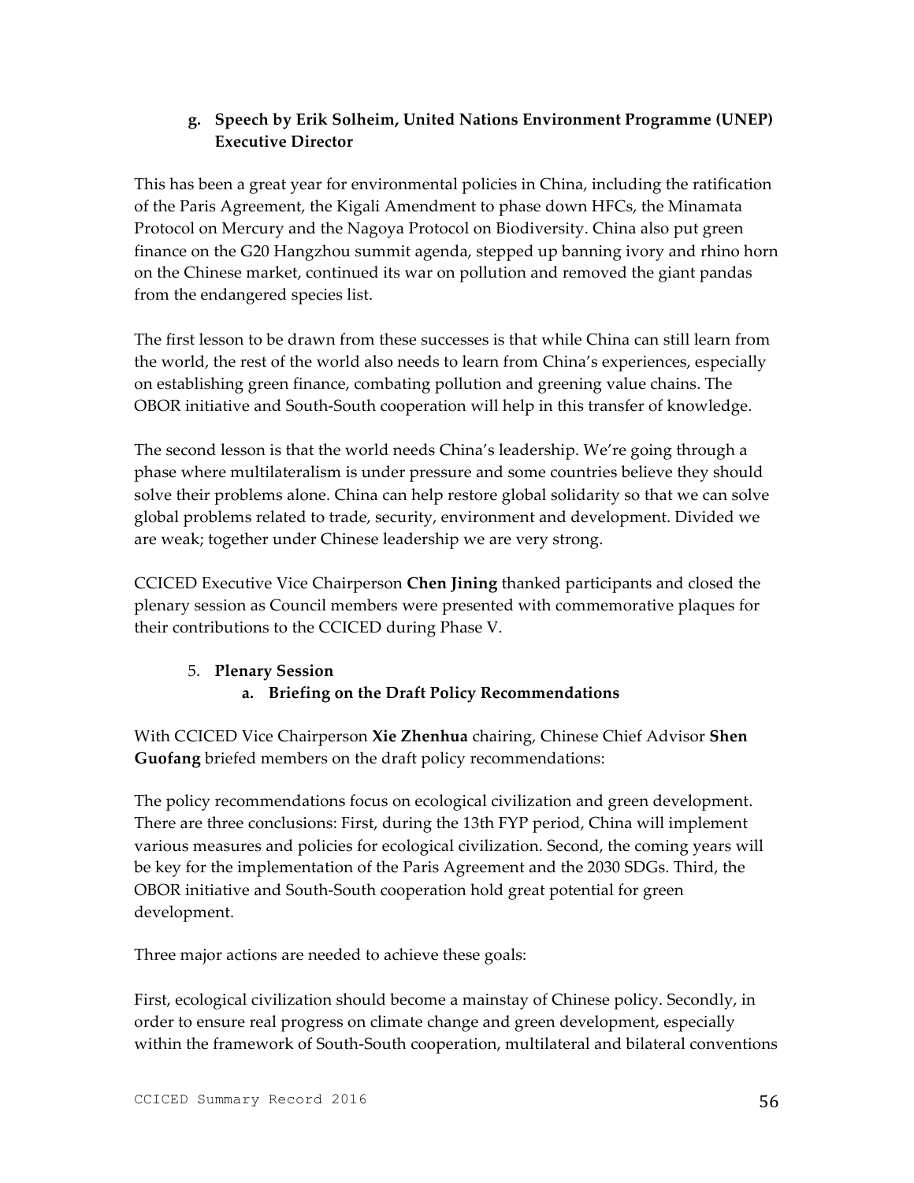### g. Speech by Erik Solheim, United Nations Environment Programme (UNEP) Executive Director

This has been a great year for environmental policies in China, including the ratification of the Paris Agreement, the Kigali Amendment to phase down HFCs, the Minamata Protocol on Mercury and the Nagoya Protocol on Biodiversity. China also put green finance on the G20 Hangzhou summit agenda, stepped up banning ivory and rhino horn on the Chinese market, continued its war on pollution and removed the giant pandas from the endangered species list.

The first lesson to be drawn from these successes is that while China can still learn from the world, the rest of the world also needs to learn from China's experiences, especially on establishing green finance, combating pollution and greening value chains. The OBOR initiative and South-South cooperation will help in this transfer of knowledge.

The second lesson is that the world needs China's leadership. We're going through a phase where multilateralism is under pressure and some countries believe they should solve their problems alone. China can help restore global solidarity so that we can solve global problems related to trade, security, environment and development. Divided we are weak; together under Chinese leadership we are very strong.

CCICED Executive Vice Chairperson **Chen Jining** thanked participants and closed the plenary session as Council members were presented with commemorative plaques for their contributions to the CCICED during Phase V.

## 5. Plenary Session

### a. Briefing on the Draft Policy Recommendations

With CCICED Vice Chairperson **Xie Zhenhua** chairing, Chinese Chief Advisor **Shen Guofang** briefed members on the draft policy recommendations:

The policy recommendations focus on ecological civilization and green development. There are three conclusions: First, during the 13th FYP period, China will implement various measures and policies for ecological civilization. Second, the coming years will be key for the implementation of the Paris Agreement and the 2030 SDGs. Third, the OBOR initiative and South-South cooperation hold great potential for green development.

Three major actions are needed to achieve these goals:

First, ecological civilization should become a mainstay of Chinese policy. Secondly, in order to ensure real progress on climate change and green development, especially within the framework of South-South cooperation, multilateral and bilateral conventions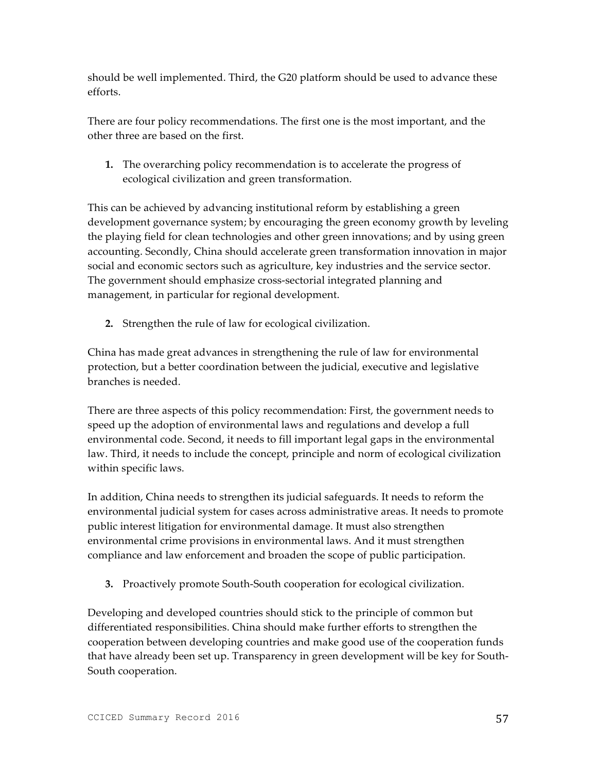should be well implemented. Third, the G20 platform should be used to advance these efforts.

There are four policy recommendations. The first one is the most important, and the other three are based on the first.

1. The overarching policy recommendation is to accelerate the progress of ecological civilization and green transformation.

This can be achieved by advancing institutional reform by establishing a green development governance system; by encouraging the green economy growth by leveling the playing field for clean technologies and other green innovations; and by using green accounting. Secondly, China should accelerate green transformation innovation in major social and economic sectors such as agriculture, key industries and the service sector. The government should emphasize cross-sectorial integrated planning and management, in particular for regional development.

2. Strengthen the rule of law for ecological civilization.

China has made great advances in strengthening the rule of law for environmental protection, but a better coordination between the judicial, executive and legislative branches is needed.

There are three aspects of this policy recommendation: First, the government needs to speed up the adoption of environmental laws and regulations and develop a full environmental code. Second, it needs to fill important legal gaps in the environmental law. Third, it needs to include the concept, principle and norm of ecological civilization within specific laws.

In addition, China needs to strengthen its judicial safeguards. It needs to reform the environmental judicial system for cases across administrative areas. It needs to promote public interest litigation for environmental damage. It must also strengthen environmental crime provisions in environmental laws. And it must strengthen compliance and law enforcement and broaden the scope of public participation.

3. Proactively promote South-South cooperation for ecological civilization.

Developing and developed countries should stick to the principle of common but differentiated responsibilities. China should make further efforts to strengthen the cooperation between developing countries and make good use of the cooperation funds that have already been set up. Transparency in green development will be key for South-South cooperation.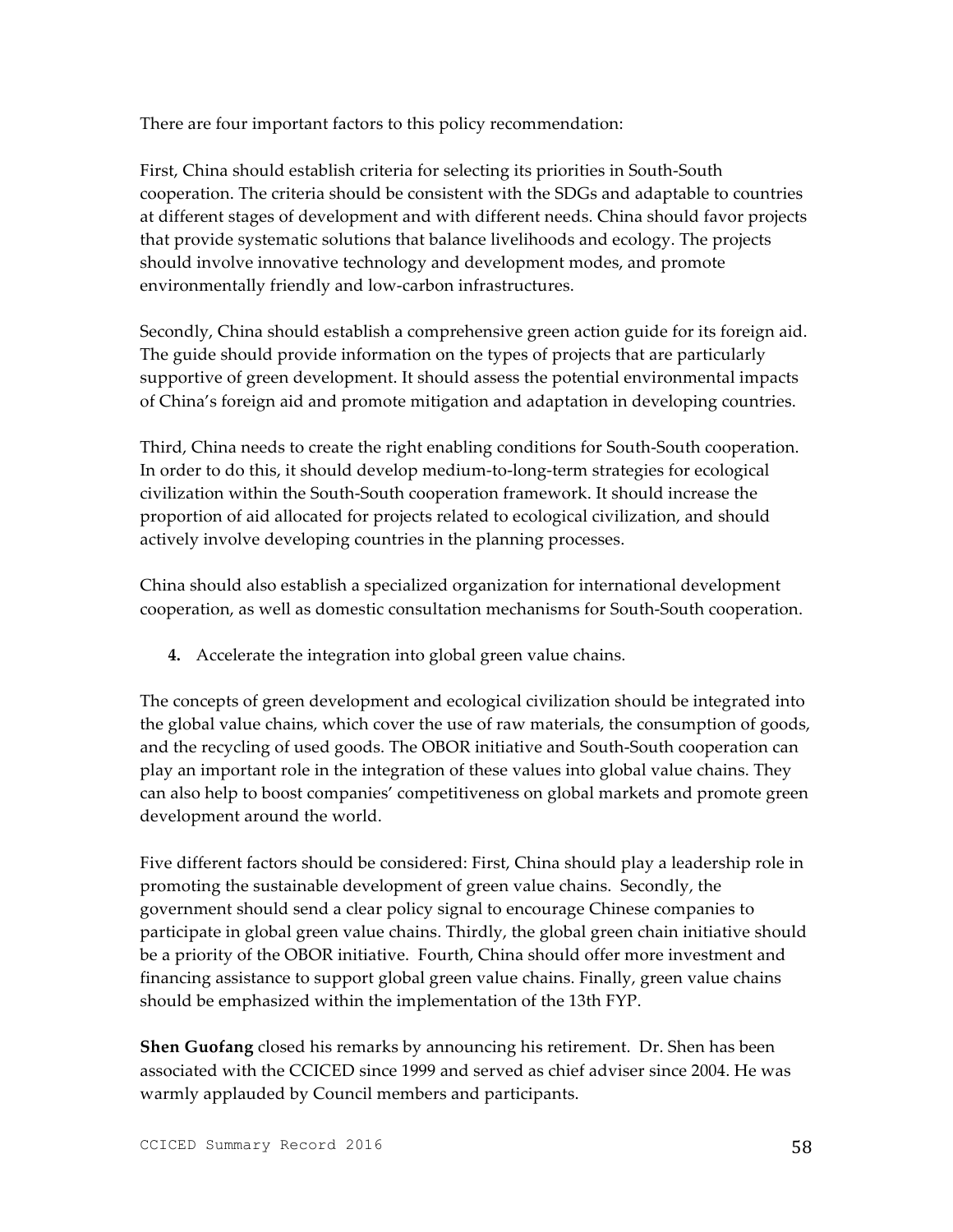There are four important factors to this policy recommendation:

First, China should establish criteria for selecting its priorities in South-South cooperation. The criteria should be consistent with the SDGs and adaptable to countries at different stages of development and with different needs. China should favor projects that provide systematic solutions that balance livelihoods and ecology. The projects should involve innovative technology and development modes, and promote environmentally friendly and low-carbon infrastructures.

Secondly, China should establish a comprehensive green action guide for its foreign aid. The guide should provide information on the types of projects that are particularly supportive of green development. It should assess the potential environmental impacts of China's foreign aid and promote mitigation and adaptation in developing countries.

Third, China needs to create the right enabling conditions for South-South cooperation. In order to do this, it should develop medium-to-long-term strategies for ecological civilization within the South-South cooperation framework. It should increase the proportion of aid allocated for projects related to ecological civilization, and should actively involve developing countries in the planning processes.

China should also establish a specialized organization for international development cooperation, as well as domestic consultation mechanisms for South-South cooperation.

4. Accelerate the integration into global green value chains.

The concepts of green development and ecological civilization should be integrated into the global value chains, which cover the use of raw materials, the consumption of goods, and the recycling of used goods. The OBOR initiative and South-South cooperation can play an important role in the integration of these values into global value chains. They can also help to boost companies' competitiveness on global markets and promote green development around the world.

Five different factors should be considered: First, China should play a leadership role in promoting the sustainable development of green value chains. Secondly, the government should send a clear policy signal to encourage Chinese companies to participate in global green value chains. Thirdly, the global green chain initiative should be a priority of the OBOR initiative. Fourth, China should offer more investment and financing assistance to support global green value chains. Finally, green value chains should be emphasized within the implementation of the 13th FYP.

**Shen Guofang** closed his remarks by announcing his retirement. Dr. Shen has been associated with the CCICED since 1999 and served as chief adviser since 2004. He was warmly applauded by Council members and participants.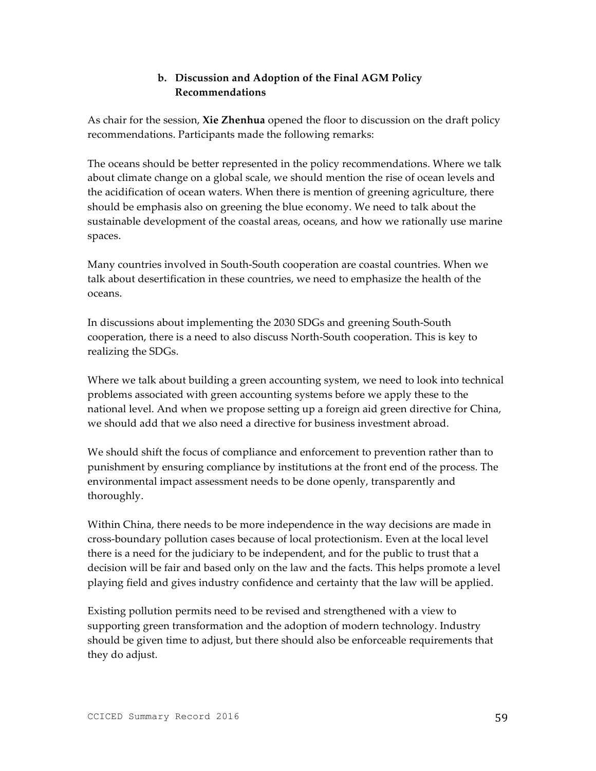### b. Discussion and Adoption of the Final AGM Policy Recommendations

As chair for the session, **Xie Zhenhua** opened the floor to discussion on the draft policy recommendations. Participants made the following remarks:

The oceans should be better represented in the policy recommendations. Where we talk about climate change on a global scale, we should mention the rise of ocean levels and the acidification of ocean waters. When there is mention of greening agriculture, there should be emphasis also on greening the blue economy. We need to talk about the sustainable development of the coastal areas, oceans, and how we rationally use marine spaces.

Many countries involved in South-South cooperation are coastal countries. When we talk about desertification in these countries, we need to emphasize the health of the oceans.

In discussions about implementing the 2030 SDGs and greening South-South cooperation, there is a need to also discuss North-South cooperation. This is key to realizing the SDGs.

Where we talk about building a green accounting system, we need to look into technical problems associated with green accounting systems before we apply these to the national level. And when we propose setting up a foreign aid green directive for China, we should add that we also need a directive for business investment abroad.

We should shift the focus of compliance and enforcement to prevention rather than to punishment by ensuring compliance by institutions at the front end of the process. The environmental impact assessment needs to be done openly, transparently and thoroughly.

Within China, there needs to be more independence in the way decisions are made in cross-boundary pollution cases because of local protectionism. Even at the local level there is a need for the judiciary to be independent, and for the public to trust that a decision will be fair and based only on the law and the facts. This helps promote a level playing field and gives industry confidence and certainty that the law will be applied.

Existing pollution permits need to be revised and strengthened with a view to supporting green transformation and the adoption of modern technology. Industry should be given time to adjust, but there should also be enforceable requirements that they do adjust.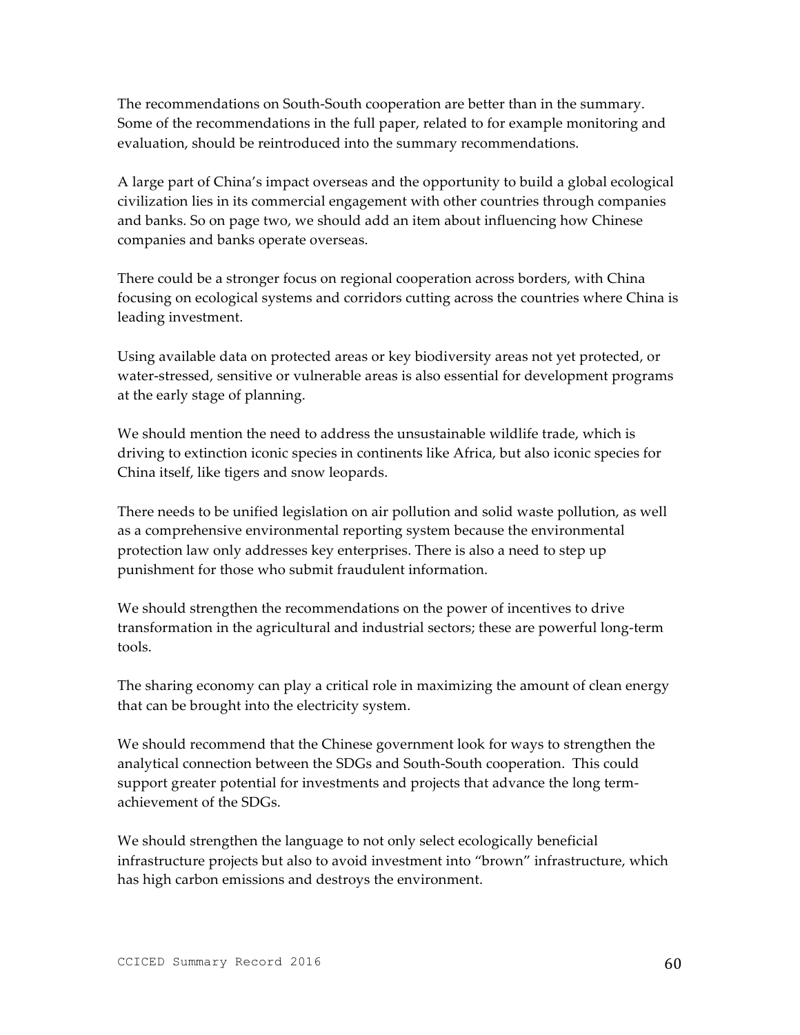The recommendations on South-South cooperation are better than in the summary. Some of the recommendations in the full paper, related to for example monitoring and evaluation, should be reintroduced into the summary recommendations.

A large part of China's impact overseas and the opportunity to build a global ecological civilization lies in its commercial engagement with other countries through companies and banks. So on page two, we should add an item about influencing how Chinese companies and banks operate overseas.

There could be a stronger focus on regional cooperation across borders, with China focusing on ecological systems and corridors cutting across the countries where China is leading investment.

Using available data on protected areas or key biodiversity areas not yet protected, or water-stressed, sensitive or vulnerable areas is also essential for development programs at the early stage of planning.

We should mention the need to address the unsustainable wildlife trade, which is driving to extinction iconic species in continents like Africa, but also iconic species for China itself, like tigers and snow leopards.

There needs to be unified legislation on air pollution and solid waste pollution, as well as a comprehensive environmental reporting system because the environmental protection law only addresses key enterprises. There is also a need to step up punishment for those who submit fraudulent information.

We should strengthen the recommendations on the power of incentives to drive transformation in the agricultural and industrial sectors; these are powerful long-term tools.

The sharing economy can play a critical role in maximizing the amount of clean energy that can be brought into the electricity system.

We should recommend that the Chinese government look for ways to strengthen the analytical connection between the SDGs and South-South cooperation. This could support greater potential for investments and projects that advance the long term-achievement of the SDGs.

We should strengthen the language to not only select ecologically beneficial infrastructure projects but also to avoid investment into "brown" infrastructure, which has high carbon emissions and destroys the environment.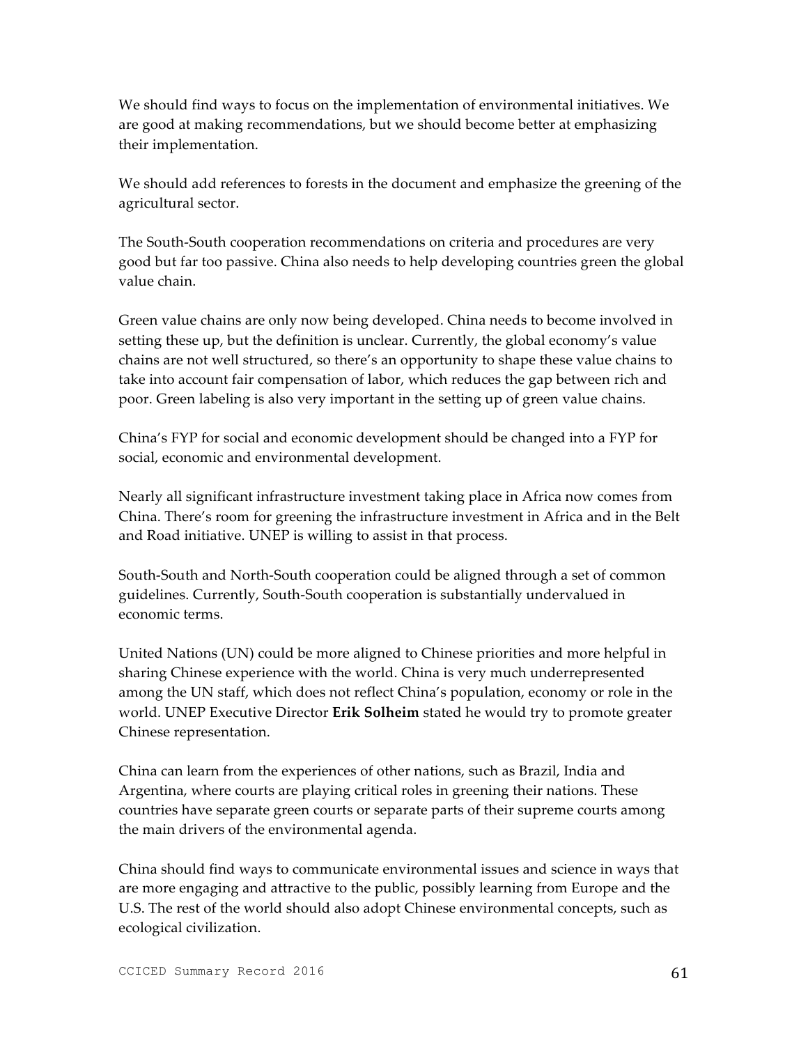We should find ways to focus on the implementation of environmental initiatives. We are good at making recommendations, but we should become better at emphasizing their implementation.

We should add references to forests in the document and emphasize the greening of the agricultural sector.

The South-South cooperation recommendations on criteria and procedures are very good but far too passive. China also needs to help developing countries green the global value chain.

Green value chains are only now being developed. China needs to become involved in setting these up, but the definition is unclear. Currently, the global economy's value chains are not well structured, so there's an opportunity to shape these value chains to take into account fair compensation of labor, which reduces the gap between rich and poor. Green labeling is also very important in the setting up of green value chains.

China's FYP for social and economic development should be changed into a FYP for social, economic and environmental development.

Nearly all significant infrastructure investment taking place in Africa now comes from China. There's room for greening the infrastructure investment in Africa and in the Belt and Road initiative. UNEP is willing to assist in that process.

South-South and North-South cooperation could be aligned through a set of common guidelines. Currently, South-South cooperation is substantially undervalued in economic terms.

United Nations (UN) could be more aligned to Chinese priorities and more helpful in sharing Chinese experience with the world. China is very much underrepresented among the UN staff, which does not reflect China's population, economy or role in the world. UNEP Executive Director **Erik Solheim** stated he would try to promote greater Chinese representation.

China can learn from the experiences of other nations, such as Brazil, India and Argentina, where courts are playing critical roles in greening their nations. These countries have separate green courts or separate parts of their supreme courts among the main drivers of the environmental agenda.

China should find ways to communicate environmental issues and science in ways that are more engaging and attractive to the public, possibly learning from Europe and the U.S. The rest of the world should also adopt Chinese environmental concepts, such as ecological civilization.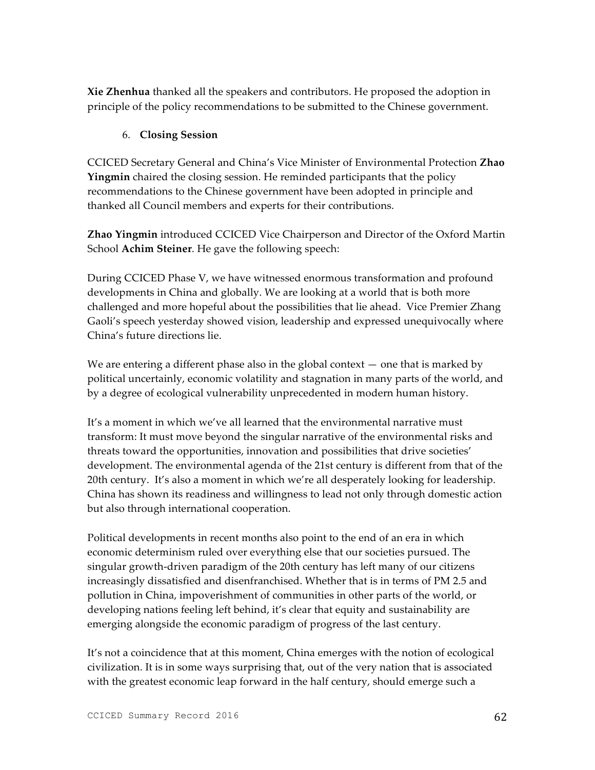**Xie Zhenhua** thanked all the speakers and contributors. He proposed the adoption in principle of the policy recommendations to be submitted to the Chinese government.

6. **Closing Session**

CCICED Secretary General and China's Vice Minister of Environmental Protection **Zhao Yingmin** chaired the closing session. He reminded participants that the policy recommendations to the Chinese government have been adopted in principle and thanked all Council members and experts for their contributions.

**Zhao Yingmin** introduced CCICED Vice Chairperson and Director of the Oxford Martin School **Achim Steiner**. He gave the following speech:

During CCICED Phase V, we have witnessed enormous transformation and profound developments in China and globally. We are looking at a world that is both more challenged and more hopeful about the possibilities that lie ahead. Vice Premier Zhang Gaoli's speech yesterday showed vision, leadership and expressed unequivocally where China's future directions lie.

We are entering a different phase also in the global context — one that is marked by political uncertainly, economic volatility and stagnation in many parts of the world, and by a degree of ecological vulnerability unprecedented in modern human history.

It's a moment in which we've all learned that the environmental narrative must transform: It must move beyond the singular narrative of the environmental risks and threats toward the opportunities, innovation and possibilities that drive societies' development. The environmental agenda of the 21st century is different from that of the 20th century. It's also a moment in which we're all desperately looking for leadership. China has shown its readiness and willingness to lead not only through domestic action but also through international cooperation.

Political developments in recent months also point to the end of an era in which economic determinism ruled over everything else that our societies pursued. The singular growth-driven paradigm of the 20th century has left many of our citizens increasingly dissatisfied and disenfranchised. Whether that is in terms of PM 2.5 and pollution in China, impoverishment of communities in other parts of the world, or developing nations feeling left behind, it's clear that equity and sustainability are emerging alongside the economic paradigm of progress of the last century.

It's not a coincidence that at this moment, China emerges with the notion of ecological civilization. It is in some ways surprising that, out of the very nation that is associated with the greatest economic leap forward in the half century, should emerge such a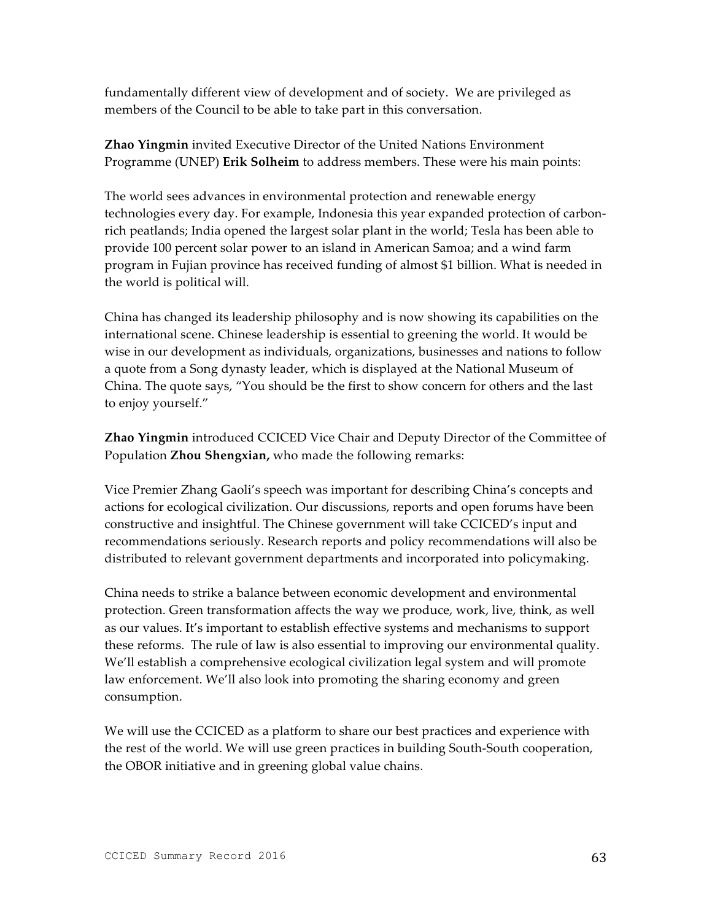fundamentally different view of development and of society. We are privileged as members of the Council to be able to take part in this conversation.

**Zhao Yingmin** invited Executive Director of the United Nations Environment Programme (UNEP) **Erik Solheim** to address members. These were his main points:

The world sees advances in environmental protection and renewable energy technologies every day. For example, Indonesia this year expanded protection of carbon-rich peatlands; India opened the largest solar plant in the world; Tesla has been able to provide 100 percent solar power to an island in American Samoa; and a wind farm program in Fujian province has received funding of almost $1 billion. What is needed in the world is political will.

China has changed its leadership philosophy and is now showing its capabilities on the international scene. Chinese leadership is essential to greening the world. It would be wise in our development as individuals, organizations, businesses and nations to follow a quote from a Song dynasty leader, which is displayed at the National Museum of China. The quote says, "You should be the first to show concern for others and the last to enjoy yourself."

**Zhao Yingmin** introduced CCICED Vice Chair and Deputy Director of the Committee of Population **Zhou Shengxian,** who made the following remarks:

Vice Premier Zhang Gaoli's speech was important for describing China's concepts and actions for ecological civilization. Our discussions, reports and open forums have been constructive and insightful. The Chinese government will take CCICED's input and recommendations seriously. Research reports and policy recommendations will also be distributed to relevant government departments and incorporated into policymaking.

China needs to strike a balance between economic development and environmental protection. Green transformation affects the way we produce, work, live, think, as well as our values. It's important to establish effective systems and mechanisms to support these reforms. The rule of law is also essential to improving our environmental quality. We'll establish a comprehensive ecological civilization legal system and will promote law enforcement. We'll also look into promoting the sharing economy and green consumption.

We will use the CCICED as a platform to share our best practices and experience with the rest of the world. We will use green practices in building South-South cooperation, the OBOR initiative and in greening global value chains.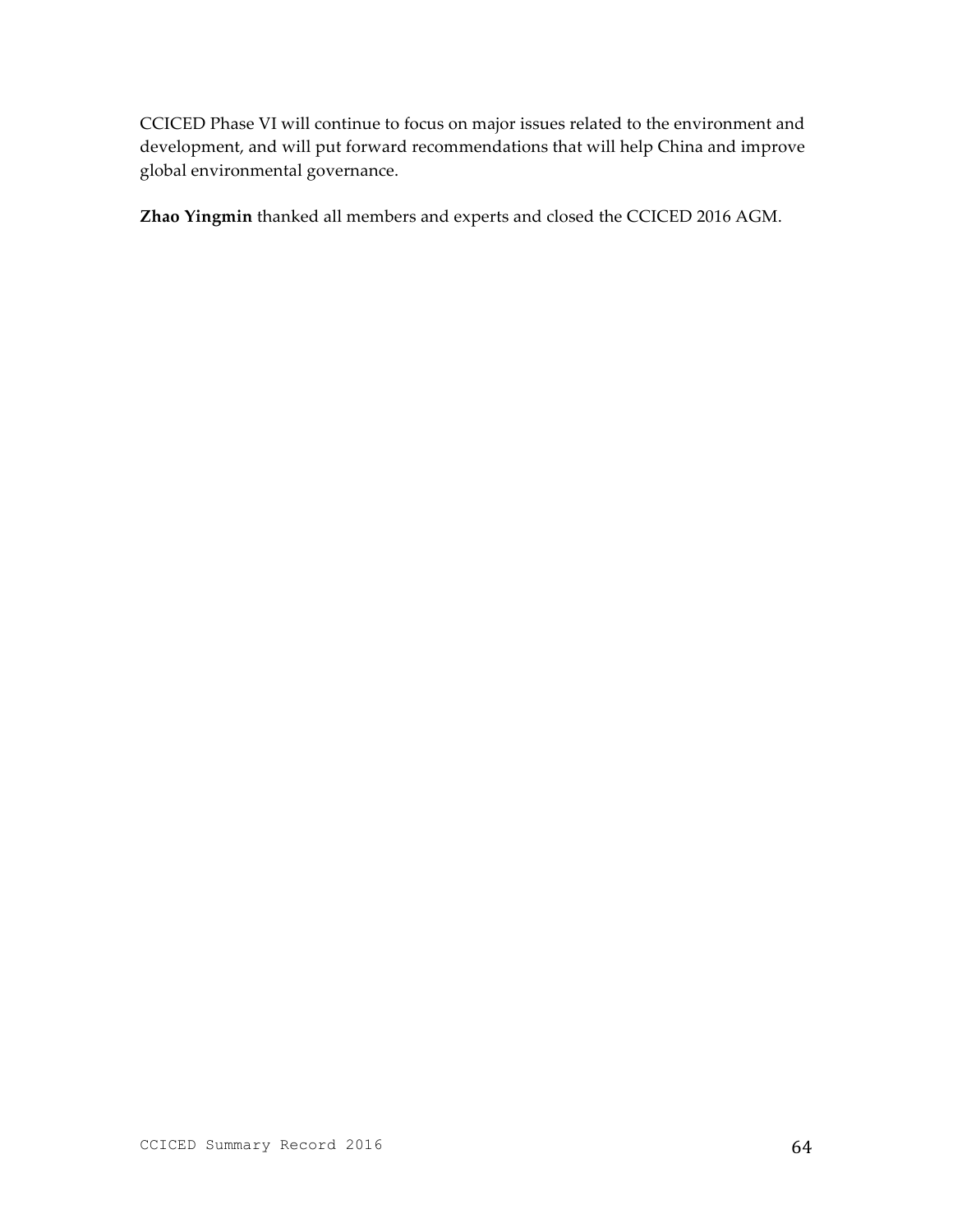CCICED Phase VI will continue to focus on major issues related to the environment and development, and will put forward recommendations that will help China and improve global environmental governance.

**Zhao Yingmin** thanked all members and experts and closed the CCICED 2016 AGM.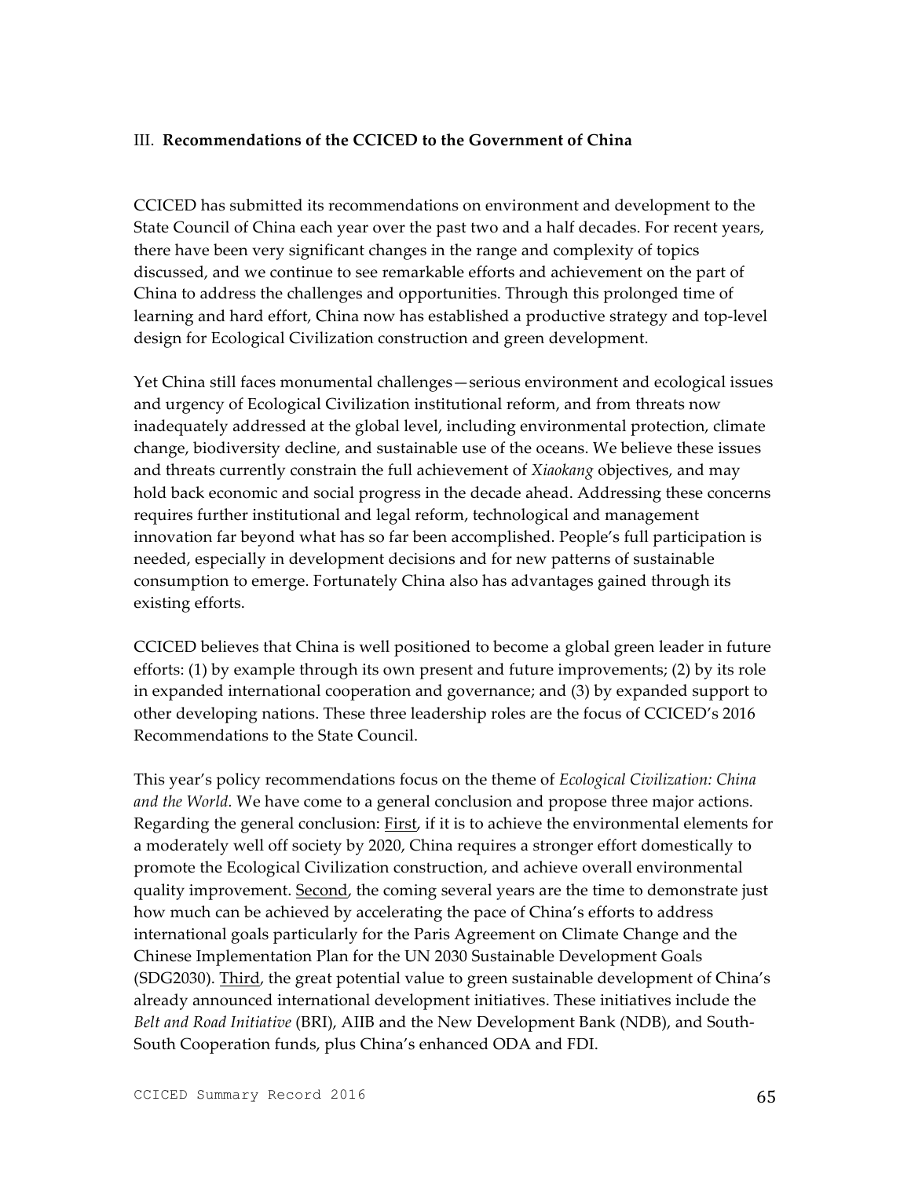## III. **Recommendations of the CCICED to the Government of China**

CCICED has submitted its recommendations on environment and development to the State Council of China each year over the past two and a half decades. For recent years, there have been very significant changes in the range and complexity of topics discussed, and we continue to see remarkable efforts and achievement on the part of China to address the challenges and opportunities. Through this prolonged time of learning and hard effort, China now has established a productive strategy and top-level design for Ecological Civilization construction and green development.

Yet China still faces monumental challenges—serious environment and ecological issues and urgency of Ecological Civilization institutional reform, and from threats now inadequately addressed at the global level, including environmental protection, climate change, biodiversity decline, and sustainable use of the oceans. We believe these issues and threats currently constrain the full achievement of *Xiaokang* objectives, and may hold back economic and social progress in the decade ahead. Addressing these concerns requires further institutional and legal reform, technological and management innovation far beyond what has so far been accomplished. People's full participation is needed, especially in development decisions and for new patterns of sustainable consumption to emerge. Fortunately China also has advantages gained through its existing efforts.

CCICED believes that China is well positioned to become a global green leader in future efforts: (1) by example through its own present and future improvements; (2) by its role in expanded international cooperation and governance; and (3) by expanded support to other developing nations. These three leadership roles are the focus of CCICED's 2016 Recommendations to the State Council.

This year's policy recommendations focus on the theme of *Ecological Civilization: China and the World*. We have come to a general conclusion and propose three major actions. Regarding the general conclusion: First, if it is to achieve the environmental elements for a moderately well off society by 2020, China requires a stronger effort domestically to promote the Ecological Civilization construction, and achieve overall environmental quality improvement. Second, the coming several years are the time to demonstrate just how much can be achieved by accelerating the pace of China's efforts to address international goals particularly for the Paris Agreement on Climate Change and the Chinese Implementation Plan for the UN 2030 Sustainable Development Goals (SDG2030). Third, the great potential value to green sustainable development of China's already announced international development initiatives. These initiatives include the *Belt and Road Initiative* (BRI), AIIB and the New Development Bank (NDB), and South-South Cooperation funds, plus China's enhanced ODA and FDI.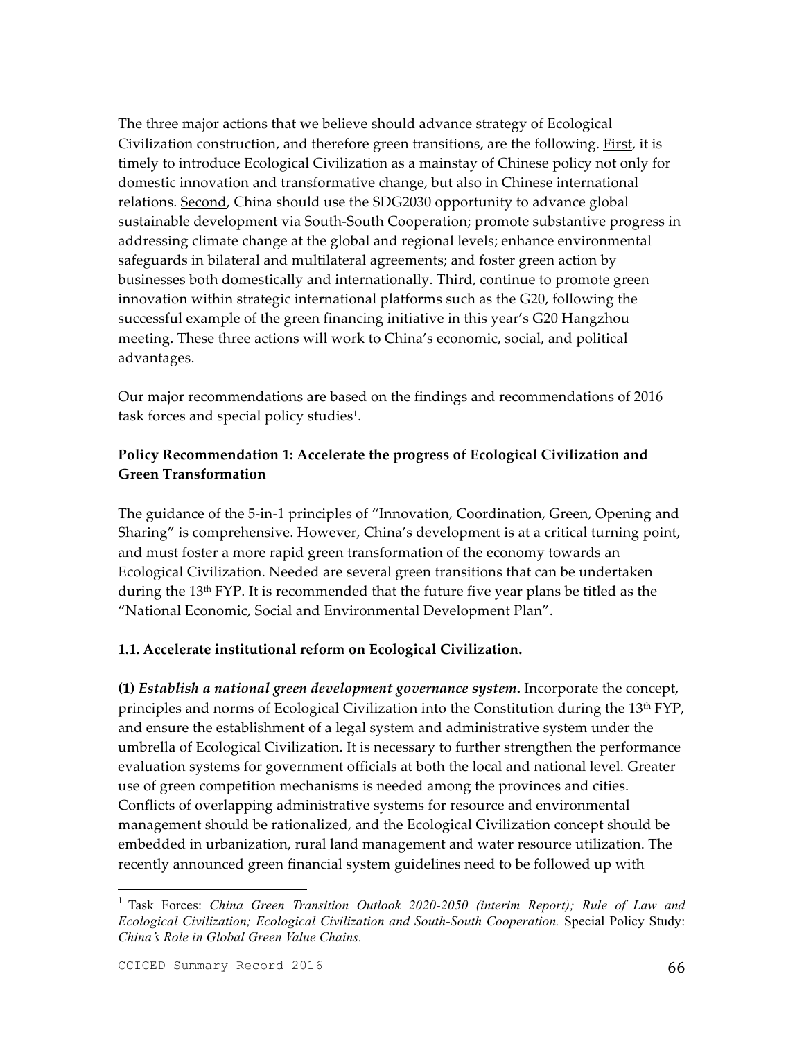The three major actions that we believe should advance strategy of Ecological Civilization construction, and therefore green transitions, are the following. First, it is timely to introduce Ecological Civilization as a mainstay of Chinese policy not only for domestic innovation and transformative change, but also in Chinese international relations. Second, China should use the SDG2030 opportunity to advance global sustainable development via South-South Cooperation; promote substantive progress in addressing climate change at the global and regional levels; enhance environmental safeguards in bilateral and multilateral agreements; and foster green action by businesses both domestically and internationally. Third, continue to promote green innovation within strategic international platforms such as the G20, following the successful example of the green financing initiative in this year's G20 Hangzhou meeting. These three actions will work to China's economic, social, and political advantages.

Our major recommendations are based on the findings and recommendations of 2016 task forces and special policy studies[1].

**Policy Recommendation 1: Accelerate the progress of Ecological Civilization and Green Transformation**

The guidance of the 5-in-1 principles of "Innovation, Coordination, Green, Opening and Sharing" is comprehensive. However, China's development is at a critical turning point, and must foster a more rapid green transformation of the economy towards an Ecological Civilization. Needed are several green transitions that can be undertaken during the 13th FYP. It is recommended that the future five year plans be titled as the "National Economic, Social and Environmental Development Plan".

**1.1. Accelerate institutional reform on Ecological Civilization.**

**(1)** ***Establish a national green development governance system.*** Incorporate the concept, principles and norms of Ecological Civilization into the Constitution during the 13th FYP, and ensure the establishment of a legal system and administrative system under the umbrella of Ecological Civilization. It is necessary to further strengthen the performance evaluation systems for government officials at both the local and national level. Greater use of green competition mechanisms is needed among the provinces and cities. Conflicts of overlapping administrative systems for resource and environmental management should be rationalized, and the Ecological Civilization concept should be embedded in urbanization, rural land management and water resource utilization. The recently announced green financial system guidelines need to be followed up with

---

[1] Task Forces: *China Green Transition Outlook 2020-2050 (interim Report); Rule of Law and Ecological Civilization; Ecological Civilization and South-South Cooperation.* Special Policy Study: *China's Role in Global Green Value Chains.*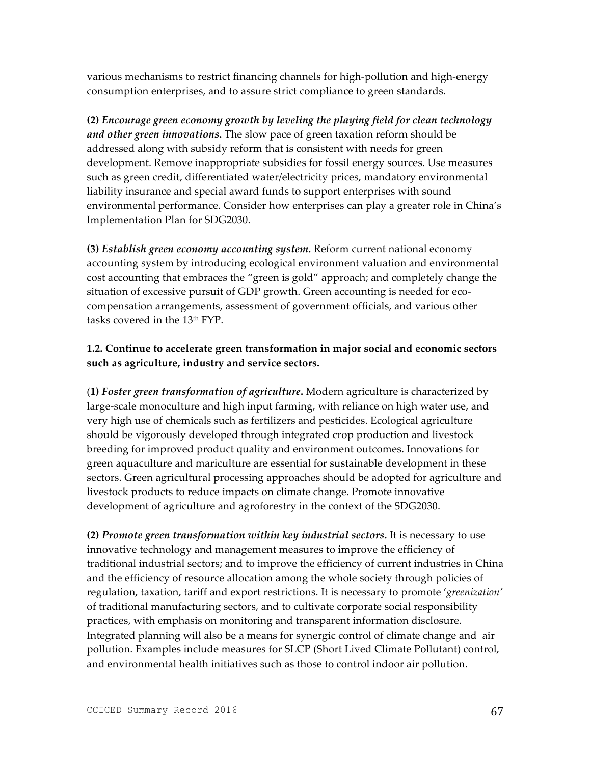various mechanisms to restrict financing channels for high-pollution and high-energy consumption enterprises, and to assure strict compliance to green standards.

**(2)** ***Encourage green economy growth by leveling the playing field for clean technology and other green innovations.*** The slow pace of green taxation reform should be addressed along with subsidy reform that is consistent with needs for green development. Remove inappropriate subsidies for fossil energy sources. Use measures such as green credit, differentiated water/electricity prices, mandatory environmental liability insurance and special award funds to support enterprises with sound environmental performance. Consider how enterprises can play a greater role in China's Implementation Plan for SDG2030.

**(3)** ***Establish green economy accounting system.*** Reform current national economy accounting system by introducing ecological environment valuation and environmental cost accounting that embraces the "green is gold" approach; and completely change the situation of excessive pursuit of GDP growth. Green accounting is needed for eco-compensation arrangements, assessment of government officials, and various other tasks covered in the 13th FYP.

**1.2. Continue to accelerate green transformation in major social and economic sectors such as agriculture, industry and service sectors.**

(**1)** ***Foster green transformation of agriculture.*** Modern agriculture is characterized by large-scale monoculture and high input farming, with reliance on high water use, and very high use of chemicals such as fertilizers and pesticides. Ecological agriculture should be vigorously developed through integrated crop production and livestock breeding for improved product quality and environment outcomes. Innovations for green aquaculture and mariculture are essential for sustainable development in these sectors. Green agricultural processing approaches should be adopted for agriculture and livestock products to reduce impacts on climate change. Promote innovative development of agriculture and agroforestry in the context of the SDG2030.

**(2)** ***Promote green transformation within key industrial sectors.*** It is necessary to use innovative technology and management measures to improve the efficiency of traditional industrial sectors; and to improve the efficiency of current industries in China and the efficiency of resource allocation among the whole society through policies of regulation, taxation, tariff and export restrictions. It is necessary to promote '*greenization*' of traditional manufacturing sectors, and to cultivate corporate social responsibility practices, with emphasis on monitoring and transparent information disclosure. Integrated planning will also be a means for synergic control of climate change and air pollution. Examples include measures for SLCP (Short Lived Climate Pollutant) control, and environmental health initiatives such as those to control indoor air pollution.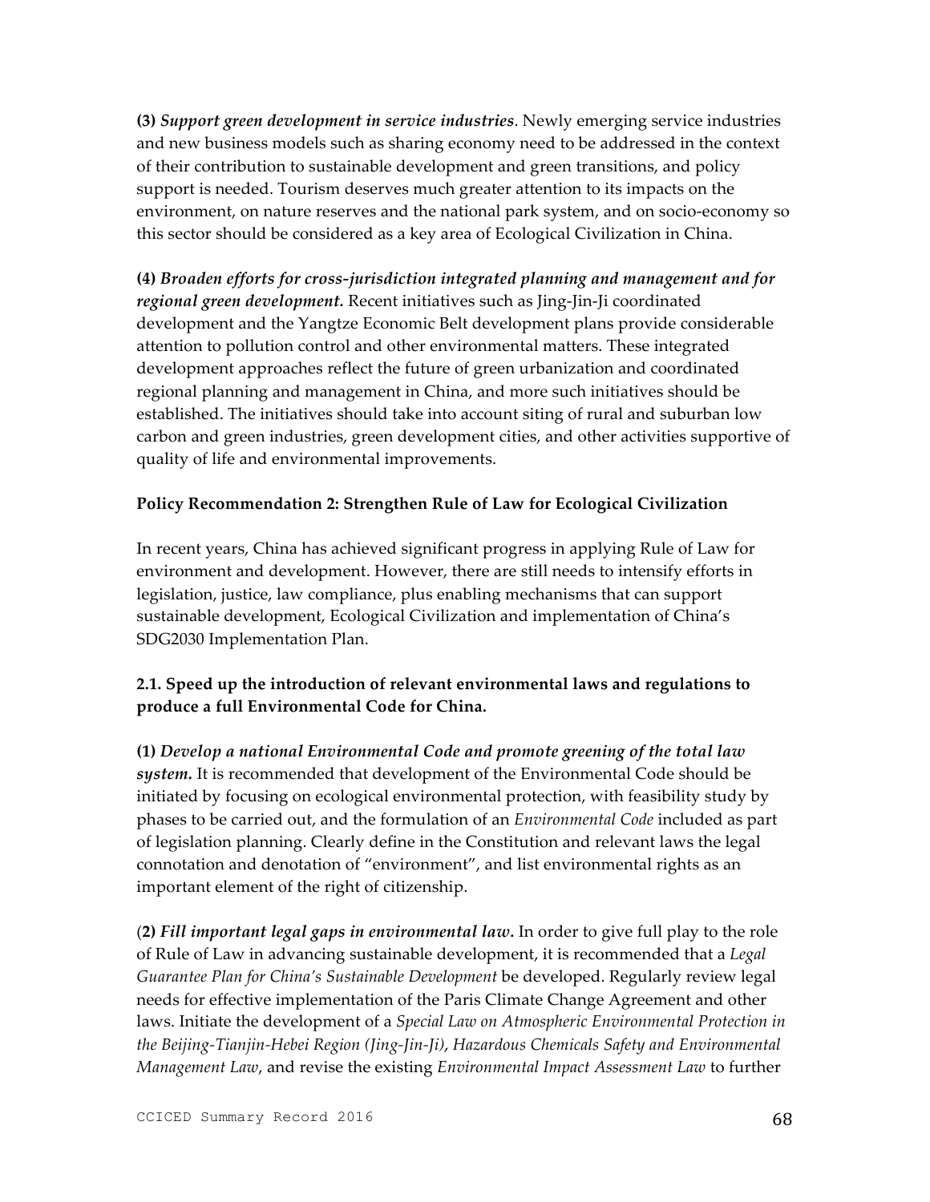**(3)** ***Support green development in service industries***. Newly emerging service industries and new business models such as sharing economy need to be addressed in the context of their contribution to sustainable development and green transitions, and policy support is needed. Tourism deserves much greater attention to its impacts on the environment, on nature reserves and the national park system, and on socio-economy so this sector should be considered as a key area of Ecological Civilization in China.

**(4)** ***Broaden efforts for cross-jurisdiction integrated planning and management and for regional green development.*** Recent initiatives such as Jing-Jin-Ji coordinated development and the Yangtze Economic Belt development plans provide considerable attention to pollution control and other environmental matters. These integrated development approaches reflect the future of green urbanization and coordinated regional planning and management in China, and more such initiatives should be established. The initiatives should take into account siting of rural and suburban low carbon and green industries, green development cities, and other activities supportive of quality of life and environmental improvements.

**Policy Recommendation 2: Strengthen Rule of Law for Ecological Civilization**

In recent years, China has achieved significant progress in applying Rule of Law for environment and development. However, there are still needs to intensify efforts in legislation, justice, law compliance, plus enabling mechanisms that can support sustainable development, Ecological Civilization and implementation of China's SDG2030 Implementation Plan.

**2.1. Speed up the introduction of relevant environmental laws and regulations to produce a full Environmental Code for China.**

**(1)** ***Develop a national Environmental Code and promote greening of the total law system.*** It is recommended that development of the Environmental Code should be initiated by focusing on ecological environmental protection, with feasibility study by phases to be carried out, and the formulation of an *Environmental Code* included as part of legislation planning. Clearly define in the Constitution and relevant laws the legal connotation and denotation of "environment", and list environmental rights as an important element of the right of citizenship.

(**2)** ***Fill important legal gaps in environmental law***. In order to give full play to the role of Rule of Law in advancing sustainable development, it is recommended that a *Legal Guarantee Plan for China's Sustainable Development* be developed. Regularly review legal needs for effective implementation of the Paris Climate Change Agreement and other laws. Initiate the development of a *Special Law on Atmospheric Environmental Protection in the Beijing-Tianjin-Hebei Region (Jing-Jin-Ji)*, *Hazardous Chemicals Safety and Environmental Management Law*, and revise the existing *Environmental Impact Assessment Law* to further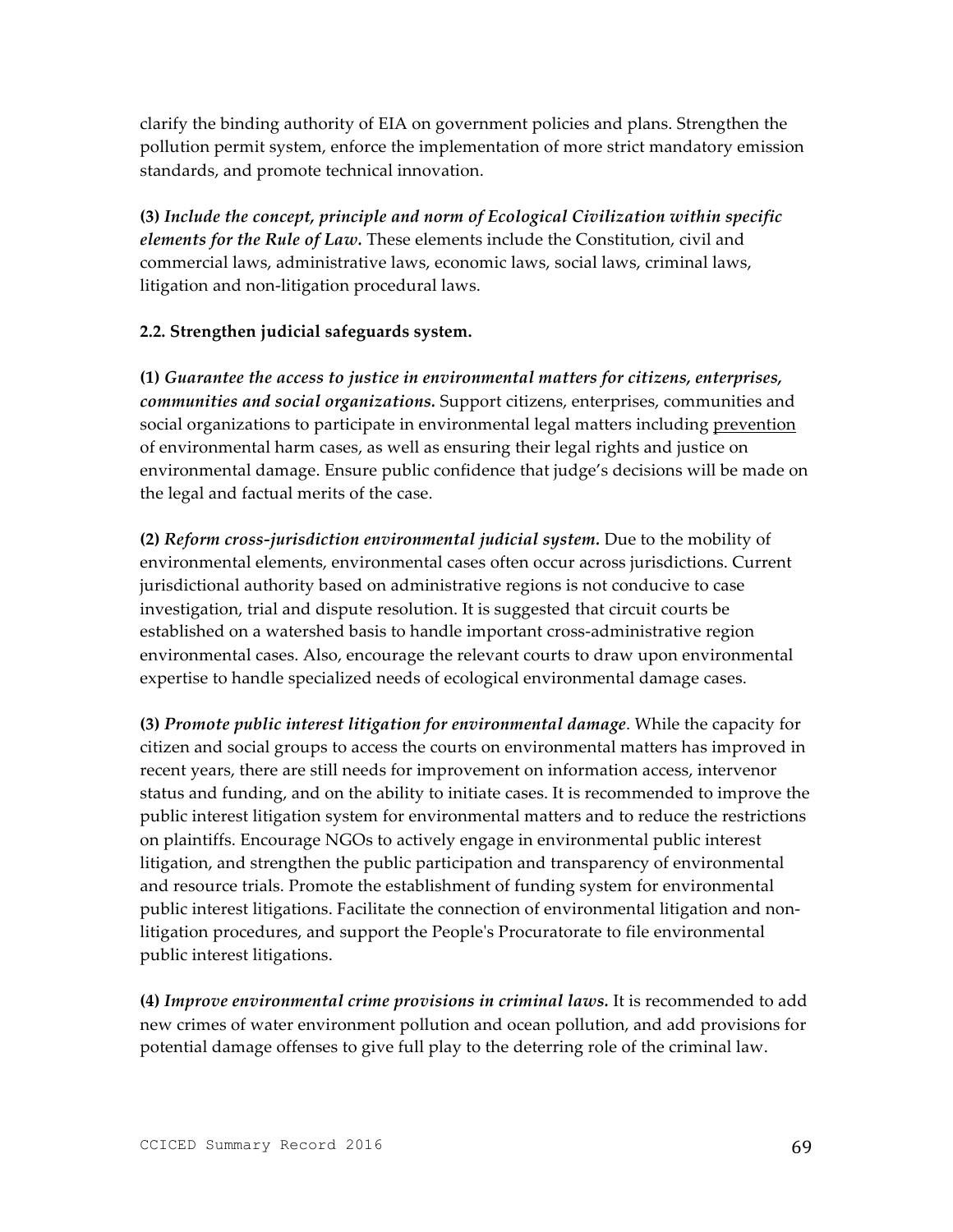clarify the binding authority of EIA on government policies and plans. Strengthen the pollution permit system, enforce the implementation of more strict mandatory emission standards, and promote technical innovation.

**(3)** ***Include the concept, principle and norm of Ecological Civilization within specific elements for the Rule of Law.*** These elements include the Constitution, civil and commercial laws, administrative laws, economic laws, social laws, criminal laws, litigation and non-litigation procedural laws.

**2.2. Strengthen judicial safeguards system.**

**(1)** ***Guarantee the access to justice in environmental matters for citizens, enterprises, communities and social organizations.*** Support citizens, enterprises, communities and social organizations to participate in environmental legal matters including prevention of environmental harm cases, as well as ensuring their legal rights and justice on environmental damage. Ensure public confidence that judge's decisions will be made on the legal and factual merits of the case.

**(2)** ***Reform cross-jurisdiction environmental judicial system.*** Due to the mobility of environmental elements, environmental cases often occur across jurisdictions. Current jurisdictional authority based on administrative regions is not conducive to case investigation, trial and dispute resolution. It is suggested that circuit courts be established on a watershed basis to handle important cross-administrative region environmental cases. Also, encourage the relevant courts to draw upon environmental expertise to handle specialized needs of ecological environmental damage cases.

**(3)** ***Promote public interest litigation for environmental damage***. While the capacity for citizen and social groups to access the courts on environmental matters has improved in recent years, there are still needs for improvement on information access, intervenor status and funding, and on the ability to initiate cases. It is recommended to improve the public interest litigation system for environmental matters and to reduce the restrictions on plaintiffs. Encourage NGOs to actively engage in environmental public interest litigation, and strengthen the public participation and transparency of environmental and resource trials. Promote the establishment of funding system for environmental public interest litigations. Facilitate the connection of environmental litigation and non-litigation procedures, and support the People's Procuratorate to file environmental public interest litigations.

**(4)** ***Improve environmental crime provisions in criminal laws.*** It is recommended to add new crimes of water environment pollution and ocean pollution, and add provisions for potential damage offenses to give full play to the deterring role of the criminal law.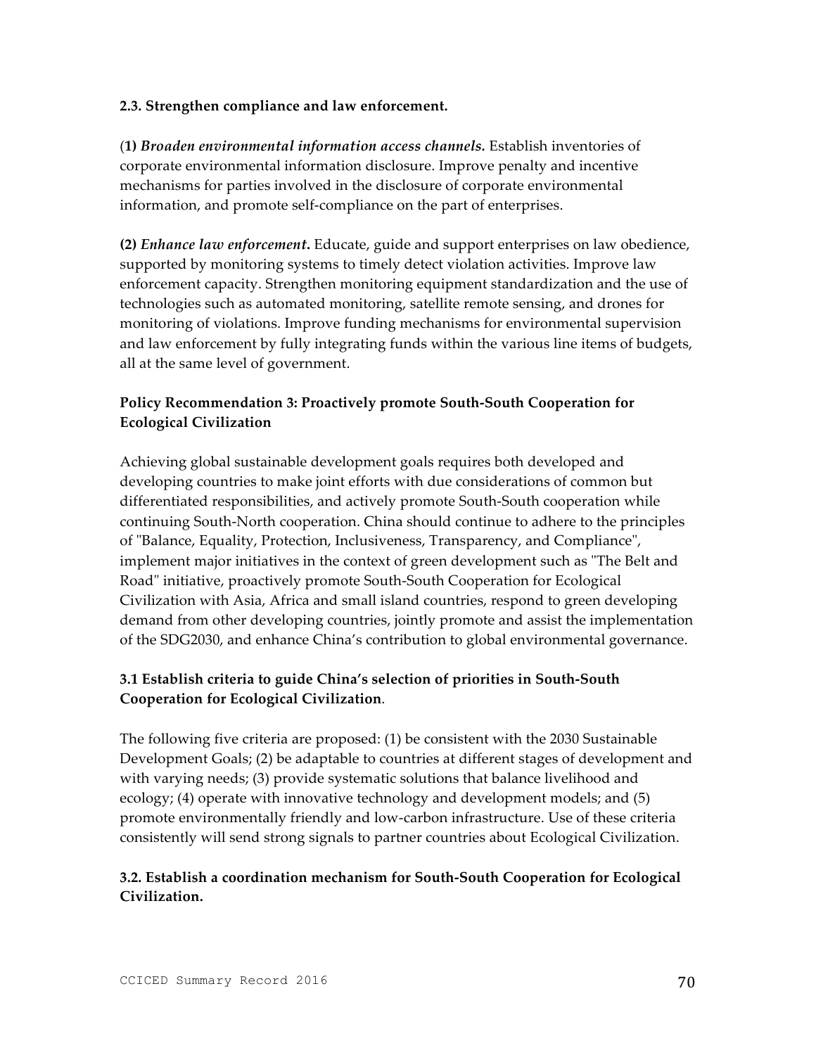**2.3. Strengthen compliance and law enforcement.**

(**1)** ***Broaden environmental information access channels.*** Establish inventories of corporate environmental information disclosure. Improve penalty and incentive mechanisms for parties involved in the disclosure of corporate environmental information, and promote self-compliance on the part of enterprises.

**(2)** ***Enhance law enforcement*.** Educate, guide and support enterprises on law obedience, supported by monitoring systems to timely detect violation activities. Improve law enforcement capacity. Strengthen monitoring equipment standardization and the use of technologies such as automated monitoring, satellite remote sensing, and drones for monitoring of violations. Improve funding mechanisms for environmental supervision and law enforcement by fully integrating funds within the various line items of budgets, all at the same level of government.

**Policy Recommendation 3: Proactively promote South-South Cooperation for Ecological Civilization**

Achieving global sustainable development goals requires both developed and developing countries to make joint efforts with due considerations of common but differentiated responsibilities, and actively promote South-South cooperation while continuing South-North cooperation. China should continue to adhere to the principles of "Balance, Equality, Protection, Inclusiveness, Transparency, and Compliance", implement major initiatives in the context of green development such as "The Belt and Road" initiative, proactively promote South-South Cooperation for Ecological Civilization with Asia, Africa and small island countries, respond to green developing demand from other developing countries, jointly promote and assist the implementation of the SDG2030, and enhance China's contribution to global environmental governance.

**3.1 Establish criteria to guide China's selection of priorities in South-South Cooperation for Ecological Civilization**.

The following five criteria are proposed: (1) be consistent with the 2030 Sustainable Development Goals; (2) be adaptable to countries at different stages of development and with varying needs; (3) provide systematic solutions that balance livelihood and ecology; (4) operate with innovative technology and development models; and (5) promote environmentally friendly and low-carbon infrastructure. Use of these criteria consistently will send strong signals to partner countries about Ecological Civilization.

**3.2. Establish a coordination mechanism for South-South Cooperation for Ecological Civilization.**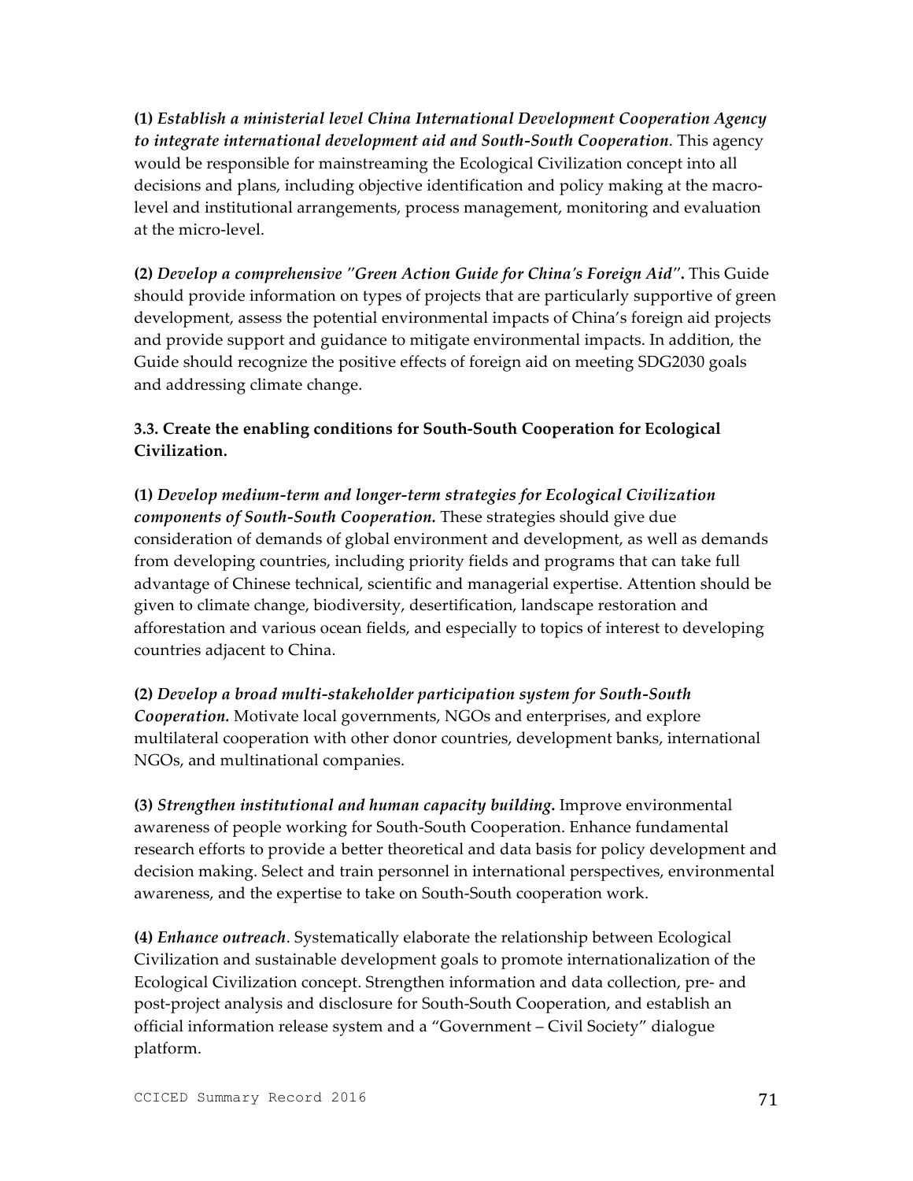**(1)** ***Establish a ministerial level China International Development Cooperation Agency to integrate international development aid and South-South Cooperation***. This agency would be responsible for mainstreaming the Ecological Civilization concept into all decisions and plans, including objective identification and policy making at the macro-level and institutional arrangements, process management, monitoring and evaluation at the micro-level.

**(2)** ***Develop a comprehensive "Green Action Guide for China's Foreign Aid"*.** This Guide should provide information on types of projects that are particularly supportive of green development, assess the potential environmental impacts of China's foreign aid projects and provide support and guidance to mitigate environmental impacts. In addition, the Guide should recognize the positive effects of foreign aid on meeting SDG2030 goals and addressing climate change.

**3.3. Create the enabling conditions for South-South Cooperation for Ecological Civilization.**

**(1)** ***Develop medium-term and longer-term strategies for Ecological Civilization components of South-South Cooperation*.** These strategies should give due consideration of demands of global environment and development, as well as demands from developing countries, including priority fields and programs that can take full advantage of Chinese technical, scientific and managerial expertise. Attention should be given to climate change, biodiversity, desertification, landscape restoration and afforestation and various ocean fields, and especially to topics of interest to developing countries adjacent to China.

**(2)** ***Develop a broad multi-stakeholder participation system for South-South Cooperation*.** Motivate local governments, NGOs and enterprises, and explore multilateral cooperation with other donor countries, development banks, international NGOs, and multinational companies.

**(3)** ***Strengthen institutional and human capacity building*.** Improve environmental awareness of people working for South-South Cooperation. Enhance fundamental research efforts to provide a better theoretical and data basis for policy development and decision making. Select and train personnel in international perspectives, environmental awareness, and the expertise to take on South-South cooperation work.

**(4)** ***Enhance outreach***. Systematically elaborate the relationship between Ecological Civilization and sustainable development goals to promote internationalization of the Ecological Civilization concept. Strengthen information and data collection, pre- and post-project analysis and disclosure for South-South Cooperation, and establish an official information release system and a "Government – Civil Society" dialogue platform.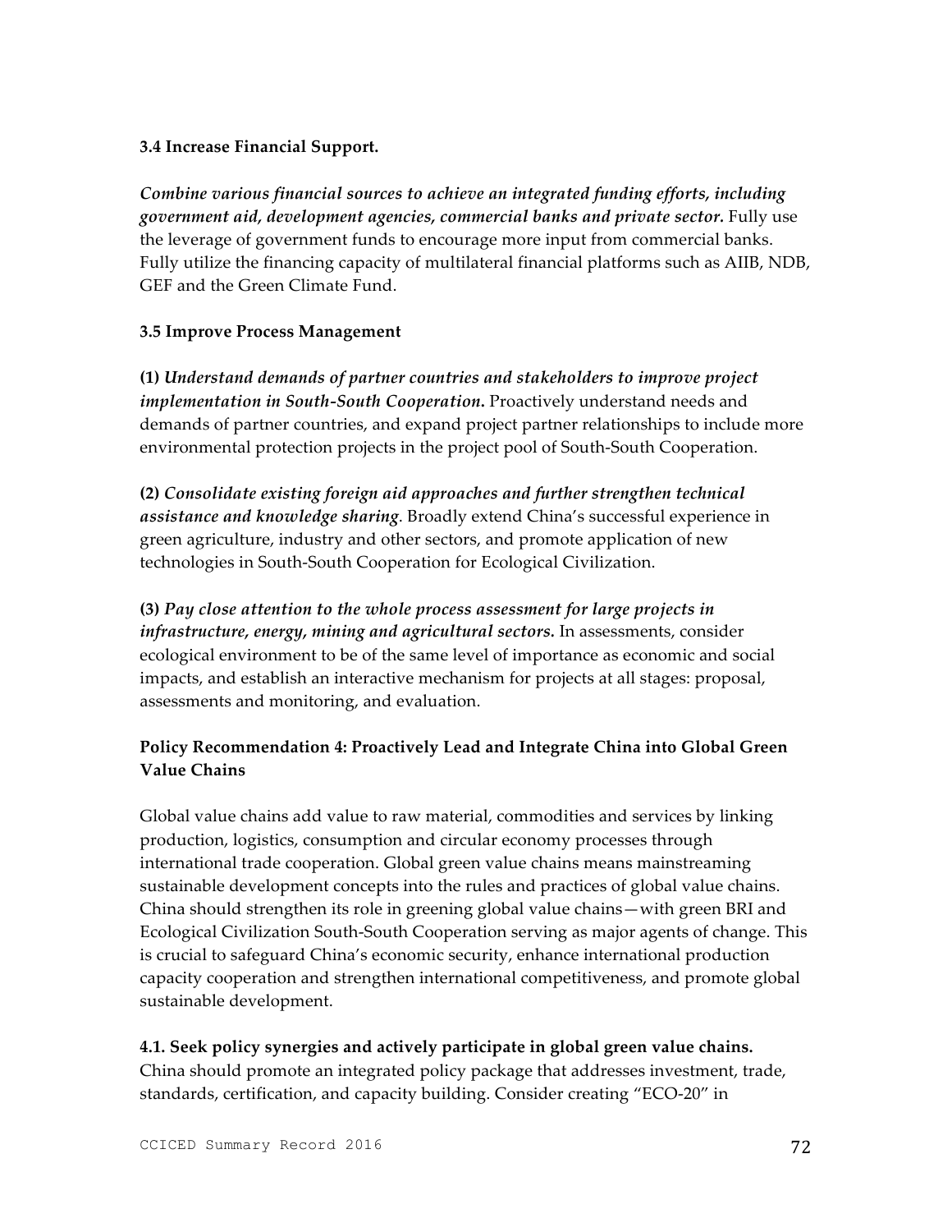**3.4 Increase Financial Support.**

***Combine various financial sources to achieve an integrated funding efforts, including government aid, development agencies, commercial banks and private sector.*** Fully use the leverage of government funds to encourage more input from commercial banks. Fully utilize the financing capacity of multilateral financial platforms such as AIIB, NDB, GEF and the Green Climate Fund.

**3.5 Improve Process Management**

**(1)** ***Understand demands of partner countries and stakeholders to improve project implementation in South-South Cooperation.*** Proactively understand needs and demands of partner countries, and expand project partner relationships to include more environmental protection projects in the project pool of South-South Cooperation.

**(2)** ***Consolidate existing foreign aid approaches and further strengthen technical assistance and knowledge sharing***. Broadly extend China's successful experience in green agriculture, industry and other sectors, and promote application of new technologies in South-South Cooperation for Ecological Civilization.

**(3)** ***Pay close attention to the whole process assessment for large projects in infrastructure, energy, mining and agricultural sectors.*** In assessments, consider ecological environment to be of the same level of importance as economic and social impacts, and establish an interactive mechanism for projects at all stages: proposal, assessments and monitoring, and evaluation.

### Policy Recommendation 4: Proactively Lead and Integrate China into Global Green Value Chains

Global value chains add value to raw material, commodities and services by linking production, logistics, consumption and circular economy processes through international trade cooperation. Global green value chains means mainstreaming sustainable development concepts into the rules and practices of global value chains. China should strengthen its role in greening global value chains—with green BRI and Ecological Civilization South-South Cooperation serving as major agents of change. This is crucial to safeguard China's economic security, enhance international production capacity cooperation and strengthen international competitiveness, and promote global sustainable development.

**4.1. Seek policy synergies and actively participate in global green value chains.**
China should promote an integrated policy package that addresses investment, trade, standards, certification, and capacity building. Consider creating "ECO-20" in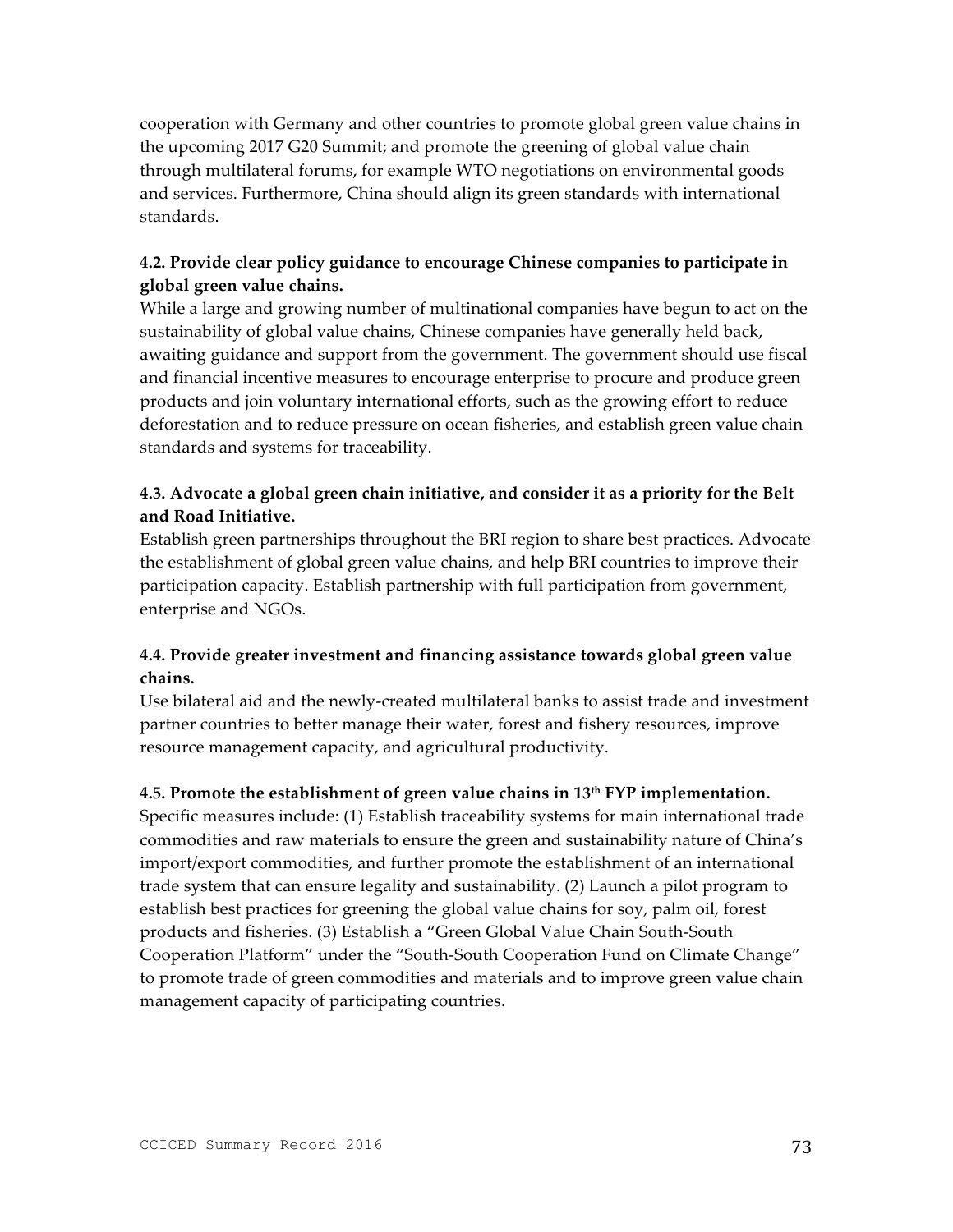cooperation with Germany and other countries to promote global green value chains in the upcoming 2017 G20 Summit; and promote the greening of global value chain through multilateral forums, for example WTO negotiations on environmental goods and services. Furthermore, China should align its green standards with international standards.

**4.2. Provide clear policy guidance to encourage Chinese companies to participate in global green value chains.**

While a large and growing number of multinational companies have begun to act on the sustainability of global value chains, Chinese companies have generally held back, awaiting guidance and support from the government. The government should use fiscal and financial incentive measures to encourage enterprise to procure and produce green products and join voluntary international efforts, such as the growing effort to reduce deforestation and to reduce pressure on ocean fisheries, and establish green value chain standards and systems for traceability.

**4.3. Advocate a global green chain initiative, and consider it as a priority for the Belt and Road Initiative.**

Establish green partnerships throughout the BRI region to share best practices. Advocate the establishment of global green value chains, and help BRI countries to improve their participation capacity. Establish partnership with full participation from government, enterprise and NGOs.

**4.4. Provide greater investment and financing assistance towards global green value chains.**

Use bilateral aid and the newly-created multilateral banks to assist trade and investment partner countries to better manage their water, forest and fishery resources, improve resource management capacity, and agricultural productivity.

**4.5. Promote the establishment of green value chains in 13th FYP implementation.**

Specific measures include: (1) Establish traceability systems for main international trade commodities and raw materials to ensure the green and sustainability nature of China's import/export commodities, and further promote the establishment of an international trade system that can ensure legality and sustainability. (2) Launch a pilot program to establish best practices for greening the global value chains for soy, palm oil, forest products and fisheries. (3) Establish a "Green Global Value Chain South-South Cooperation Platform" under the "South-South Cooperation Fund on Climate Change" to promote trade of green commodities and materials and to improve green value chain management capacity of participating countries.